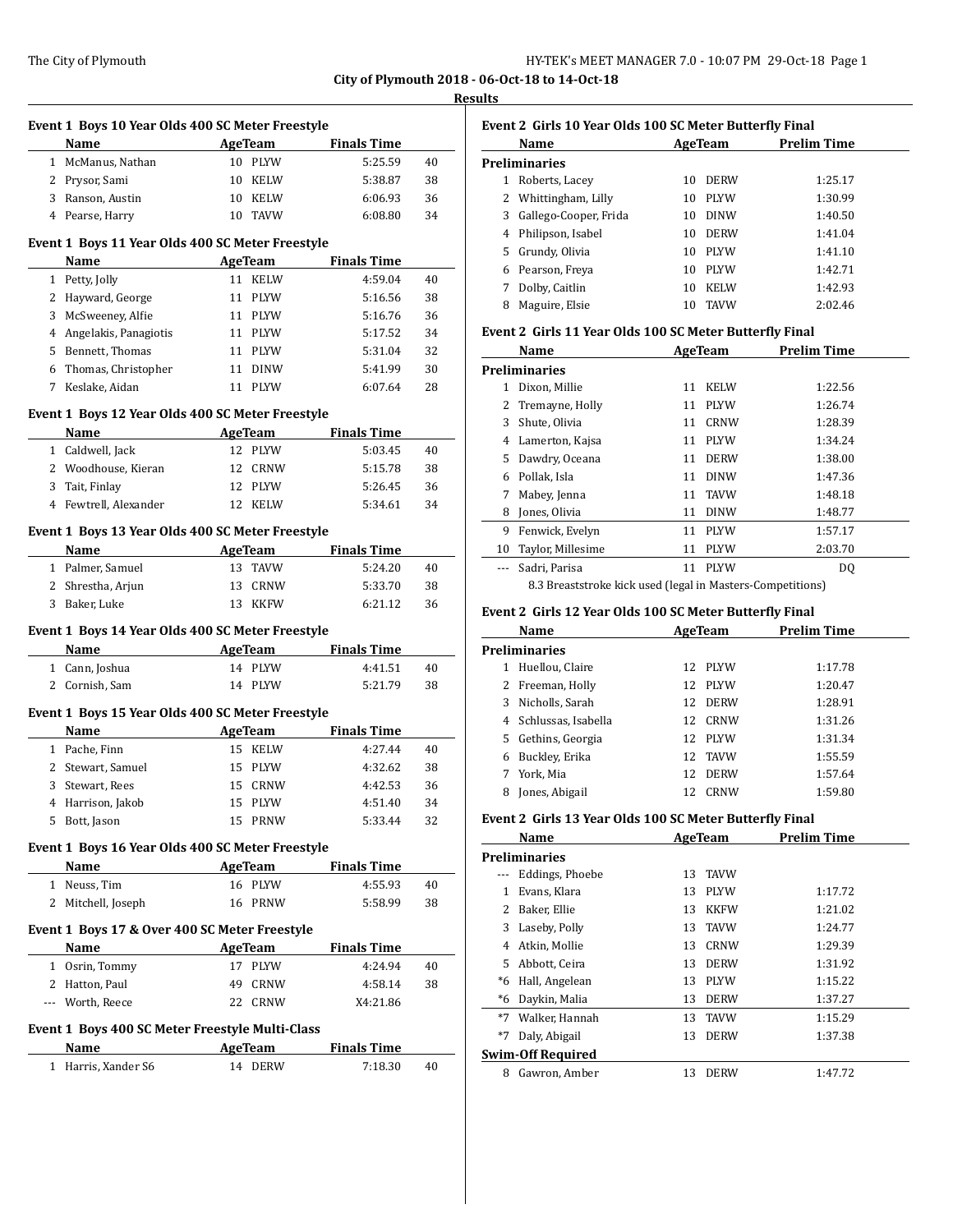**City of Plymouth 2018 - 06-Oct-18 to 14-Oct-18**

**Results**

### Event 1 Boys 10 Year Olds 400 SC Meter Freestyle

| | Name | Age | Team | Finals Time | |
|---|---|---|---|---|---|
| 1 | McManus, Nathan | 10 | PLYW | 5:25.59 | 40 |
| 2 | Prysor, Sami | 10 | KELW | 5:38.87 | 38 |
| 3 | Ranson, Austin | 10 | KELW | 6:06.93 | 36 |
| 4 | Pearse, Harry | 10 | TAVW | 6:08.80 | 34 |

### Event 1 Boys 11 Year Olds 400 SC Meter Freestyle

| | Name | Age | Team | Finals Time | |
|---|---|---|---|---|---|
| 1 | Petty, Jolly | 11 | KELW | 4:59.04 | 40 |
| 2 | Hayward, George | 11 | PLYW | 5:16.56 | 38 |
| 3 | McSweeney, Alfie | 11 | PLYW | 5:16.76 | 36 |
| 4 | Angelakis, Panagiotis | 11 | PLYW | 5:17.52 | 34 |
| 5 | Bennett, Thomas | 11 | PLYW | 5:31.04 | 32 |
| 6 | Thomas, Christopher | 11 | DINW | 5:41.99 | 30 |
| 7 | Keslake, Aidan | 11 | PLYW | 6:07.64 | 28 |

### Event 1 Boys 12 Year Olds 400 SC Meter Freestyle

| | Name | Age | Team | Finals Time | |
|---|---|---|---|---|---|
| 1 | Caldwell, Jack | 12 | PLYW | 5:03.45 | 40 |
| 2 | Woodhouse, Kieran | 12 | CRNW | 5:15.78 | 38 |
| 3 | Tait, Finlay | 12 | PLYW | 5:26.45 | 36 |
| 4 | Fewtrell, Alexander | 12 | KELW | 5:34.61 | 34 |

### Event 1 Boys 13 Year Olds 400 SC Meter Freestyle

| | Name | Age | Team | Finals Time | |
|---|---|---|---|---|---|
| 1 | Palmer, Samuel | 13 | TAVW | 5:24.20 | 40 |
| 2 | Shrestha, Arjun | 13 | CRNW | 5:33.70 | 38 |
| 3 | Baker, Luke | 13 | KKFW | 6:21.12 | 36 |

### Event 1 Boys 14 Year Olds 400 SC Meter Freestyle

| | Name | Age | Team | Finals Time | |
|---|---|---|---|---|---|
| 1 | Cann, Joshua | 14 | PLYW | 4:41.51 | 40 |
| 2 | Cornish, Sam | 14 | PLYW | 5:21.79 | 38 |

### Event 1 Boys 15 Year Olds 400 SC Meter Freestyle

| | Name | Age | Team | Finals Time | |
|---|---|---|---|---|---|
| 1 | Pache, Finn | 15 | KELW | 4:27.44 | 40 |
| 2 | Stewart, Samuel | 15 | PLYW | 4:32.62 | 38 |
| 3 | Stewart, Rees | 15 | CRNW | 4:42.53 | 36 |
| 4 | Harrison, Jakob | 15 | PLYW | 4:51.40 | 34 |
| 5 | Bott, Jason | 15 | PRNW | 5:33.44 | 32 |

### Event 1 Boys 16 Year Olds 400 SC Meter Freestyle

| | Name | Age | Team | Finals Time | |
|---|---|---|---|---|---|
| 1 | Neuss, Tim | 16 | PLYW | 4:55.93 | 40 |
| 2 | Mitchell, Joseph | 16 | PRNW | 5:58.99 | 38 |

### Event 1 Boys 17 & Over 400 SC Meter Freestyle

| | Name | Age | Team | Finals Time | |
|---|---|---|---|---|---|
| 1 | Osrin, Tommy | 17 | PLYW | 4:24.94 | 40 |
| 2 | Hatton, Paul | 49 | CRNW | 4:58.14 | 38 |
| --- | Worth, Reece | 22 | CRNW | X4:21.86 | |

### Event 1 Boys 400 SC Meter Freestyle Multi-Class

| | Name | Age | Team | Finals Time | |
|---|---|---|---|---|---|
| 1 | Harris, Xander S6 | 14 | DERW | 7:18.30 | 40 |

### Event 2 Girls 10 Year Olds 100 SC Meter Butterfly Final

| | Name | Age | Team | Prelim Time |
|---|---|---|---|---|
| **Preliminaries** | | | | |
| 1 | Roberts, Lacey | 10 | DERW | 1:25.17 |
| 2 | Whittingham, Lilly | 10 | PLYW | 1:30.99 |
| 3 | Gallego-Cooper, Frida | 10 | DINW | 1:40.50 |
| 4 | Philipson, Isabel | 10 | DERW | 1:41.04 |
| 5 | Grundy, Olivia | 10 | PLYW | 1:41.10 |
| 6 | Pearson, Freya | 10 | PLYW | 1:42.71 |
| 7 | Dolby, Caitlin | 10 | KELW | 1:42.93 |
| 8 | Maguire, Elsie | 10 | TAVW | 2:02.46 |

### Event 2 Girls 11 Year Olds 100 SC Meter Butterfly Final

| | Name | Age | Team | Prelim Time |
|---|---|---|---|---|
| **Preliminaries** | | | | |
| 1 | Dixon, Millie | 11 | KELW | 1:22.56 |
| 2 | Tremayne, Holly | 11 | PLYW | 1:26.74 |
| 3 | Shute, Olivia | 11 | CRNW | 1:28.39 |
| 4 | Lamerton, Kajsa | 11 | PLYW | 1:34.24 |
| 5 | Dawdry, Oceana | 11 | DERW | 1:38.00 |
| 6 | Pollak, Isla | 11 | DINW | 1:47.36 |
| 7 | Mabey, Jenna | 11 | TAVW | 1:48.18 |
| 8 | Jones, Olivia | 11 | DINW | 1:48.77 |
| 9 | Fenwick, Evelyn | 11 | PLYW | 1:57.17 |
| 10 | Taylor, Millesime | 11 | PLYW | 2:03.70 |
| --- | Sadri, Parisa | 11 | PLYW | DQ |

8.3 Breaststroke kick used (legal in Masters-Competitions)

### Event 2 Girls 12 Year Olds 100 SC Meter Butterfly Final

| | Name | Age | Team | Prelim Time |
|---|---|---|---|---|
| **Preliminaries** | | | | |
| 1 | Huellou, Claire | 12 | PLYW | 1:17.78 |
| 2 | Freeman, Holly | 12 | PLYW | 1:20.47 |
| 3 | Nicholls, Sarah | 12 | DERW | 1:28.91 |
| 4 | Schlussas, Isabella | 12 | CRNW | 1:31.26 |
| 5 | Gethins, Georgia | 12 | PLYW | 1:31.34 |
| 6 | Buckley, Erika | 12 | TAVW | 1:55.59 |
| 7 | York, Mia | 12 | DERW | 1:57.64 |
| 8 | Jones, Abigail | 12 | CRNW | 1:59.80 |

### Event 2 Girls 13 Year Olds 100 SC Meter Butterfly Final

| | Name | Age | Team | Prelim Time |
|---|---|---|---|---|
| **Preliminaries** | | | | |
| --- | Eddings, Phoebe | 13 | TAVW | |
| 1 | Evans, Klara | 13 | PLYW | 1:17.72 |
| 2 | Baker, Ellie | 13 | KKFW | 1:21.02 |
| 3 | Laseby, Polly | 13 | TAVW | 1:24.77 |
| 4 | Atkin, Mollie | 13 | CRNW | 1:29.39 |
| 5 | Abbott, Ceira | 13 | DERW | 1:31.92 |
| *6 | Hall, Angelean | 13 | PLYW | 1:15.22 |
| *6 | Daykin, Malia | 13 | DERW | 1:37.27 |
| *7 | Walker, Hannah | 13 | TAVW | 1:15.29 |
| *7 | Daly, Abigail | 13 | DERW | 1:37.38 |
| **Swim-Off Required** | | | | |
| 8 | Gawron, Amber | 13 | DERW | 1:47.72 |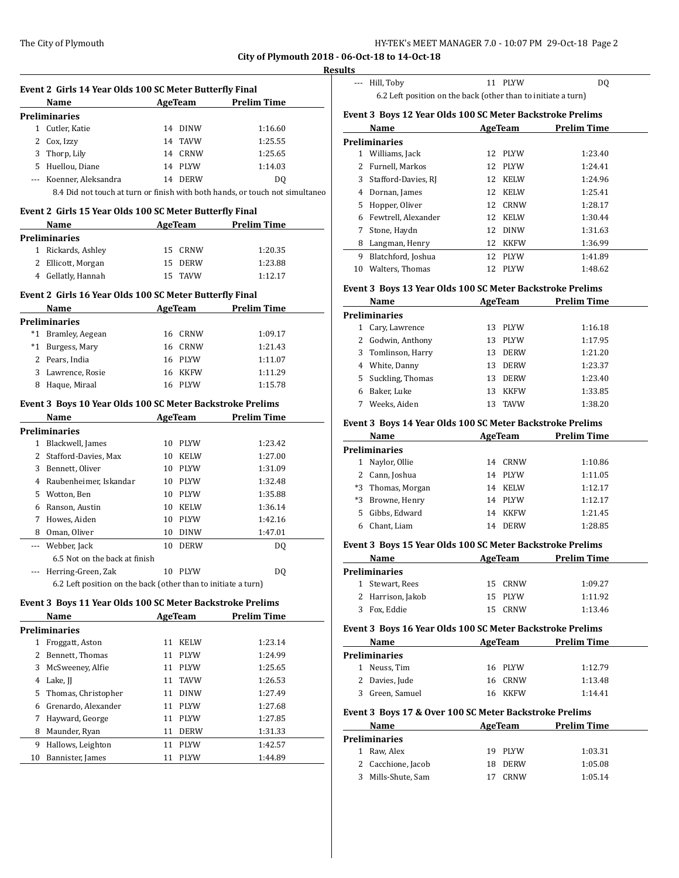City of Plymouth 2018 - 06-Oct-18 to 14-Oct-18

**Results**

### Event 2 Girls 14 Year Olds 100 SC Meter Butterfly Final

| | Name | Age | Team | Prelim Time |
|---|---|---|---|---|
| **Preliminaries** | | | | |
| 1 | Cutler, Katie | 14 | DINW | 1:16.60 |
| 2 | Cox, Izzy | 14 | TAVW | 1:25.55 |
| 3 | Thorp, Lily | 14 | CRNW | 1:25.65 |
| 5 | Huellou, Diane | 14 | PLYW | 1:14.03 |
| --- | Koenner, Aleksandra | 14 | DERW | DQ |
| | 8.4 Did not touch at turn or finish with both hands, or touch not simultaneo | | | |

### Event 2 Girls 15 Year Olds 100 SC Meter Butterfly Final

| | Name | Age | Team | Prelim Time |
|---|---|---|---|---|
| **Preliminaries** | | | | |
| 1 | Rickards, Ashley | 15 | CRNW | 1:20.35 |
| 2 | Ellicott, Morgan | 15 | DERW | 1:23.88 |
| 4 | Gellatly, Hannah | 15 | TAVW | 1:12.17 |

### Event 2 Girls 16 Year Olds 100 SC Meter Butterfly Final

| | Name | Age | Team | Prelim Time |
|---|---|---|---|---|
| **Preliminaries** | | | | |
| *1 | Bramley, Aegean | 16 | CRNW | 1:09.17 |
| *1 | Burgess, Mary | 16 | CRNW | 1:21.43 |
| 2 | Pears, India | 16 | PLYW | 1:11.07 |
| 3 | Lawrence, Rosie | 16 | KKFW | 1:11.29 |
| 8 | Haque, Miraal | 16 | PLYW | 1:15.78 |

### Event 3 Boys 10 Year Olds 100 SC Meter Backstroke Prelims

| | Name | Age | Team | Prelim Time |
|---|---|---|---|---|
| **Preliminaries** | | | | |
| 1 | Blackwell, James | 10 | PLYW | 1:23.42 |
| 2 | Stafford-Davies, Max | 10 | KELW | 1:27.00 |
| 3 | Bennett, Oliver | 10 | PLYW | 1:31.09 |
| 4 | Raubenheimer, Iskandar | 10 | PLYW | 1:32.48 |
| 5 | Wotton, Ben | 10 | PLYW | 1:35.88 |
| 6 | Ranson, Austin | 10 | KELW | 1:36.14 |
| 7 | Howes, Aiden | 10 | PLYW | 1:42.16 |
| 8 | Oman, Oliver | 10 | DINW | 1:47.01 |
| --- | Webber, Jack | 10 | DERW | DQ |
| | 6.5 Not on the back at finish | | | |
| --- | Herring-Green, Zak | 10 | PLYW | DQ |
| | 6.2 Left position on the back (other than to initiate a turn) | | | |

### Event 3 Boys 11 Year Olds 100 SC Meter Backstroke Prelims

| | Name | Age | Team | Prelim Time |
|---|---|---|---|---|
| **Preliminaries** | | | | |
| 1 | Froggatt, Aston | 11 | KELW | 1:23.14 |
| 2 | Bennett, Thomas | 11 | PLYW | 1:24.99 |
| 3 | McSweeney, Alfie | 11 | PLYW | 1:25.65 |
| 4 | Lake, JJ | 11 | TAVW | 1:26.53 |
| 5 | Thomas, Christopher | 11 | DINW | 1:27.49 |
| 6 | Grenardo, Alexander | 11 | PLYW | 1:27.68 |
| 7 | Hayward, George | 11 | PLYW | 1:27.85 |
| 8 | Maunder, Ryan | 11 | DERW | 1:31.33 |
| 9 | Hallows, Leighton | 11 | PLYW | 1:42.57 |
| 10 | Bannister, James | 11 | PLYW | 1:44.89 |
| --- | Hill, Toby | 11 | PLYW | DQ |
| | 6.2 Left position on the back (other than to initiate a turn) | | | |

### Event 3 Boys 12 Year Olds 100 SC Meter Backstroke Prelims

| | Name | Age | Team | Prelim Time |
|---|---|---|---|---|
| **Preliminaries** | | | | |
| 1 | Williams, Jack | 12 | PLYW | 1:23.40 |
| 2 | Furnell, Markos | 12 | PLYW | 1:24.41 |
| 3 | Stafford-Davies, RJ | 12 | KELW | 1:24.96 |
| 4 | Dornan, James | 12 | KELW | 1:25.41 |
| 5 | Hopper, Oliver | 12 | CRNW | 1:28.17 |
| 6 | Fewtrell, Alexander | 12 | KELW | 1:30.44 |
| 7 | Stone, Haydn | 12 | DINW | 1:31.63 |
| 8 | Langman, Henry | 12 | KKFW | 1:36.99 |
| 9 | Blatchford, Joshua | 12 | PLYW | 1:41.89 |
| 10 | Walters, Thomas | 12 | PLYW | 1:48.62 |

### Event 3 Boys 13 Year Olds 100 SC Meter Backstroke Prelims

| | Name | Age | Team | Prelim Time |
|---|---|---|---|---|
| **Preliminaries** | | | | |
| 1 | Cary, Lawrence | 13 | PLYW | 1:16.18 |
| 2 | Godwin, Anthony | 13 | PLYW | 1:17.95 |
| 3 | Tomlinson, Harry | 13 | DERW | 1:21.20 |
| 4 | White, Danny | 13 | DERW | 1:23.37 |
| 5 | Suckling, Thomas | 13 | DERW | 1:23.40 |
| 6 | Baker, Luke | 13 | KKFW | 1:33.85 |
| 7 | Weeks, Aiden | 13 | TAVW | 1:38.20 |

### Event 3 Boys 14 Year Olds 100 SC Meter Backstroke Prelims

| | Name | Age | Team | Prelim Time |
|---|---|---|---|---|
| **Preliminaries** | | | | |
| 1 | Naylor, Ollie | 14 | CRNW | 1:10.86 |
| 2 | Cann, Joshua | 14 | PLYW | 1:11.05 |
| *3 | Thomas, Morgan | 14 | KELW | 1:12.17 |
| *3 | Browne, Henry | 14 | PLYW | 1:12.17 |
| 5 | Gibbs, Edward | 14 | KKFW | 1:21.45 |
| 6 | Chant, Liam | 14 | DERW | 1:28.85 |

### Event 3 Boys 15 Year Olds 100 SC Meter Backstroke Prelims

| | Name | Age | Team | Prelim Time |
|---|---|---|---|---|
| **Preliminaries** | | | | |
| 1 | Stewart, Rees | 15 | CRNW | 1:09.27 |
| 2 | Harrison, Jakob | 15 | PLYW | 1:11.92 |
| 3 | Fox, Eddie | 15 | CRNW | 1:13.46 |

### Event 3 Boys 16 Year Olds 100 SC Meter Backstroke Prelims

| | Name | Age | Team | Prelim Time |
|---|---|---|---|---|
| **Preliminaries** | | | | |
| 1 | Neuss, Tim | 16 | PLYW | 1:12.79 |
| 2 | Davies, Jude | 16 | CRNW | 1:13.48 |
| 3 | Green, Samuel | 16 | KKFW | 1:14.41 |

### Event 3 Boys 17 & Over 100 SC Meter Backstroke Prelims

| | Name | Age | Team | Prelim Time |
|---|---|---|---|---|
| **Preliminaries** | | | | |
| 1 | Raw, Alex | 19 | PLYW | 1:03.31 |
| 2 | Cacchione, Jacob | 18 | DERW | 1:05.08 |
| 3 | Mills-Shute, Sam | 17 | CRNW | 1:05.14 |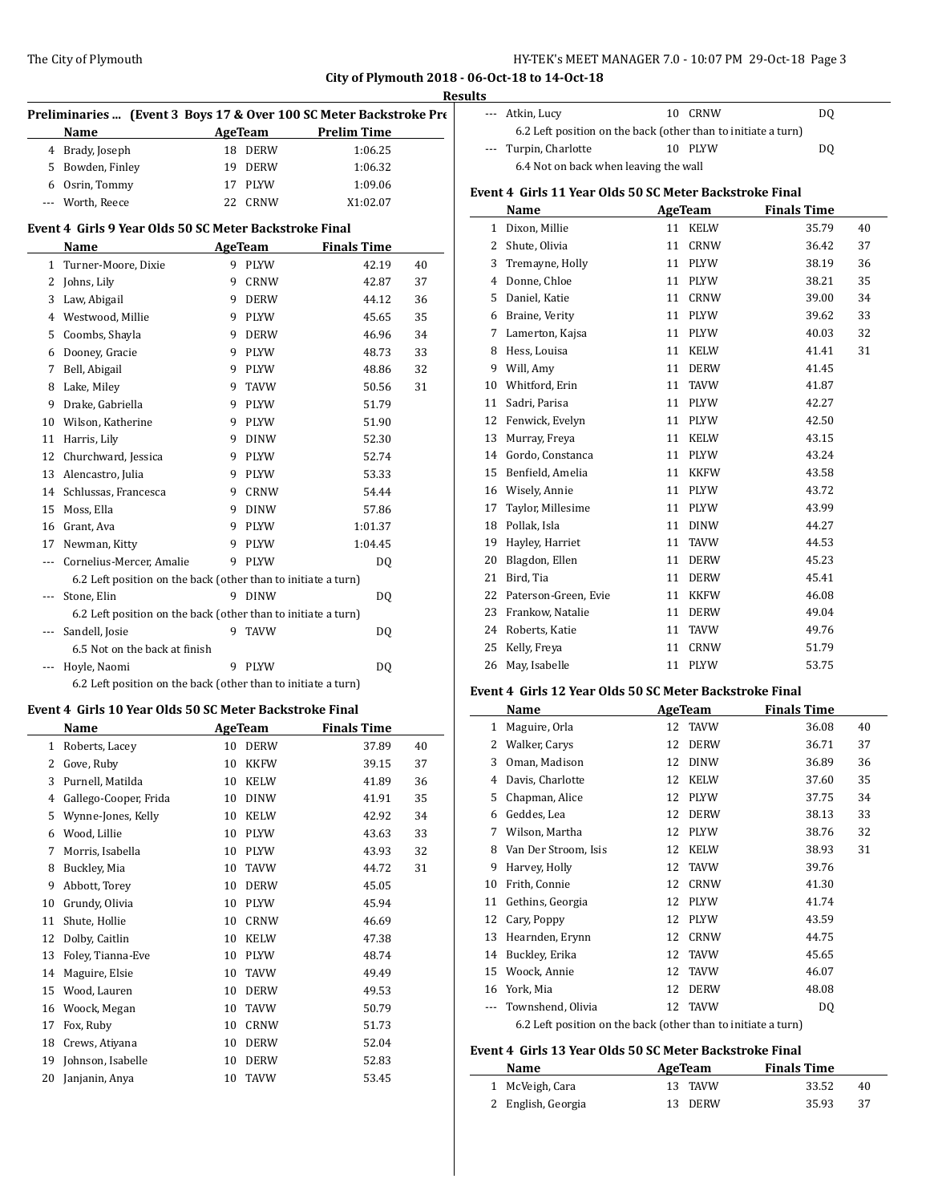## City of Plymouth 2018 - 06-Oct-18 to 14-Oct-18

### Results

**Preliminaries ... (Event 3 Boys 17 & Over 100 SC Meter Backstroke Pre**

| | Name | Age | Team | Prelim Time |
|---|---|---|---|---|
| 4 | Brady, Joseph | 18 | DERW | 1:06.25 |
| 5 | Bowden, Finley | 19 | DERW | 1:06.32 |
| 6 | Osrin, Tommy | 17 | PLYW | 1:09.06 |
| --- | Worth, Reece | 22 | CRNW | X1:02.07 |

**Event 4 Girls 9 Year Olds 50 SC Meter Backstroke Final**

| | Name | Age | Team | Finals Time | |
|---|---|---|---|---|---|
| 1 | Turner-Moore, Dixie | 9 | PLYW | 42.19 | 40 |
| 2 | Johns, Lily | 9 | CRNW | 42.87 | 37 |
| 3 | Law, Abigail | 9 | DERW | 44.12 | 36 |
| 4 | Westwood, Millie | 9 | PLYW | 45.65 | 35 |
| 5 | Coombs, Shayla | 9 | DERW | 46.96 | 34 |
| 6 | Dooney, Gracie | 9 | PLYW | 48.73 | 33 |
| 7 | Bell, Abigail | 9 | PLYW | 48.86 | 32 |
| 8 | Lake, Miley | 9 | TAVW | 50.56 | 31 |
| 9 | Drake, Gabriella | 9 | PLYW | 51.79 | |
| 10 | Wilson, Katherine | 9 | PLYW | 51.90 | |
| 11 | Harris, Lily | 9 | DINW | 52.30 | |
| 12 | Churchward, Jessica | 9 | PLYW | 52.74 | |
| 13 | Alencastro, Julia | 9 | PLYW | 53.33 | |
| 14 | Schlussas, Francesca | 9 | CRNW | 54.44 | |
| 15 | Moss, Ella | 9 | DINW | 57.86 | |
| 16 | Grant, Ava | 9 | PLYW | 1:01.37 | |
| 17 | Newman, Kitty | 9 | PLYW | 1:04.45 | |
| --- | Cornelius-Mercer, Amalie | 9 | PLYW | DQ | |
| | 6.2 Left position on the back (other than to initiate a turn) | | | | |
| --- | Stone, Elin | 9 | DINW | DQ | |
| | 6.2 Left position on the back (other than to initiate a turn) | | | | |
| --- | Sandell, Josie | 9 | TAVW | DQ | |
| | 6.5 Not on the back at finish | | | | |
| --- | Hoyle, Naomi | 9 | PLYW | DQ | |
| | 6.2 Left position on the back (other than to initiate a turn) | | | | |

**Event 4 Girls 10 Year Olds 50 SC Meter Backstroke Final**

| | Name | Age | Team | Finals Time | |
|---|---|---|---|---|---|
| 1 | Roberts, Lacey | 10 | DERW | 37.89 | 40 |
| 2 | Gove, Ruby | 10 | KKFW | 39.15 | 37 |
| 3 | Purnell, Matilda | 10 | KELW | 41.89 | 36 |
| 4 | Gallego-Cooper, Frida | 10 | DINW | 41.91 | 35 |
| 5 | Wynne-Jones, Kelly | 10 | KELW | 42.92 | 34 |
| 6 | Wood, Lillie | 10 | PLYW | 43.63 | 33 |
| 7 | Morris, Isabella | 10 | PLYW | 43.93 | 32 |
| 8 | Buckley, Mia | 10 | TAVW | 44.72 | 31 |
| 9 | Abbott, Torey | 10 | DERW | 45.05 | |
| 10 | Grundy, Olivia | 10 | PLYW | 45.94 | |
| 11 | Shute, Hollie | 10 | CRNW | 46.69 | |
| 12 | Dolby, Caitlin | 10 | KELW | 47.38 | |
| 13 | Foley, Tianna-Eve | 10 | PLYW | 48.74 | |
| 14 | Maguire, Elsie | 10 | TAVW | 49.49 | |
| 15 | Wood, Lauren | 10 | DERW | 49.53 | |
| 16 | Woock, Megan | 10 | TAVW | 50.79 | |
| 17 | Fox, Ruby | 10 | CRNW | 51.73 | |
| 18 | Crews, Atiyana | 10 | DERW | 52.04 | |
| 19 | Johnson, Isabelle | 10 | DERW | 52.83 | |
| 20 | Janjanin, Anya | 10 | TAVW | 53.45 | |
| --- | Atkin, Lucy | 10 | CRNW | DQ | |
| | 6.2 Left position on the back (other than to initiate a turn) | | | | |
| --- | Turpin, Charlotte | 10 | PLYW | DQ | |
| | 6.4 Not on back when leaving the wall | | | | |

**Event 4 Girls 11 Year Olds 50 SC Meter Backstroke Final**

| | Name | Age | Team | Finals Time | |
|---|---|---|---|---|---|
| 1 | Dixon, Millie | 11 | KELW | 35.79 | 40 |
| 2 | Shute, Olivia | 11 | CRNW | 36.42 | 37 |
| 3 | Tremayne, Holly | 11 | PLYW | 38.19 | 36 |
| 4 | Donne, Chloe | 11 | PLYW | 38.21 | 35 |
| 5 | Daniel, Katie | 11 | CRNW | 39.00 | 34 |
| 6 | Braine, Verity | 11 | PLYW | 39.62 | 33 |
| 7 | Lamerton, Kajsa | 11 | PLYW | 40.03 | 32 |
| 8 | Hess, Louisa | 11 | KELW | 41.41 | 31 |
| 9 | Will, Amy | 11 | DERW | 41.45 | |
| 10 | Whitford, Erin | 11 | TAVW | 41.87 | |
| 11 | Sadri, Parisa | 11 | PLYW | 42.27 | |
| 12 | Fenwick, Evelyn | 11 | PLYW | 42.50 | |
| 13 | Murray, Freya | 11 | KELW | 43.15 | |
| 14 | Gordo, Constanca | 11 | PLYW | 43.24 | |
| 15 | Benfield, Amelia | 11 | KKFW | 43.58 | |
| 16 | Wisely, Annie | 11 | PLYW | 43.72 | |
| 17 | Taylor, Millesime | 11 | PLYW | 43.99 | |
| 18 | Pollak, Isla | 11 | DINW | 44.27 | |
| 19 | Hayley, Harriet | 11 | TAVW | 44.53 | |
| 20 | Blagdon, Ellen | 11 | DERW | 45.23 | |
| 21 | Bird, Tia | 11 | DERW | 45.41 | |
| 22 | Paterson-Green, Evie | 11 | KKFW | 46.08 | |
| 23 | Frankow, Natalie | 11 | DERW | 49.04 | |
| 24 | Roberts, Katie | 11 | TAVW | 49.76 | |
| 25 | Kelly, Freya | 11 | CRNW | 51.79 | |
| 26 | May, Isabelle | 11 | PLYW | 53.75 | |

**Event 4 Girls 12 Year Olds 50 SC Meter Backstroke Final**

| | Name | Age | Team | Finals Time | |
|---|---|---|---|---|---|
| 1 | Maguire, Orla | 12 | TAVW | 36.08 | 40 |
| 2 | Walker, Carys | 12 | DERW | 36.71 | 37 |
| 3 | Oman, Madison | 12 | DINW | 36.89 | 36 |
| 4 | Davis, Charlotte | 12 | KELW | 37.60 | 35 |
| 5 | Chapman, Alice | 12 | PLYW | 37.75 | 34 |
| 6 | Geddes, Lea | 12 | DERW | 38.13 | 33 |
| 7 | Wilson, Martha | 12 | PLYW | 38.76 | 32 |
| 8 | Van Der Stroom, Isis | 12 | KELW | 38.93 | 31 |
| 9 | Harvey, Holly | 12 | TAVW | 39.76 | |
| 10 | Frith, Connie | 12 | CRNW | 41.30 | |
| 11 | Gethins, Georgia | 12 | PLYW | 41.74 | |
| 12 | Cary, Poppy | 12 | PLYW | 43.59 | |
| 13 | Hearnden, Erynn | 12 | CRNW | 44.75 | |
| 14 | Buckley, Erika | 12 | TAVW | 45.65 | |
| 15 | Woock, Annie | 12 | TAVW | 46.07 | |
| 16 | York, Mia | 12 | DERW | 48.08 | |
| --- | Townshend, Olivia | 12 | TAVW | DQ | |
| | 6.2 Left position on the back (other than to initiate a turn) | | | | |

**Event 4 Girls 13 Year Olds 50 SC Meter Backstroke Final**

| | Name | Age | Team | Finals Time | |
|---|---|---|---|---|---|
| 1 | McVeigh, Cara | 13 | TAVW | 33.52 | 40 |
| 2 | English, Georgia | 13 | DERW | 35.93 | 37 |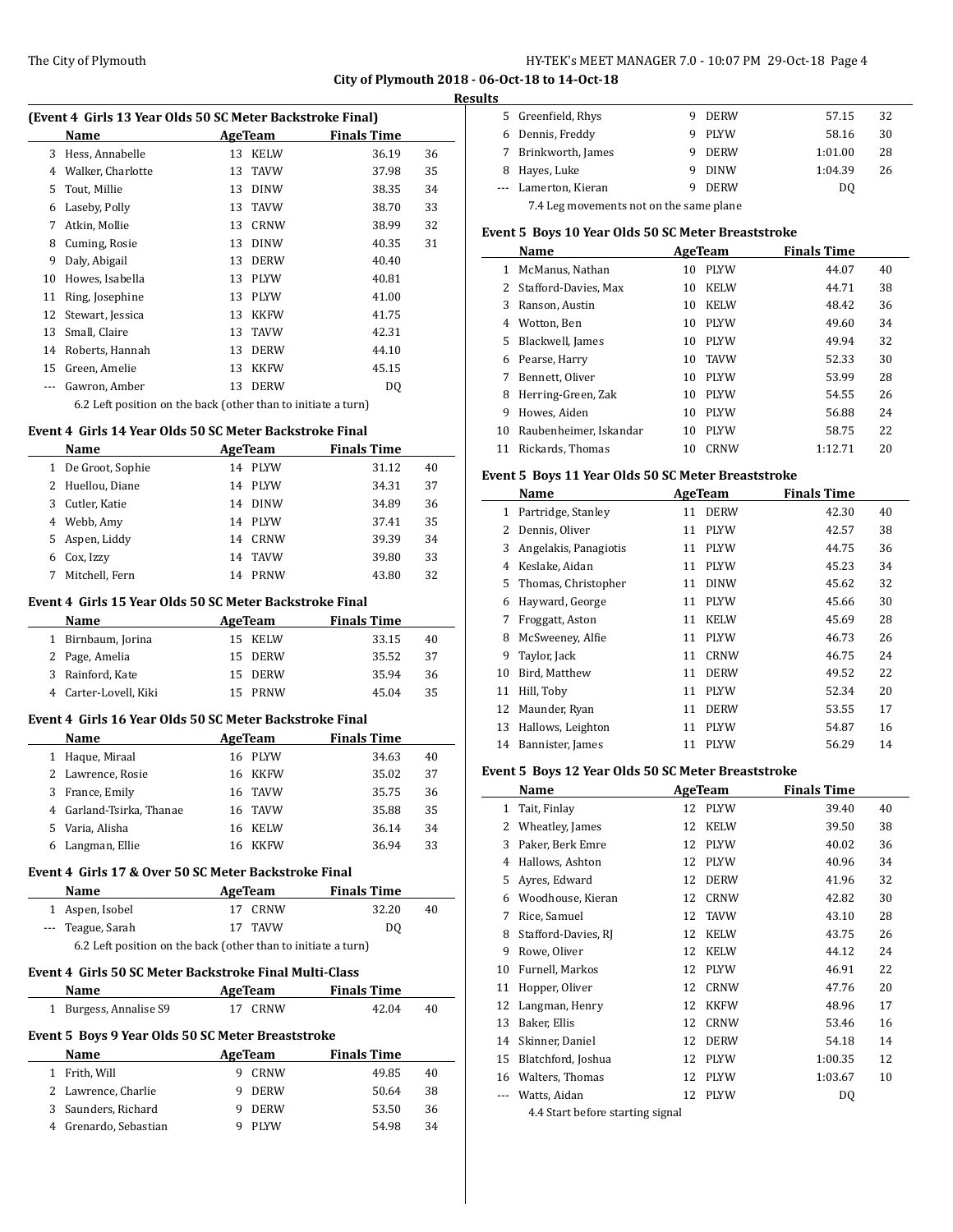## Results

### (Event 4 Girls 13 Year Olds 50 SC Meter Backstroke Final)

| | Name | Age | Team | Finals Time | |
|---|---|---|---|---|---|
| 3 | Hess, Annabelle | 13 | KELW | 36.19 | 36 |
| 4 | Walker, Charlotte | 13 | TAVW | 37.98 | 35 |
| 5 | Tout, Millie | 13 | DINW | 38.35 | 34 |
| 6 | Laseby, Polly | 13 | TAVW | 38.70 | 33 |
| 7 | Atkin, Mollie | 13 | CRNW | 38.99 | 32 |
| 8 | Cuming, Rosie | 13 | DINW | 40.35 | 31 |
| 9 | Daly, Abigail | 13 | DERW | 40.40 | |
| 10 | Howes, Isabella | 13 | PLYW | 40.81 | |
| 11 | Ring, Josephine | 13 | PLYW | 41.00 | |
| 12 | Stewart, Jessica | 13 | KKFW | 41.75 | |
| 13 | Small, Claire | 13 | TAVW | 42.31 | |
| 14 | Roberts, Hannah | 13 | DERW | 44.10 | |
| 15 | Green, Amelie | 13 | KKFW | 45.15 | |
| --- | Gawron, Amber | 13 | DERW | DQ | |

6.2 Left position on the back (other than to initiate a turn)

### Event 4 Girls 14 Year Olds 50 SC Meter Backstroke Final

| | Name | Age | Team | Finals Time | |
|---|---|---|---|---|---|
| 1 | De Groot, Sophie | 14 | PLYW | 31.12 | 40 |
| 2 | Huellou, Diane | 14 | PLYW | 34.31 | 37 |
| 3 | Cutler, Katie | 14 | DINW | 34.89 | 36 |
| 4 | Webb, Amy | 14 | PLYW | 37.41 | 35 |
| 5 | Aspen, Liddy | 14 | CRNW | 39.39 | 34 |
| 6 | Cox, Izzy | 14 | TAVW | 39.80 | 33 |
| 7 | Mitchell, Fern | 14 | PRNW | 43.80 | 32 |

### Event 4 Girls 15 Year Olds 50 SC Meter Backstroke Final

| | Name | Age | Team | Finals Time | |
|---|---|---|---|---|---|
| 1 | Birnbaum, Jorina | 15 | KELW | 33.15 | 40 |
| 2 | Page, Amelia | 15 | DERW | 35.52 | 37 |
| 3 | Rainford, Kate | 15 | DERW | 35.94 | 36 |
| 4 | Carter-Lovell, Kiki | 15 | PRNW | 45.04 | 35 |

### Event 4 Girls 16 Year Olds 50 SC Meter Backstroke Final

| | Name | Age | Team | Finals Time | |
|---|---|---|---|---|---|
| 1 | Haque, Miraal | 16 | PLYW | 34.63 | 40 |
| 2 | Lawrence, Rosie | 16 | KKFW | 35.02 | 37 |
| 3 | France, Emily | 16 | TAVW | 35.75 | 36 |
| 4 | Garland-Tsirka, Thanae | 16 | TAVW | 35.88 | 35 |
| 5 | Varia, Alisha | 16 | KELW | 36.14 | 34 |
| 6 | Langman, Ellie | 16 | KKFW | 36.94 | 33 |

### Event 4 Girls 17 & Over 50 SC Meter Backstroke Final

| | Name | Age | Team | Finals Time | |
|---|---|---|---|---|---|
| 1 | Aspen, Isobel | 17 | CRNW | 32.20 | 40 |
| --- | Teague, Sarah | 17 | TAVW | DQ | |

6.2 Left position on the back (other than to initiate a turn)

### Event 4 Girls 50 SC Meter Backstroke Final Multi-Class

| | Name | Age | Team | Finals Time | |
|---|---|---|---|---|---|
| 1 | Burgess, Annalise S9 | 17 | CRNW | 42.04 | 40 |

### Event 5 Boys 9 Year Olds 50 SC Meter Breaststroke

| | Name | Age | Team | Finals Time | |
|---|---|---|---|---|---|
| 1 | Frith, Will | 9 | CRNW | 49.85 | 40 |
| 2 | Lawrence, Charlie | 9 | DERW | 50.64 | 38 |
| 3 | Saunders, Richard | 9 | DERW | 53.50 | 36 |
| 4 | Grenardo, Sebastian | 9 | PLYW | 54.98 | 34 |
| 5 | Greenfield, Rhys | 9 | DERW | 57.15 | 32 |
| 6 | Dennis, Freddy | 9 | PLYW | 58.16 | 30 |
| 7 | Brinkworth, James | 9 | DERW | 1:01.00 | 28 |
| 8 | Hayes, Luke | 9 | DINW | 1:04.39 | 26 |
| --- | Lamerton, Kieran | 9 | DERW | DQ | |

7.4 Leg movements not on the same plane

### Event 5 Boys 10 Year Olds 50 SC Meter Breaststroke

| | Name | Age | Team | Finals Time | |
|---|---|---|---|---|---|
| 1 | McManus, Nathan | 10 | PLYW | 44.07 | 40 |
| 2 | Stafford-Davies, Max | 10 | KELW | 44.71 | 38 |
| 3 | Ranson, Austin | 10 | KELW | 48.42 | 36 |
| 4 | Wotton, Ben | 10 | PLYW | 49.60 | 34 |
| 5 | Blackwell, James | 10 | PLYW | 49.94 | 32 |
| 6 | Pearse, Harry | 10 | TAVW | 52.33 | 30 |
| 7 | Bennett, Oliver | 10 | PLYW | 53.99 | 28 |
| 8 | Herring-Green, Zak | 10 | PLYW | 54.55 | 26 |
| 9 | Howes, Aiden | 10 | PLYW | 56.88 | 24 |
| 10 | Raubenheimer, Iskandar | 10 | PLYW | 58.75 | 22 |
| 11 | Rickards, Thomas | 10 | CRNW | 1:12.71 | 20 |

### Event 5 Boys 11 Year Olds 50 SC Meter Breaststroke

| | Name | Age | Team | Finals Time | |
|---|---|---|---|---|---|
| 1 | Partridge, Stanley | 11 | DERW | 42.30 | 40 |
| 2 | Dennis, Oliver | 11 | PLYW | 42.57 | 38 |
| 3 | Angelakis, Panagiotis | 11 | PLYW | 44.75 | 36 |
| 4 | Keslake, Aidan | 11 | PLYW | 45.23 | 34 |
| 5 | Thomas, Christopher | 11 | DINW | 45.62 | 32 |
| 6 | Hayward, George | 11 | PLYW | 45.66 | 30 |
| 7 | Froggatt, Aston | 11 | KELW | 45.69 | 28 |
| 8 | McSweeney, Alfie | 11 | PLYW | 46.73 | 26 |
| 9 | Taylor, Jack | 11 | CRNW | 46.75 | 24 |
| 10 | Bird, Matthew | 11 | DERW | 49.52 | 22 |
| 11 | Hill, Toby | 11 | PLYW | 52.34 | 20 |
| 12 | Maunder, Ryan | 11 | DERW | 53.55 | 17 |
| 13 | Hallows, Leighton | 11 | PLYW | 54.87 | 16 |
| 14 | Bannister, James | 11 | PLYW | 56.29 | 14 |

### Event 5 Boys 12 Year Olds 50 SC Meter Breaststroke

| | Name | Age | Team | Finals Time | |
|---|---|---|---|---|---|
| 1 | Tait, Finlay | 12 | PLYW | 39.40 | 40 |
| 2 | Wheatley, James | 12 | KELW | 39.50 | 38 |
| 3 | Paker, Berk Emre | 12 | PLYW | 40.02 | 36 |
| 4 | Hallows, Ashton | 12 | PLYW | 40.96 | 34 |
| 5 | Ayres, Edward | 12 | DERW | 41.96 | 32 |
| 6 | Woodhouse, Kieran | 12 | CRNW | 42.82 | 30 |
| 7 | Rice, Samuel | 12 | TAVW | 43.10 | 28 |
| 8 | Stafford-Davies, RJ | 12 | KELW | 43.75 | 26 |
| 9 | Rowe, Oliver | 12 | KELW | 44.12 | 24 |
| 10 | Furnell, Markos | 12 | PLYW | 46.91 | 22 |
| 11 | Hopper, Oliver | 12 | CRNW | 47.76 | 20 |
| 12 | Langman, Henry | 12 | KKFW | 48.96 | 17 |
| 13 | Baker, Ellis | 12 | CRNW | 53.46 | 16 |
| 14 | Skinner, Daniel | 12 | DERW | 54.18 | 14 |
| 15 | Blatchford, Joshua | 12 | PLYW | 1:00.35 | 12 |
| 16 | Walters, Thomas | 12 | PLYW | 1:03.67 | 10 |
| --- | Watts, Aidan | 12 | PLYW | DQ | |

4.4 Start before starting signal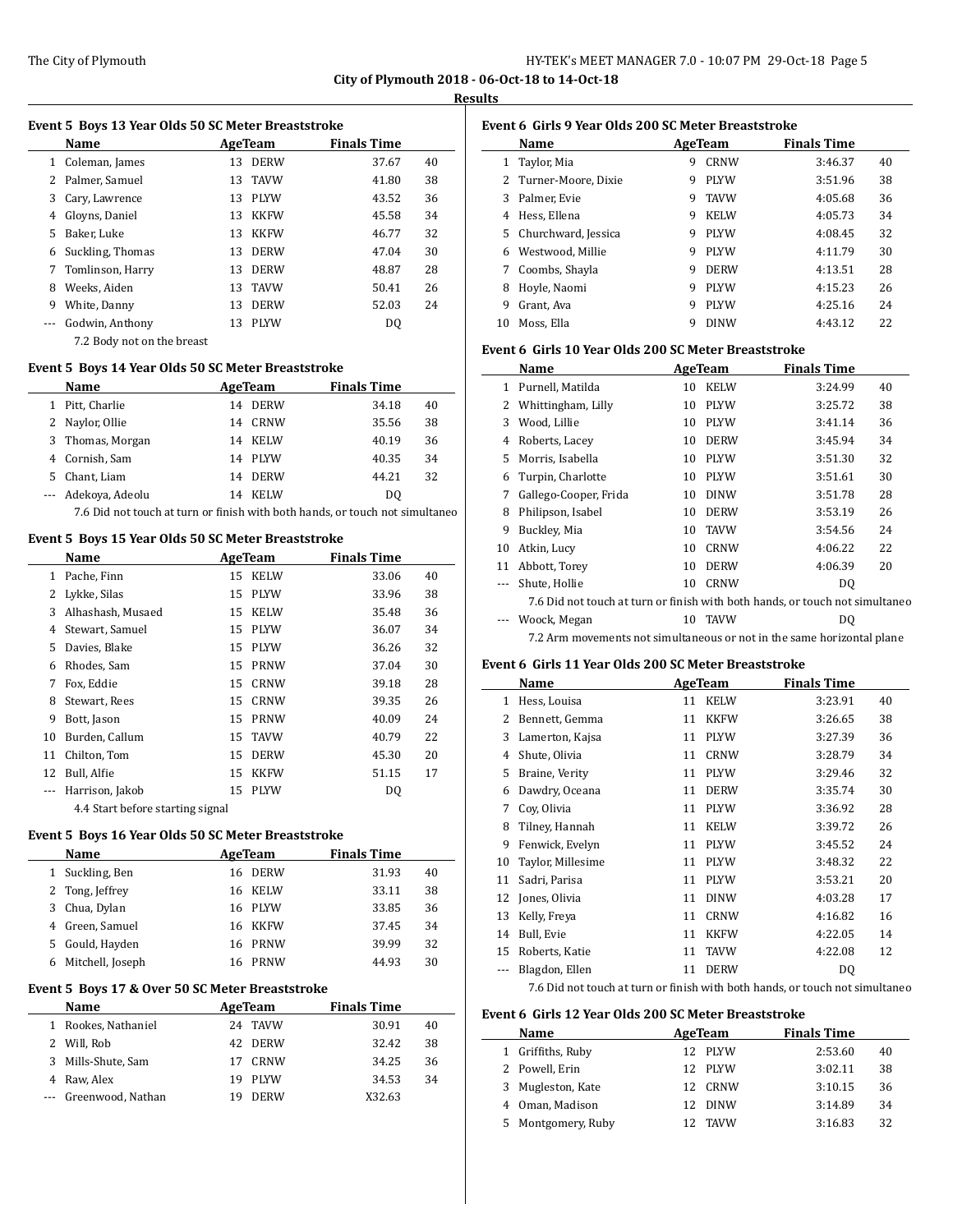City of Plymouth 2018 - 06-Oct-18 to 14-Oct-18

**Results**

### Event 5 Boys 13 Year Olds 50 SC Meter Breaststroke

| | Name | Age | Team | Finals Time | |
|---|---|---|---|---|---|
| 1 | Coleman, James | 13 | DERW | 37.67 | 40 |
| 2 | Palmer, Samuel | 13 | TAVW | 41.80 | 38 |
| 3 | Cary, Lawrence | 13 | PLYW | 43.52 | 36 |
| 4 | Gloyns, Daniel | 13 | KKFW | 45.58 | 34 |
| 5 | Baker, Luke | 13 | KKFW | 46.77 | 32 |
| 6 | Suckling, Thomas | 13 | DERW | 47.04 | 30 |
| 7 | Tomlinson, Harry | 13 | DERW | 48.87 | 28 |
| 8 | Weeks, Aiden | 13 | TAVW | 50.41 | 26 |
| 9 | White, Danny | 13 | DERW | 52.03 | 24 |
| --- | Godwin, Anthony | 13 | PLYW | DQ | |
| | 7.2 Body not on the breast | | | | |

### Event 5 Boys 14 Year Olds 50 SC Meter Breaststroke

| | Name | Age | Team | Finals Time | |
|---|---|---|---|---|---|
| 1 | Pitt, Charlie | 14 | DERW | 34.18 | 40 |
| 2 | Naylor, Ollie | 14 | CRNW | 35.56 | 38 |
| 3 | Thomas, Morgan | 14 | KELW | 40.19 | 36 |
| 4 | Cornish, Sam | 14 | PLYW | 40.35 | 34 |
| 5 | Chant, Liam | 14 | DERW | 44.21 | 32 |
| --- | Adekoya, Adeolu | 14 | KELW | DQ | |
| | 7.6 Did not touch at turn or finish with both hands, or touch not simultaneo | | | | |

### Event 5 Boys 15 Year Olds 50 SC Meter Breaststroke

| | Name | Age | Team | Finals Time | |
|---|---|---|---|---|---|
| 1 | Pache, Finn | 15 | KELW | 33.06 | 40 |
| 2 | Lykke, Silas | 15 | PLYW | 33.96 | 38 |
| 3 | Alhashash, Musaed | 15 | KELW | 35.48 | 36 |
| 4 | Stewart, Samuel | 15 | PLYW | 36.07 | 34 |
| 5 | Davies, Blake | 15 | PLYW | 36.26 | 32 |
| 6 | Rhodes, Sam | 15 | PRNW | 37.04 | 30 |
| 7 | Fox, Eddie | 15 | CRNW | 39.18 | 28 |
| 8 | Stewart, Rees | 15 | CRNW | 39.35 | 26 |
| 9 | Bott, Jason | 15 | PRNW | 40.09 | 24 |
| 10 | Burden, Callum | 15 | TAVW | 40.79 | 22 |
| 11 | Chilton, Tom | 15 | DERW | 45.30 | 20 |
| 12 | Bull, Alfie | 15 | KKFW | 51.15 | 17 |
| --- | Harrison, Jakob | 15 | PLYW | DQ | |
| | 4.4 Start before starting signal | | | | |

### Event 5 Boys 16 Year Olds 50 SC Meter Breaststroke

| | Name | Age | Team | Finals Time | |
|---|---|---|---|---|---|
| 1 | Suckling, Ben | 16 | DERW | 31.93 | 40 |
| 2 | Tong, Jeffrey | 16 | KELW | 33.11 | 38 |
| 3 | Chua, Dylan | 16 | PLYW | 33.85 | 36 |
| 4 | Green, Samuel | 16 | KKFW | 37.45 | 34 |
| 5 | Gould, Hayden | 16 | PRNW | 39.99 | 32 |
| 6 | Mitchell, Joseph | 16 | PRNW | 44.93 | 30 |

### Event 5 Boys 17 & Over 50 SC Meter Breaststroke

| | Name | Age | Team | Finals Time | |
|---|---|---|---|---|---|
| 1 | Rookes, Nathaniel | 24 | TAVW | 30.91 | 40 |
| 2 | Will, Rob | 42 | DERW | 32.42 | 38 |
| 3 | Mills-Shute, Sam | 17 | CRNW | 34.25 | 36 |
| 4 | Raw, Alex | 19 | PLYW | 34.53 | 34 |
| --- | Greenwood, Nathan | 19 | DERW | X32.63 | |

### Event 6 Girls 9 Year Olds 200 SC Meter Breaststroke

| | Name | Age | Team | Finals Time | |
|---|---|---|---|---|---|
| 1 | Taylor, Mia | 9 | CRNW | 3:46.37 | 40 |
| 2 | Turner-Moore, Dixie | 9 | PLYW | 3:51.96 | 38 |
| 3 | Palmer, Evie | 9 | TAVW | 4:05.68 | 36 |
| 4 | Hess, Ellena | 9 | KELW | 4:05.73 | 34 |
| 5 | Churchward, Jessica | 9 | PLYW | 4:08.45 | 32 |
| 6 | Westwood, Millie | 9 | PLYW | 4:11.79 | 30 |
| 7 | Coombs, Shayla | 9 | DERW | 4:13.51 | 28 |
| 8 | Hoyle, Naomi | 9 | PLYW | 4:15.23 | 26 |
| 9 | Grant, Ava | 9 | PLYW | 4:25.16 | 24 |
| 10 | Moss, Ella | 9 | DINW | 4:43.12 | 22 |

### Event 6 Girls 10 Year Olds 200 SC Meter Breaststroke

| | Name | Age | Team | Finals Time | |
|---|---|---|---|---|---|
| 1 | Purnell, Matilda | 10 | KELW | 3:24.99 | 40 |
| 2 | Whittingham, Lilly | 10 | PLYW | 3:25.72 | 38 |
| 3 | Wood, Lillie | 10 | PLYW | 3:41.14 | 36 |
| 4 | Roberts, Lacey | 10 | DERW | 3:45.94 | 34 |
| 5 | Morris, Isabella | 10 | PLYW | 3:51.30 | 32 |
| 6 | Turpin, Charlotte | 10 | PLYW | 3:51.61 | 30 |
| 7 | Gallego-Cooper, Frida | 10 | DINW | 3:51.78 | 28 |
| 8 | Philipson, Isabel | 10 | DERW | 3:53.19 | 26 |
| 9 | Buckley, Mia | 10 | TAVW | 3:54.56 | 24 |
| 10 | Atkin, Lucy | 10 | CRNW | 4:06.22 | 22 |
| 11 | Abbott, Torey | 10 | DERW | 4:06.39 | 20 |
| --- | Shute, Hollie | 10 | CRNW | DQ | |
| | 7.6 Did not touch at turn or finish with both hands, or touch not simultaneo | | | | |
| --- | Woock, Megan | 10 | TAVW | DQ | |
| | 7.2 Arm movements not simultaneous or not in the same horizontal plane | | | | |

### Event 6 Girls 11 Year Olds 200 SC Meter Breaststroke

| | Name | Age | Team | Finals Time | |
|---|---|---|---|---|---|
| 1 | Hess, Louisa | 11 | KELW | 3:23.91 | 40 |
| 2 | Bennett, Gemma | 11 | KKFW | 3:26.65 | 38 |
| 3 | Lamerton, Kajsa | 11 | PLYW | 3:27.39 | 36 |
| 4 | Shute, Olivia | 11 | CRNW | 3:28.79 | 34 |
| 5 | Braine, Verity | 11 | PLYW | 3:29.46 | 32 |
| 6 | Dawdry, Oceana | 11 | DERW | 3:35.74 | 30 |
| 7 | Coy, Olivia | 11 | PLYW | 3:36.92 | 28 |
| 8 | Tilney, Hannah | 11 | KELW | 3:39.72 | 26 |
| 9 | Fenwick, Evelyn | 11 | PLYW | 3:45.52 | 24 |
| 10 | Taylor, Millesime | 11 | PLYW | 3:48.32 | 22 |
| 11 | Sadri, Parisa | 11 | PLYW | 3:53.21 | 20 |
| 12 | Jones, Olivia | 11 | DINW | 4:03.28 | 17 |
| 13 | Kelly, Freya | 11 | CRNW | 4:16.82 | 16 |
| 14 | Bull, Evie | 11 | KKFW | 4:22.05 | 14 |
| 15 | Roberts, Katie | 11 | TAVW | 4:22.08 | 12 |
| --- | Blagdon, Ellen | 11 | DERW | DQ | |
| | 7.6 Did not touch at turn or finish with both hands, or touch not simultaneo | | | | |

### Event 6 Girls 12 Year Olds 200 SC Meter Breaststroke

| | Name | Age | Team | Finals Time | |
|---|---|---|---|---|---|
| 1 | Griffiths, Ruby | 12 | PLYW | 2:53.60 | 40 |
| 2 | Powell, Erin | 12 | PLYW | 3:02.11 | 38 |
| 3 | Mugleston, Kate | 12 | CRNW | 3:10.15 | 36 |
| 4 | Oman, Madison | 12 | DINW | 3:14.89 | 34 |
| 5 | Montgomery, Ruby | 12 | TAVW | 3:16.83 | 32 |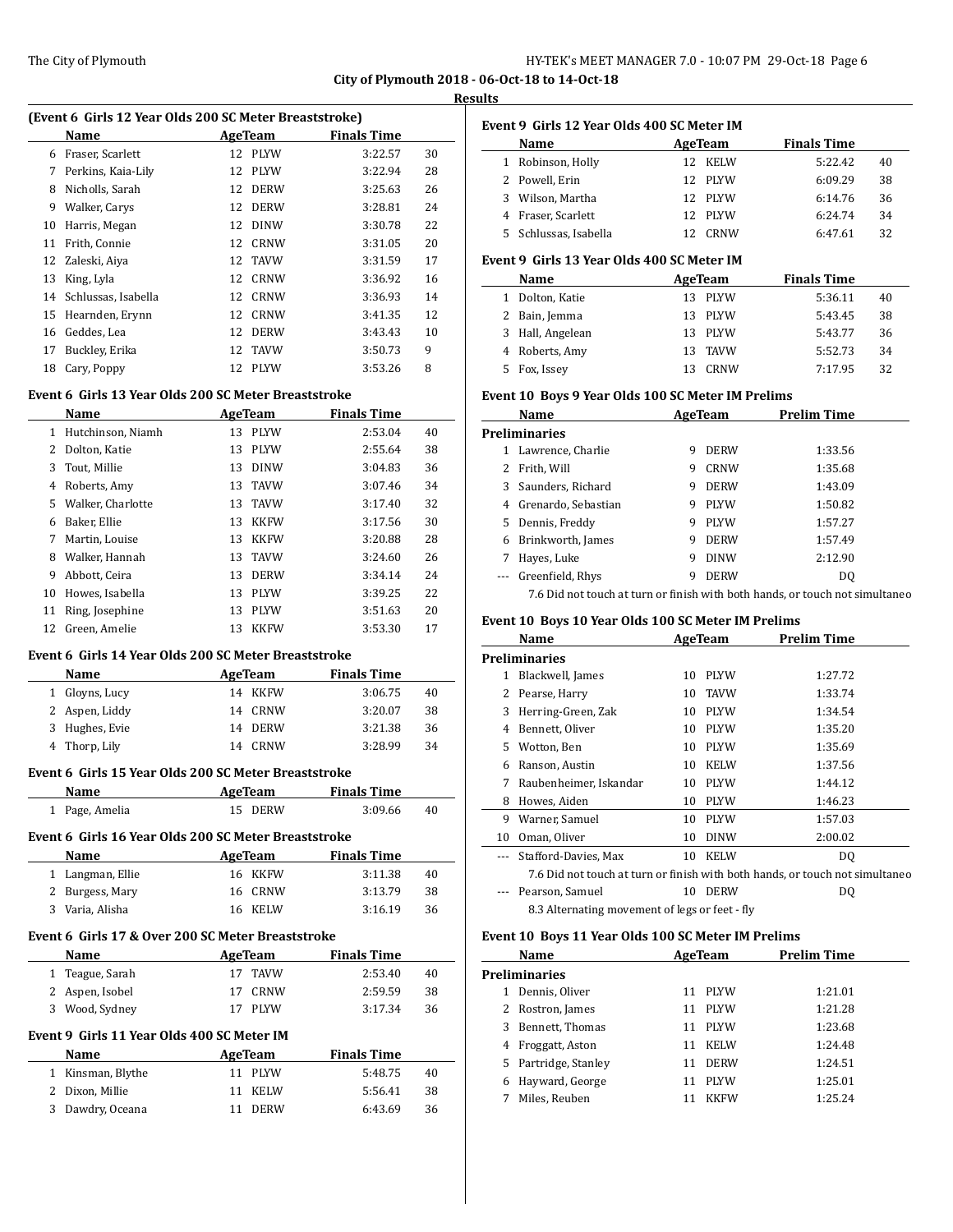**City of Plymouth 2018 - 06-Oct-18 to 14-Oct-18**

**Results**

### (Event 6 Girls 12 Year Olds 200 SC Meter Breaststroke)

| | Name | Age | Team | Finals Time | |
|---|---|---|---|---|---|
| 6 | Fraser, Scarlett | 12 | PLYW | 3:22.57 | 30 |
| 7 | Perkins, Kaia-Lily | 12 | PLYW | 3:22.94 | 28 |
| 8 | Nicholls, Sarah | 12 | DERW | 3:25.63 | 26 |
| 9 | Walker, Carys | 12 | DERW | 3:28.81 | 24 |
| 10 | Harris, Megan | 12 | DINW | 3:30.78 | 22 |
| 11 | Frith, Connie | 12 | CRNW | 3:31.05 | 20 |
| 12 | Zaleski, Aiya | 12 | TAVW | 3:31.59 | 17 |
| 13 | King, Lyla | 12 | CRNW | 3:36.92 | 16 |
| 14 | Schlussas, Isabella | 12 | CRNW | 3:36.93 | 14 |
| 15 | Hearnden, Erynn | 12 | CRNW | 3:41.35 | 12 |
| 16 | Geddes, Lea | 12 | DERW | 3:43.43 | 10 |
| 17 | Buckley, Erika | 12 | TAVW | 3:50.73 | 9 |
| 18 | Cary, Poppy | 12 | PLYW | 3:53.26 | 8 |

### Event 6 Girls 13 Year Olds 200 SC Meter Breaststroke

| | Name | Age | Team | Finals Time | |
|---|---|---|---|---|---|
| 1 | Hutchinson, Niamh | 13 | PLYW | 2:53.04 | 40 |
| 2 | Dolton, Katie | 13 | PLYW | 2:55.64 | 38 |
| 3 | Tout, Millie | 13 | DINW | 3:04.83 | 36 |
| 4 | Roberts, Amy | 13 | TAVW | 3:07.46 | 34 |
| 5 | Walker, Charlotte | 13 | TAVW | 3:17.40 | 32 |
| 6 | Baker, Ellie | 13 | KKFW | 3:17.56 | 30 |
| 7 | Martin, Louise | 13 | KKFW | 3:20.88 | 28 |
| 8 | Walker, Hannah | 13 | TAVW | 3:24.60 | 26 |
| 9 | Abbott, Ceira | 13 | DERW | 3:34.14 | 24 |
| 10 | Howes, Isabella | 13 | PLYW | 3:39.25 | 22 |
| 11 | Ring, Josephine | 13 | PLYW | 3:51.63 | 20 |
| 12 | Green, Amelie | 13 | KKFW | 3:53.30 | 17 |

### Event 6 Girls 14 Year Olds 200 SC Meter Breaststroke

| | Name | Age | Team | Finals Time | |
|---|---|---|---|---|---|
| 1 | Gloyns, Lucy | 14 | KKFW | 3:06.75 | 40 |
| 2 | Aspen, Liddy | 14 | CRNW | 3:20.07 | 38 |
| 3 | Hughes, Evie | 14 | DERW | 3:21.38 | 36 |
| 4 | Thorp, Lily | 14 | CRNW | 3:28.99 | 34 |

### Event 6 Girls 15 Year Olds 200 SC Meter Breaststroke

| | Name | Age | Team | Finals Time | |
|---|---|---|---|---|---|
| 1 | Page, Amelia | 15 | DERW | 3:09.66 | 40 |

### Event 6 Girls 16 Year Olds 200 SC Meter Breaststroke

| | Name | Age | Team | Finals Time | |
|---|---|---|---|---|---|
| 1 | Langman, Ellie | 16 | KKFW | 3:11.38 | 40 |
| 2 | Burgess, Mary | 16 | CRNW | 3:13.79 | 38 |
| 3 | Varia, Alisha | 16 | KELW | 3:16.19 | 36 |

### Event 6 Girls 17 & Over 200 SC Meter Breaststroke

| | Name | Age | Team | Finals Time | |
|---|---|---|---|---|---|
| 1 | Teague, Sarah | 17 | TAVW | 2:53.40 | 40 |
| 2 | Aspen, Isobel | 17 | CRNW | 2:59.59 | 38 |
| 3 | Wood, Sydney | 17 | PLYW | 3:17.34 | 36 |

### Event 9 Girls 11 Year Olds 400 SC Meter IM

| | Name | Age | Team | Finals Time | |
|---|---|---|---|---|---|
| 1 | Kinsman, Blythe | 11 | PLYW | 5:48.75 | 40 |
| 2 | Dixon, Millie | 11 | KELW | 5:56.41 | 38 |
| 3 | Dawdry, Oceana | 11 | DERW | 6:43.69 | 36 |

### Event 9 Girls 12 Year Olds 400 SC Meter IM

| | Name | Age | Team | Finals Time | |
|---|---|---|---|---|---|
| 1 | Robinson, Holly | 12 | KELW | 5:22.42 | 40 |
| 2 | Powell, Erin | 12 | PLYW | 6:09.29 | 38 |
| 3 | Wilson, Martha | 12 | PLYW | 6:14.76 | 36 |
| 4 | Fraser, Scarlett | 12 | PLYW | 6:24.74 | 34 |
| 5 | Schlussas, Isabella | 12 | CRNW | 6:47.61 | 32 |

### Event 9 Girls 13 Year Olds 400 SC Meter IM

| | Name | Age | Team | Finals Time | |
|---|---|---|---|---|---|
| 1 | Dolton, Katie | 13 | PLYW | 5:36.11 | 40 |
| 2 | Bain, Jemma | 13 | PLYW | 5:43.45 | 38 |
| 3 | Hall, Angelean | 13 | PLYW | 5:43.77 | 36 |
| 4 | Roberts, Amy | 13 | TAVW | 5:52.73 | 34 |
| 5 | Fox, Issey | 13 | CRNW | 7:17.95 | 32 |

### Event 10 Boys 9 Year Olds 100 SC Meter IM Prelims

| | Name | Age | Team | Prelim Time |
|---|---|---|---|---|
| **Preliminaries** | | | | |
| 1 | Lawrence, Charlie | 9 | DERW | 1:33.56 |
| 2 | Frith, Will | 9 | CRNW | 1:35.68 |
| 3 | Saunders, Richard | 9 | DERW | 1:43.09 |
| 4 | Grenardo, Sebastian | 9 | PLYW | 1:50.82 |
| 5 | Dennis, Freddy | 9 | PLYW | 1:57.27 |
| 6 | Brinkworth, James | 9 | DERW | 1:57.49 |
| 7 | Hayes, Luke | 9 | DINW | 2:12.90 |
| --- | Greenfield, Rhys | 9 | DERW | DQ |
| | 7.6 Did not touch at turn or finish with both hands, or touch not simultaneo | | | |

### Event 10 Boys 10 Year Olds 100 SC Meter IM Prelims

| | Name | Age | Team | Prelim Time |
|---|---|---|---|---|
| **Preliminaries** | | | | |
| 1 | Blackwell, James | 10 | PLYW | 1:27.72 |
| 2 | Pearse, Harry | 10 | TAVW | 1:33.74 |
| 3 | Herring-Green, Zak | 10 | PLYW | 1:34.54 |
| 4 | Bennett, Oliver | 10 | PLYW | 1:35.20 |
| 5 | Wotton, Ben | 10 | PLYW | 1:35.69 |
| 6 | Ranson, Austin | 10 | KELW | 1:37.56 |
| 7 | Raubenheimer, Iskandar | 10 | PLYW | 1:44.12 |
| 8 | Howes, Aiden | 10 | PLYW | 1:46.23 |
| 9 | Warner, Samuel | 10 | PLYW | 1:57.03 |
| 10 | Oman, Oliver | 10 | DINW | 2:00.02 |
| --- | Stafford-Davies, Max | 10 | KELW | DQ |
| | 7.6 Did not touch at turn or finish with both hands, or touch not simultaneo | | | |
| --- | Pearson, Samuel | 10 | DERW | DQ |
| | 8.3 Alternating movement of legs or feet - fly | | | |

### Event 10 Boys 11 Year Olds 100 SC Meter IM Prelims

| | Name | Age | Team | Prelim Time |
|---|---|---|---|---|
| **Preliminaries** | | | | |
| 1 | Dennis, Oliver | 11 | PLYW | 1:21.01 |
| 2 | Rostron, James | 11 | PLYW | 1:21.28 |
| 3 | Bennett, Thomas | 11 | PLYW | 1:23.68 |
| 4 | Froggatt, Aston | 11 | KELW | 1:24.48 |
| 5 | Partridge, Stanley | 11 | DERW | 1:24.51 |
| 6 | Hayward, George | 11 | PLYW | 1:25.01 |
| 7 | Miles, Reuben | 11 | KKFW | 1:25.24 |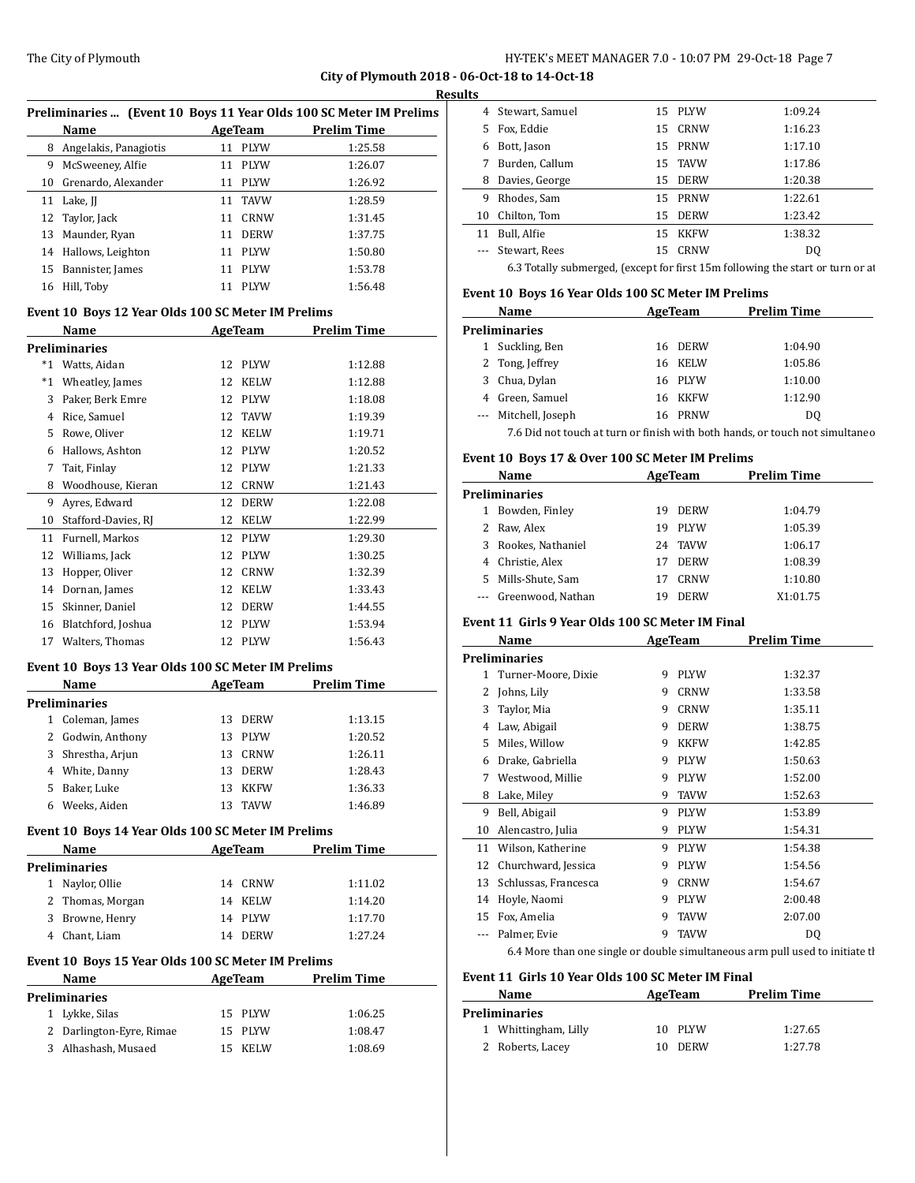## Results

### Preliminaries ... (Event 10 Boys 11 Year Olds 100 SC Meter IM Prelims)

| | Name | Age | Team | Prelim Time |
|---|---|---|---|---|
| 8 | Angelakis, Panagiotis | 11 | PLYW | 1:25.58 |
| 9 | McSweeney, Alfie | 11 | PLYW | 1:26.07 |
| 10 | Grenardo, Alexander | 11 | PLYW | 1:26.92 |
| 11 | Lake, JJ | 11 | TAVW | 1:28.59 |
| 12 | Taylor, Jack | 11 | CRNW | 1:31.45 |
| 13 | Maunder, Ryan | 11 | DERW | 1:37.75 |
| 14 | Hallows, Leighton | 11 | PLYW | 1:50.80 |
| 15 | Bannister, James | 11 | PLYW | 1:53.78 |
| 16 | Hill, Toby | 11 | PLYW | 1:56.48 |

### Event 10 Boys 12 Year Olds 100 SC Meter IM Prelims

| | Name | Age | Team | Prelim Time |
|---|---|---|---|---|
| **Preliminaries** | | | | |
| *1 | Watts, Aidan | 12 | PLYW | 1:12.88 |
| *1 | Wheatley, James | 12 | KELW | 1:12.88 |
| 3 | Paker, Berk Emre | 12 | PLYW | 1:18.08 |
| 4 | Rice, Samuel | 12 | TAVW | 1:19.39 |
| 5 | Rowe, Oliver | 12 | KELW | 1:19.71 |
| 6 | Hallows, Ashton | 12 | PLYW | 1:20.52 |
| 7 | Tait, Finlay | 12 | PLYW | 1:21.33 |
| 8 | Woodhouse, Kieran | 12 | CRNW | 1:21.43 |
| 9 | Ayres, Edward | 12 | DERW | 1:22.08 |
| 10 | Stafford-Davies, RJ | 12 | KELW | 1:22.99 |
| 11 | Furnell, Markos | 12 | PLYW | 1:29.30 |
| 12 | Williams, Jack | 12 | PLYW | 1:30.25 |
| 13 | Hopper, Oliver | 12 | CRNW | 1:32.39 |
| 14 | Dornan, James | 12 | KELW | 1:33.43 |
| 15 | Skinner, Daniel | 12 | DERW | 1:44.55 |
| 16 | Blatchford, Joshua | 12 | PLYW | 1:53.94 |
| 17 | Walters, Thomas | 12 | PLYW | 1:56.43 |

### Event 10 Boys 13 Year Olds 100 SC Meter IM Prelims

| | Name | Age | Team | Prelim Time |
|---|---|---|---|---|
| **Preliminaries** | | | | |
| 1 | Coleman, James | 13 | DERW | 1:13.15 |
| 2 | Godwin, Anthony | 13 | PLYW | 1:20.52 |
| 3 | Shrestha, Arjun | 13 | CRNW | 1:26.11 |
| 4 | White, Danny | 13 | DERW | 1:28.43 |
| 5 | Baker, Luke | 13 | KKFW | 1:36.33 |
| 6 | Weeks, Aiden | 13 | TAVW | 1:46.89 |

### Event 10 Boys 14 Year Olds 100 SC Meter IM Prelims

| | Name | Age | Team | Prelim Time |
|---|---|---|---|---|
| **Preliminaries** | | | | |
| 1 | Naylor, Ollie | 14 | CRNW | 1:11.02 |
| 2 | Thomas, Morgan | 14 | KELW | 1:14.20 |
| 3 | Browne, Henry | 14 | PLYW | 1:17.70 |
| 4 | Chant, Liam | 14 | DERW | 1:27.24 |

### Event 10 Boys 15 Year Olds 100 SC Meter IM Prelims

| | Name | Age | Team | Prelim Time |
|---|---|---|---|---|
| **Preliminaries** | | | | |
| 1 | Lykke, Silas | 15 | PLYW | 1:06.25 |
| 2 | Darlington-Eyre, Rimae | 15 | PLYW | 1:08.47 |
| 3 | Alhashash, Musaed | 15 | KELW | 1:08.69 |
| 4 | Stewart, Samuel | 15 | PLYW | 1:09.24 |
| 5 | Fox, Eddie | 15 | CRNW | 1:16.23 |
| 6 | Bott, Jason | 15 | PRNW | 1:17.10 |
| 7 | Burden, Callum | 15 | TAVW | 1:17.86 |
| 8 | Davies, George | 15 | DERW | 1:20.38 |
| 9 | Rhodes, Sam | 15 | PRNW | 1:22.61 |
| 10 | Chilton, Tom | 15 | DERW | 1:23.42 |
| 11 | Bull, Alfie | 15 | KKFW | 1:38.32 |
| --- | Stewart, Rees | 15 | CRNW | DQ |

6.3 Totally submerged, (except for first 15m following the start or turn or at

### Event 10 Boys 16 Year Olds 100 SC Meter IM Prelims

| | Name | Age | Team | Prelim Time |
|---|---|---|---|---|
| **Preliminaries** | | | | |
| 1 | Suckling, Ben | 16 | DERW | 1:04.90 |
| 2 | Tong, Jeffrey | 16 | KELW | 1:05.86 |
| 3 | Chua, Dylan | 16 | PLYW | 1:10.00 |
| 4 | Green, Samuel | 16 | KKFW | 1:12.90 |
| --- | Mitchell, Joseph | 16 | PRNW | DQ |

7.6 Did not touch at turn or finish with both hands, or touch not simultaneo

### Event 10 Boys 17 & Over 100 SC Meter IM Prelims

| | Name | Age | Team | Prelim Time |
|---|---|---|---|---|
| **Preliminaries** | | | | |
| 1 | Bowden, Finley | 19 | DERW | 1:04.79 |
| 2 | Raw, Alex | 19 | PLYW | 1:05.39 |
| 3 | Rookes, Nathaniel | 24 | TAVW | 1:06.17 |
| 4 | Christie, Alex | 17 | DERW | 1:08.39 |
| 5 | Mills-Shute, Sam | 17 | CRNW | 1:10.80 |
| --- | Greenwood, Nathan | 19 | DERW | X1:01.75 |

### Event 11 Girls 9 Year Olds 100 SC Meter IM Final

| | Name | Age | Team | Prelim Time |
|---|---|---|---|---|
| **Preliminaries** | | | | |
| 1 | Turner-Moore, Dixie | 9 | PLYW | 1:32.37 |
| 2 | Johns, Lily | 9 | CRNW | 1:33.58 |
| 3 | Taylor, Mia | 9 | CRNW | 1:35.11 |
| 4 | Law, Abigail | 9 | DERW | 1:38.75 |
| 5 | Miles, Willow | 9 | KKFW | 1:42.85 |
| 6 | Drake, Gabriella | 9 | PLYW | 1:50.63 |
| 7 | Westwood, Millie | 9 | PLYW | 1:52.00 |
| 8 | Lake, Miley | 9 | TAVW | 1:52.63 |
| 9 | Bell, Abigail | 9 | PLYW | 1:53.89 |
| 10 | Alencastro, Julia | 9 | PLYW | 1:54.31 |
| 11 | Wilson, Katherine | 9 | PLYW | 1:54.38 |
| 12 | Churchward, Jessica | 9 | PLYW | 1:54.56 |
| 13 | Schlussas, Francesca | 9 | CRNW | 1:54.67 |
| 14 | Hoyle, Naomi | 9 | PLYW | 2:00.48 |
| 15 | Fox, Amelia | 9 | TAVW | 2:07.00 |
| --- | Palmer, Evie | 9 | TAVW | DQ |

6.4 More than one single or double simultaneous arm pull used to initiate th

### Event 11 Girls 10 Year Olds 100 SC Meter IM Final

| | Name | Age | Team | Prelim Time |
|---|---|---|---|---|
| **Preliminaries** | | | | |
| 1 | Whittingham, Lilly | 10 | PLYW | 1:27.65 |
| 2 | Roberts, Lacey | 10 | DERW | 1:27.78 |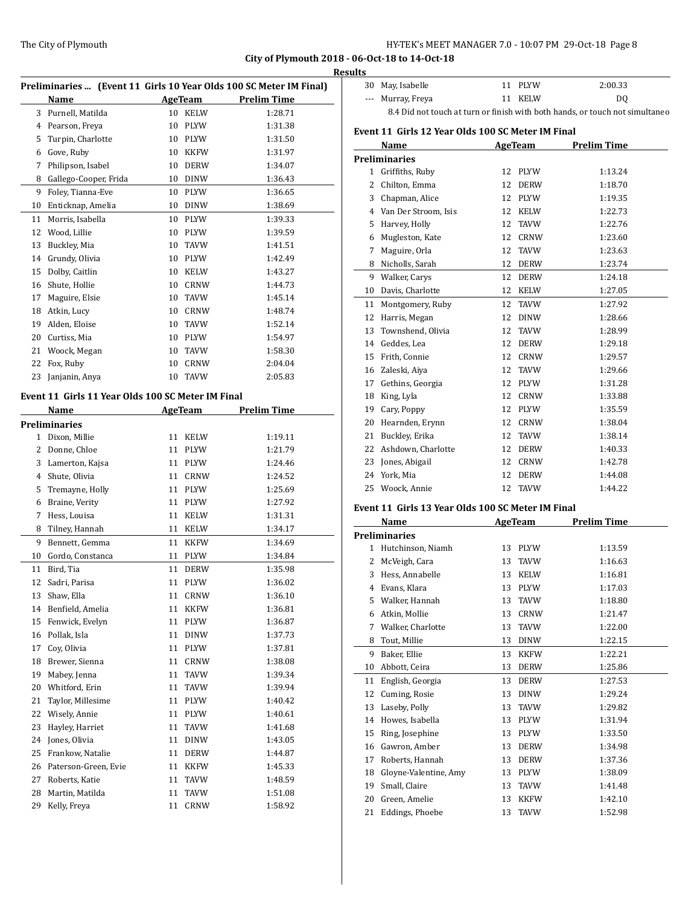**City of Plymouth 2018 - 06-Oct-18 to 14-Oct-18**

**Results**

## Preliminaries ... (Event 11 Girls 10 Year Olds 100 SC Meter IM Final)

| | Name | Age | Team | Prelim Time |
|---|---|---|---|---|
| 3 | Purnell, Matilda | 10 | KELW | 1:28.71 |
| 4 | Pearson, Freya | 10 | PLYW | 1:31.38 |
| 5 | Turpin, Charlotte | 10 | PLYW | 1:31.50 |
| 6 | Gove, Ruby | 10 | KKFW | 1:31.97 |
| 7 | Philipson, Isabel | 10 | DERW | 1:34.07 |
| 8 | Gallego-Cooper, Frida | 10 | DINW | 1:36.43 |
| 9 | Foley, Tianna-Eve | 10 | PLYW | 1:36.65 |
| 10 | Enticknap, Amelia | 10 | DINW | 1:38.69 |
| 11 | Morris, Isabella | 10 | PLYW | 1:39.33 |
| 12 | Wood, Lillie | 10 | PLYW | 1:39.59 |
| 13 | Buckley, Mia | 10 | TAVW | 1:41.51 |
| 14 | Grundy, Olivia | 10 | PLYW | 1:42.49 |
| 15 | Dolby, Caitlin | 10 | KELW | 1:43.27 |
| 16 | Shute, Hollie | 10 | CRNW | 1:44.73 |
| 17 | Maguire, Elsie | 10 | TAVW | 1:45.14 |
| 18 | Atkin, Lucy | 10 | CRNW | 1:48.74 |
| 19 | Alden, Eloise | 10 | TAVW | 1:52.14 |
| 20 | Curtiss, Mia | 10 | PLYW | 1:54.97 |
| 21 | Woock, Megan | 10 | TAVW | 1:58.30 |
| 22 | Fox, Ruby | 10 | CRNW | 2:04.04 |
| 23 | Janjanin, Anya | 10 | TAVW | 2:05.83 |

## Event 11 Girls 11 Year Olds 100 SC Meter IM Final

| | Name | Age | Team | Prelim Time |
|---|---|---|---|---|
| **Preliminaries** | | | | |
| 1 | Dixon, Millie | 11 | KELW | 1:19.11 |
| 2 | Donne, Chloe | 11 | PLYW | 1:21.79 |
| 3 | Lamerton, Kajsa | 11 | PLYW | 1:24.46 |
| 4 | Shute, Olivia | 11 | CRNW | 1:24.52 |
| 5 | Tremayne, Holly | 11 | PLYW | 1:25.69 |
| 6 | Braine, Verity | 11 | PLYW | 1:27.92 |
| 7 | Hess, Louisa | 11 | KELW | 1:31.31 |
| 8 | Tilney, Hannah | 11 | KELW | 1:34.17 |
| 9 | Bennett, Gemma | 11 | KKFW | 1:34.69 |
| 10 | Gordo, Constanca | 11 | PLYW | 1:34.84 |
| 11 | Bird, Tia | 11 | DERW | 1:35.98 |
| 12 | Sadri, Parisa | 11 | PLYW | 1:36.02 |
| 13 | Shaw, Ella | 11 | CRNW | 1:36.10 |
| 14 | Benfield, Amelia | 11 | KKFW | 1:36.81 |
| 15 | Fenwick, Evelyn | 11 | PLYW | 1:36.87 |
| 16 | Pollak, Isla | 11 | DINW | 1:37.73 |
| 17 | Coy, Olivia | 11 | PLYW | 1:37.81 |
| 18 | Brewer, Sienna | 11 | CRNW | 1:38.08 |
| 19 | Mabey, Jenna | 11 | TAVW | 1:39.34 |
| 20 | Whitford, Erin | 11 | TAVW | 1:39.94 |
| 21 | Taylor, Millesime | 11 | PLYW | 1:40.42 |
| 22 | Wisely, Annie | 11 | PLYW | 1:40.61 |
| 23 | Hayley, Harriet | 11 | TAVW | 1:41.68 |
| 24 | Jones, Olivia | 11 | DINW | 1:43.05 |
| 25 | Frankow, Natalie | 11 | DERW | 1:44.87 |
| 26 | Paterson-Green, Evie | 11 | KKFW | 1:45.33 |
| 27 | Roberts, Katie | 11 | TAVW | 1:48.59 |
| 28 | Martin, Matilda | 11 | TAVW | 1:51.08 |
| 29 | Kelly, Freya | 11 | CRNW | 1:58.92 |
| 30 | May, Isabelle | 11 | PLYW | 2:00.33 |
| --- | Murray, Freya | 11 | KELW | DQ |

8.4 Did not touch at turn or finish with both hands, or touch not simultaneo

## Event 11 Girls 12 Year Olds 100 SC Meter IM Final

| | Name | Age | Team | Prelim Time |
|---|---|---|---|---|
| **Preliminaries** | | | | |
| 1 | Griffiths, Ruby | 12 | PLYW | 1:13.24 |
| 2 | Chilton, Emma | 12 | DERW | 1:18.70 |
| 3 | Chapman, Alice | 12 | PLYW | 1:19.35 |
| 4 | Van Der Stroom, Isis | 12 | KELW | 1:22.73 |
| 5 | Harvey, Holly | 12 | TAVW | 1:22.76 |
| 6 | Mugleston, Kate | 12 | CRNW | 1:23.60 |
| 7 | Maguire, Orla | 12 | TAVW | 1:23.63 |
| 8 | Nicholls, Sarah | 12 | DERW | 1:23.74 |
| 9 | Walker, Carys | 12 | DERW | 1:24.18 |
| 10 | Davis, Charlotte | 12 | KELW | 1:27.05 |
| 11 | Montgomery, Ruby | 12 | TAVW | 1:27.92 |
| 12 | Harris, Megan | 12 | DINW | 1:28.66 |
| 13 | Townshend, Olivia | 12 | TAVW | 1:28.99 |
| 14 | Geddes, Lea | 12 | DERW | 1:29.18 |
| 15 | Frith, Connie | 12 | CRNW | 1:29.57 |
| 16 | Zaleski, Aiya | 12 | TAVW | 1:29.66 |
| 17 | Gethins, Georgia | 12 | PLYW | 1:31.28 |
| 18 | King, Lyla | 12 | CRNW | 1:33.88 |
| 19 | Cary, Poppy | 12 | PLYW | 1:35.59 |
| 20 | Hearnden, Erynn | 12 | CRNW | 1:38.04 |
| 21 | Buckley, Erika | 12 | TAVW | 1:38.14 |
| 22 | Ashdown, Charlotte | 12 | DERW | 1:40.33 |
| 23 | Jones, Abigail | 12 | CRNW | 1:42.78 |
| 24 | York, Mia | 12 | DERW | 1:44.08 |
| 25 | Woock, Annie | 12 | TAVW | 1:44.22 |

## Event 11 Girls 13 Year Olds 100 SC Meter IM Final

| | Name | Age | Team | Prelim Time |
|---|---|---|---|---|
| **Preliminaries** | | | | |
| 1 | Hutchinson, Niamh | 13 | PLYW | 1:13.59 |
| 2 | McVeigh, Cara | 13 | TAVW | 1:16.63 |
| 3 | Hess, Annabelle | 13 | KELW | 1:16.81 |
| 4 | Evans, Klara | 13 | PLYW | 1:17.03 |
| 5 | Walker, Hannah | 13 | TAVW | 1:18.80 |
| 6 | Atkin, Mollie | 13 | CRNW | 1:21.47 |
| 7 | Walker, Charlotte | 13 | TAVW | 1:22.00 |
| 8 | Tout, Millie | 13 | DINW | 1:22.15 |
| 9 | Baker, Ellie | 13 | KKFW | 1:22.21 |
| 10 | Abbott, Ceira | 13 | DERW | 1:25.86 |
| 11 | English, Georgia | 13 | DERW | 1:27.53 |
| 12 | Cuming, Rosie | 13 | DINW | 1:29.24 |
| 13 | Laseby, Polly | 13 | TAVW | 1:29.82 |
| 14 | Howes, Isabella | 13 | PLYW | 1:31.94 |
| 15 | Ring, Josephine | 13 | PLYW | 1:33.50 |
| 16 | Gawron, Amber | 13 | DERW | 1:34.98 |
| 17 | Roberts, Hannah | 13 | DERW | 1:37.36 |
| 18 | Gloyne-Valentine, Amy | 13 | PLYW | 1:38.09 |
| 19 | Small, Claire | 13 | TAVW | 1:41.48 |
| 20 | Green, Amelie | 13 | KKFW | 1:42.10 |
| 21 | Eddings, Phoebe | 13 | TAVW | 1:52.98 |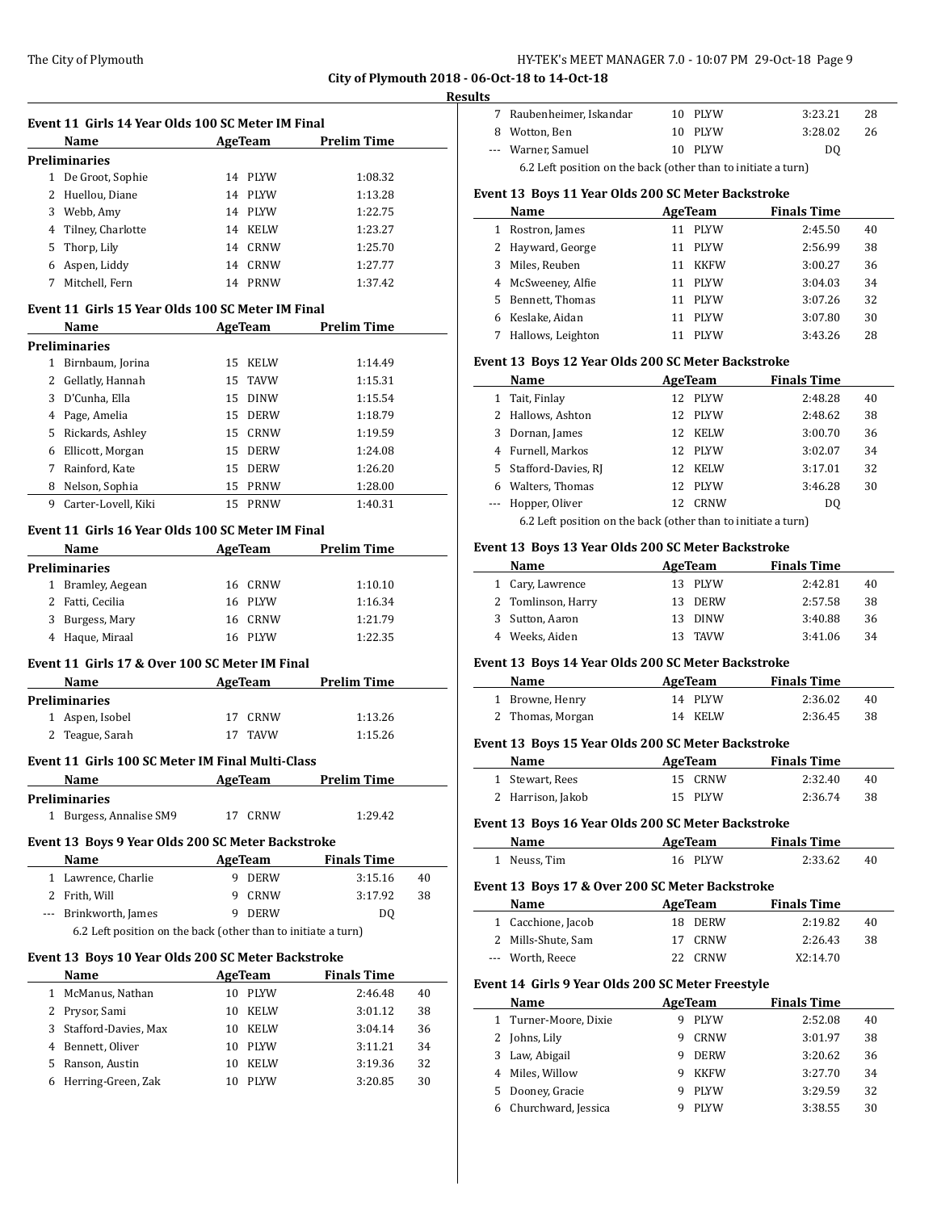**City of Plymouth 2018 - 06-Oct-18 to 14-Oct-18**

**Results**

### Event 11 Girls 14 Year Olds 100 SC Meter IM Final

| | Name | Age | Team | Prelim Time |
|---|---|---|---|---|
| **Preliminaries** | | | | |
| 1 | De Groot, Sophie | 14 | PLYW | 1:08.32 |
| 2 | Huellou, Diane | 14 | PLYW | 1:13.28 |
| 3 | Webb, Amy | 14 | PLYW | 1:22.75 |
| 4 | Tilney, Charlotte | 14 | KELW | 1:23.27 |
| 5 | Thorp, Lily | 14 | CRNW | 1:25.70 |
| 6 | Aspen, Liddy | 14 | CRNW | 1:27.77 |
| 7 | Mitchell, Fern | 14 | PRNW | 1:37.42 |

### Event 11 Girls 15 Year Olds 100 SC Meter IM Final

| | Name | Age | Team | Prelim Time |
|---|---|---|---|---|
| **Preliminaries** | | | | |
| 1 | Birnbaum, Jorina | 15 | KELW | 1:14.49 |
| 2 | Gellatly, Hannah | 15 | TAVW | 1:15.31 |
| 3 | D'Cunha, Ella | 15 | DINW | 1:15.54 |
| 4 | Page, Amelia | 15 | DERW | 1:18.79 |
| 5 | Rickards, Ashley | 15 | CRNW | 1:19.59 |
| 6 | Ellicott, Morgan | 15 | DERW | 1:24.08 |
| 7 | Rainford, Kate | 15 | DERW | 1:26.20 |
| 8 | Nelson, Sophia | 15 | PRNW | 1:28.00 |
| 9 | Carter-Lovell, Kiki | 15 | PRNW | 1:40.31 |

### Event 11 Girls 16 Year Olds 100 SC Meter IM Final

| | Name | Age | Team | Prelim Time |
|---|---|---|---|---|
| **Preliminaries** | | | | |
| 1 | Bramley, Aegean | 16 | CRNW | 1:10.10 |
| 2 | Fatti, Cecilia | 16 | PLYW | 1:16.34 |
| 3 | Burgess, Mary | 16 | CRNW | 1:21.79 |
| 4 | Haque, Miraal | 16 | PLYW | 1:22.35 |

### Event 11 Girls 17 & Over 100 SC Meter IM Final

| | Name | Age | Team | Prelim Time |
|---|---|---|---|---|
| **Preliminaries** | | | | |
| 1 | Aspen, Isobel | 17 | CRNW | 1:13.26 |
| 2 | Teague, Sarah | 17 | TAVW | 1:15.26 |

### Event 11 Girls 100 SC Meter IM Final Multi-Class

| | Name | Age | Team | Prelim Time |
|---|---|---|---|---|
| **Preliminaries** | | | | |
| 1 | Burgess, Annalise SM9 | 17 | CRNW | 1:29.42 |

### Event 13 Boys 9 Year Olds 200 SC Meter Backstroke

| | Name | Age | Team | Finals Time | Points |
|---|---|---|---|---|---|
| 1 | Lawrence, Charlie | 9 | DERW | 3:15.16 | 40 |
| 2 | Frith, Will | 9 | CRNW | 3:17.92 | 38 |
| --- | Brinkworth, James | 9 | DERW | DQ | |

6.2 Left position on the back (other than to initiate a turn)

### Event 13 Boys 10 Year Olds 200 SC Meter Backstroke

| | Name | Age | Team | Finals Time | Points |
|---|---|---|---|---|---|
| 1 | McManus, Nathan | 10 | PLYW | 2:46.48 | 40 |
| 2 | Prysor, Sami | 10 | KELW | 3:01.12 | 38 |
| 3 | Stafford-Davies, Max | 10 | KELW | 3:04.14 | 36 |
| 4 | Bennett, Oliver | 10 | PLYW | 3:11.21 | 34 |
| 5 | Ranson, Austin | 10 | KELW | 3:19.36 | 32 |
| 6 | Herring-Green, Zak | 10 | PLYW | 3:20.85 | 30 |
| 7 | Raubenheimer, Iskandar | 10 | PLYW | 3:23.21 | 28 |
| 8 | Wotton, Ben | 10 | PLYW | 3:28.02 | 26 |
| --- | Warner, Samuel | 10 | PLYW | DQ | |

6.2 Left position on the back (other than to initiate a turn)

### Event 13 Boys 11 Year Olds 200 SC Meter Backstroke

| | Name | Age | Team | Finals Time | Points |
|---|---|---|---|---|---|
| 1 | Rostron, James | 11 | PLYW | 2:45.50 | 40 |
| 2 | Hayward, George | 11 | PLYW | 2:56.99 | 38 |
| 3 | Miles, Reuben | 11 | KKFW | 3:00.27 | 36 |
| 4 | McSweeney, Alfie | 11 | PLYW | 3:04.03 | 34 |
| 5 | Bennett, Thomas | 11 | PLYW | 3:07.26 | 32 |
| 6 | Keslake, Aidan | 11 | PLYW | 3:07.80 | 30 |
| 7 | Hallows, Leighton | 11 | PLYW | 3:43.26 | 28 |

### Event 13 Boys 12 Year Olds 200 SC Meter Backstroke

| | Name | Age | Team | Finals Time | Points |
|---|---|---|---|---|---|
| 1 | Tait, Finlay | 12 | PLYW | 2:48.28 | 40 |
| 2 | Hallows, Ashton | 12 | PLYW | 2:48.62 | 38 |
| 3 | Dornan, James | 12 | KELW | 3:00.70 | 36 |
| 4 | Furnell, Markos | 12 | PLYW | 3:02.07 | 34 |
| 5 | Stafford-Davies, RJ | 12 | KELW | 3:17.01 | 32 |
| 6 | Walters, Thomas | 12 | PLYW | 3:46.28 | 30 |
| --- | Hopper, Oliver | 12 | CRNW | DQ | |

6.2 Left position on the back (other than to initiate a turn)

### Event 13 Boys 13 Year Olds 200 SC Meter Backstroke

| | Name | Age | Team | Finals Time | Points |
|---|---|---|---|---|---|
| 1 | Cary, Lawrence | 13 | PLYW | 2:42.81 | 40 |
| 2 | Tomlinson, Harry | 13 | DERW | 2:57.58 | 38 |
| 3 | Sutton, Aaron | 13 | DINW | 3:40.88 | 36 |
| 4 | Weeks, Aiden | 13 | TAVW | 3:41.06 | 34 |

### Event 13 Boys 14 Year Olds 200 SC Meter Backstroke

| | Name | Age | Team | Finals Time | Points |
|---|---|---|---|---|---|
| 1 | Browne, Henry | 14 | PLYW | 2:36.02 | 40 |
| 2 | Thomas, Morgan | 14 | KELW | 2:36.45 | 38 |

### Event 13 Boys 15 Year Olds 200 SC Meter Backstroke

| | Name | Age | Team | Finals Time | Points |
|---|---|---|---|---|---|
| 1 | Stewart, Rees | 15 | CRNW | 2:32.40 | 40 |
| 2 | Harrison, Jakob | 15 | PLYW | 2:36.74 | 38 |

### Event 13 Boys 16 Year Olds 200 SC Meter Backstroke

| | Name | Age | Team | Finals Time | Points |
|---|---|---|---|---|---|
| 1 | Neuss, Tim | 16 | PLYW | 2:33.62 | 40 |

### Event 13 Boys 17 & Over 200 SC Meter Backstroke

| | Name | Age | Team | Finals Time | Points |
|---|---|---|---|---|---|
| 1 | Cacchione, Jacob | 18 | DERW | 2:19.82 | 40 |
| 2 | Mills-Shute, Sam | 17 | CRNW | 2:26.43 | 38 |
| --- | Worth, Reece | 22 | CRNW | X2:14.70 | |

### Event 14 Girls 9 Year Olds 200 SC Meter Freestyle

| | Name | Age | Team | Finals Time | Points |
|---|---|---|---|---|---|
| 1 | Turner-Moore, Dixie | 9 | PLYW | 2:52.08 | 40 |
| 2 | Johns, Lily | 9 | CRNW | 3:01.97 | 38 |
| 3 | Law, Abigail | 9 | DERW | 3:20.62 | 36 |
| 4 | Miles, Willow | 9 | KKFW | 3:27.70 | 34 |
| 5 | Dooney, Gracie | 9 | PLYW | 3:29.59 | 32 |
| 6 | Churchward, Jessica | 9 | PLYW | 3:38.55 | 30 |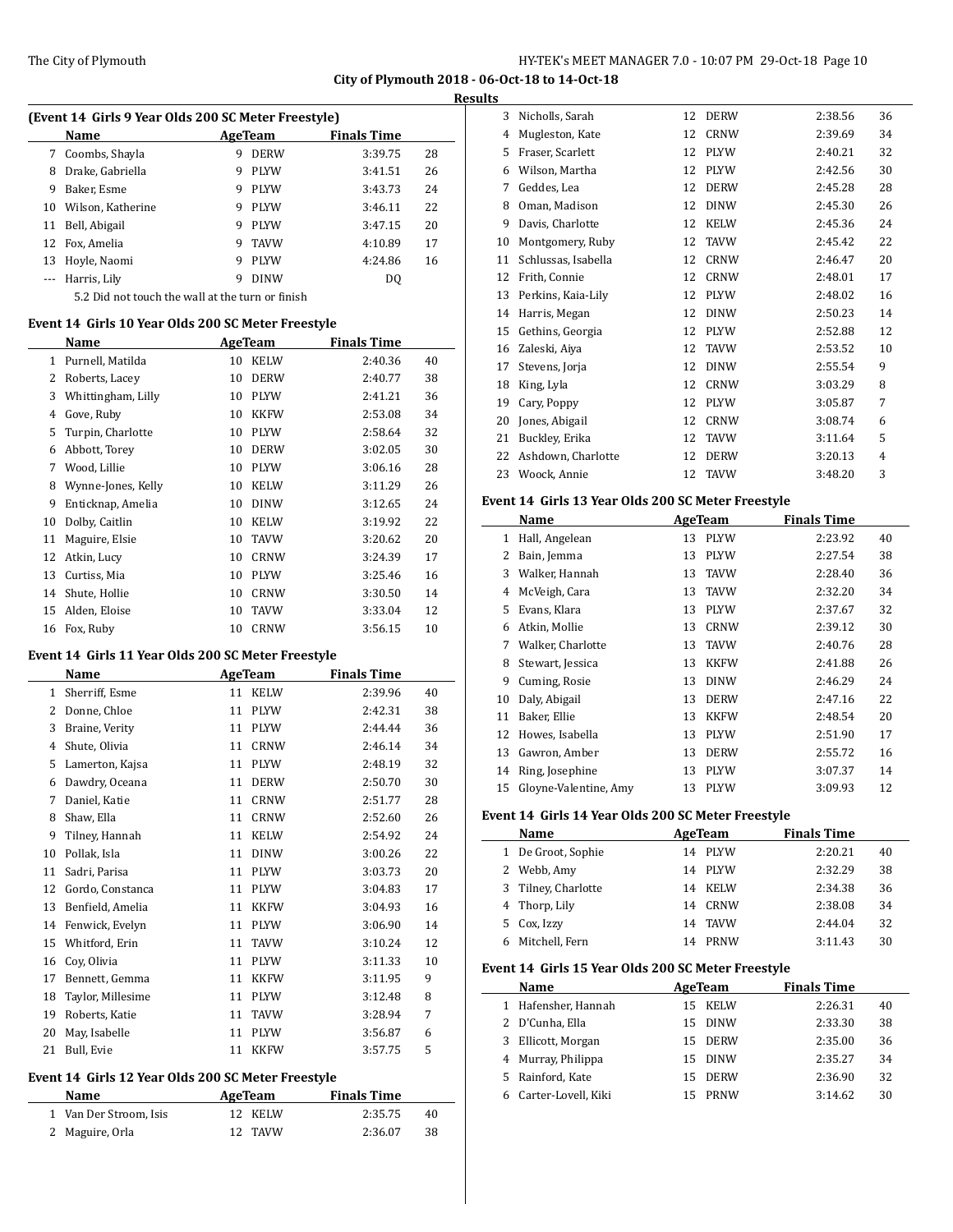City of Plymouth 2018 - 06-Oct-18 to 14-Oct-18

Results

### (Event 14 Girls 9 Year Olds 200 SC Meter Freestyle)

| | Name | Age | Team | Finals Time | |
|---|---|---|---|---|---|
| 7 | Coombs, Shayla | 9 | DERW | 3:39.75 | 28 |
| 8 | Drake, Gabriella | 9 | PLYW | 3:41.51 | 26 |
| 9 | Baker, Esme | 9 | PLYW | 3:43.73 | 24 |
| 10 | Wilson, Katherine | 9 | PLYW | 3:46.11 | 22 |
| 11 | Bell, Abigail | 9 | PLYW | 3:47.15 | 20 |
| 12 | Fox, Amelia | 9 | TAVW | 4:10.89 | 17 |
| 13 | Hoyle, Naomi | 9 | PLYW | 4:24.86 | 16 |
| --- | Harris, Lily | 9 | DINW | DQ | |

5.2 Did not touch the wall at the turn or finish

### Event 14 Girls 10 Year Olds 200 SC Meter Freestyle

| | Name | Age | Team | Finals Time | |
|---|---|---|---|---|---|
| 1 | Purnell, Matilda | 10 | KELW | 2:40.36 | 40 |
| 2 | Roberts, Lacey | 10 | DERW | 2:40.77 | 38 |
| 3 | Whittingham, Lilly | 10 | PLYW | 2:41.21 | 36 |
| 4 | Gove, Ruby | 10 | KKFW | 2:53.08 | 34 |
| 5 | Turpin, Charlotte | 10 | PLYW | 2:58.64 | 32 |
| 6 | Abbott, Torey | 10 | DERW | 3:02.05 | 30 |
| 7 | Wood, Lillie | 10 | PLYW | 3:06.16 | 28 |
| 8 | Wynne-Jones, Kelly | 10 | KELW | 3:11.29 | 26 |
| 9 | Enticknap, Amelia | 10 | DINW | 3:12.65 | 24 |
| 10 | Dolby, Caitlin | 10 | KELW | 3:19.92 | 22 |
| 11 | Maguire, Elsie | 10 | TAVW | 3:20.62 | 20 |
| 12 | Atkin, Lucy | 10 | CRNW | 3:24.39 | 17 |
| 13 | Curtiss, Mia | 10 | PLYW | 3:25.46 | 16 |
| 14 | Shute, Hollie | 10 | CRNW | 3:30.50 | 14 |
| 15 | Alden, Eloise | 10 | TAVW | 3:33.04 | 12 |
| 16 | Fox, Ruby | 10 | CRNW | 3:56.15 | 10 |

### Event 14 Girls 11 Year Olds 200 SC Meter Freestyle

| | Name | Age | Team | Finals Time | |
|---|---|---|---|---|---|
| 1 | Sherriff, Esme | 11 | KELW | 2:39.96 | 40 |
| 2 | Donne, Chloe | 11 | PLYW | 2:42.31 | 38 |
| 3 | Braine, Verity | 11 | PLYW | 2:44.44 | 36 |
| 4 | Shute, Olivia | 11 | CRNW | 2:46.14 | 34 |
| 5 | Lamerton, Kajsa | 11 | PLYW | 2:48.19 | 32 |
| 6 | Dawdry, Oceana | 11 | DERW | 2:50.70 | 30 |
| 7 | Daniel, Katie | 11 | CRNW | 2:51.77 | 28 |
| 8 | Shaw, Ella | 11 | CRNW | 2:52.60 | 26 |
| 9 | Tilney, Hannah | 11 | KELW | 2:54.92 | 24 |
| 10 | Pollak, Isla | 11 | DINW | 3:00.26 | 22 |
| 11 | Sadri, Parisa | 11 | PLYW | 3:03.73 | 20 |
| 12 | Gordo, Constanca | 11 | PLYW | 3:04.83 | 17 |
| 13 | Benfield, Amelia | 11 | KKFW | 3:04.93 | 16 |
| 14 | Fenwick, Evelyn | 11 | PLYW | 3:06.90 | 14 |
| 15 | Whitford, Erin | 11 | TAVW | 3:10.24 | 12 |
| 16 | Coy, Olivia | 11 | PLYW | 3:11.33 | 10 |
| 17 | Bennett, Gemma | 11 | KKFW | 3:11.95 | 9 |
| 18 | Taylor, Millesime | 11 | PLYW | 3:12.48 | 8 |
| 19 | Roberts, Katie | 11 | TAVW | 3:28.94 | 7 |
| 20 | May, Isabelle | 11 | PLYW | 3:56.87 | 6 |
| 21 | Bull, Evie | 11 | KKFW | 3:57.75 | 5 |

### Event 14 Girls 12 Year Olds 200 SC Meter Freestyle

| | Name | Age | Team | Finals Time | |
|---|---|---|---|---|---|
| 1 | Van Der Stroom, Isis | 12 | KELW | 2:35.75 | 40 |
| 2 | Maguire, Orla | 12 | TAVW | 2:36.07 | 38 |
| 3 | Nicholls, Sarah | 12 | DERW | 2:38.56 | 36 |
| 4 | Mugleston, Kate | 12 | CRNW | 2:39.69 | 34 |
| 5 | Fraser, Scarlett | 12 | PLYW | 2:40.21 | 32 |
| 6 | Wilson, Martha | 12 | PLYW | 2:42.56 | 30 |
| 7 | Geddes, Lea | 12 | DERW | 2:45.28 | 28 |
| 8 | Oman, Madison | 12 | DINW | 2:45.30 | 26 |
| 9 | Davis, Charlotte | 12 | KELW | 2:45.36 | 24 |
| 10 | Montgomery, Ruby | 12 | TAVW | 2:45.42 | 22 |
| 11 | Schlussas, Isabella | 12 | CRNW | 2:46.47 | 20 |
| 12 | Frith, Connie | 12 | CRNW | 2:48.01 | 17 |
| 13 | Perkins, Kaia-Lily | 12 | PLYW | 2:48.02 | 16 |
| 14 | Harris, Megan | 12 | DINW | 2:50.23 | 14 |
| 15 | Gethins, Georgia | 12 | PLYW | 2:52.88 | 12 |
| 16 | Zaleski, Aiya | 12 | TAVW | 2:53.52 | 10 |
| 17 | Stevens, Jorja | 12 | DINW | 2:55.54 | 9 |
| 18 | King, Lyla | 12 | CRNW | 3:03.29 | 8 |
| 19 | Cary, Poppy | 12 | PLYW | 3:05.87 | 7 |
| 20 | Jones, Abigail | 12 | CRNW | 3:08.74 | 6 |
| 21 | Buckley, Erika | 12 | TAVW | 3:11.64 | 5 |
| 22 | Ashdown, Charlotte | 12 | DERW | 3:20.13 | 4 |
| 23 | Woock, Annie | 12 | TAVW | 3:48.20 | 3 |

### Event 14 Girls 13 Year Olds 200 SC Meter Freestyle

| | Name | Age | Team | Finals Time | |
|---|---|---|---|---|---|
| 1 | Hall, Angelean | 13 | PLYW | 2:23.92 | 40 |
| 2 | Bain, Jemma | 13 | PLYW | 2:27.54 | 38 |
| 3 | Walker, Hannah | 13 | TAVW | 2:28.40 | 36 |
| 4 | McVeigh, Cara | 13 | TAVW | 2:32.20 | 34 |
| 5 | Evans, Klara | 13 | PLYW | 2:37.67 | 32 |
| 6 | Atkin, Mollie | 13 | CRNW | 2:39.12 | 30 |
| 7 | Walker, Charlotte | 13 | TAVW | 2:40.76 | 28 |
| 8 | Stewart, Jessica | 13 | KKFW | 2:41.88 | 26 |
| 9 | Cuming, Rosie | 13 | DINW | 2:46.29 | 24 |
| 10 | Daly, Abigail | 13 | DERW | 2:47.16 | 22 |
| 11 | Baker, Ellie | 13 | KKFW | 2:48.54 | 20 |
| 12 | Howes, Isabella | 13 | PLYW | 2:51.90 | 17 |
| 13 | Gawron, Amber | 13 | DERW | 2:55.72 | 16 |
| 14 | Ring, Josephine | 13 | PLYW | 3:07.37 | 14 |
| 15 | Gloyne-Valentine, Amy | 13 | PLYW | 3:09.93 | 12 |

### Event 14 Girls 14 Year Olds 200 SC Meter Freestyle

| | Name | Age | Team | Finals Time | |
|---|---|---|---|---|---|
| 1 | De Groot, Sophie | 14 | PLYW | 2:20.21 | 40 |
| 2 | Webb, Amy | 14 | PLYW | 2:32.29 | 38 |
| 3 | Tilney, Charlotte | 14 | KELW | 2:34.38 | 36 |
| 4 | Thorp, Lily | 14 | CRNW | 2:38.08 | 34 |
| 5 | Cox, Izzy | 14 | TAVW | 2:44.04 | 32 |
| 6 | Mitchell, Fern | 14 | PRNW | 3:11.43 | 30 |

### Event 14 Girls 15 Year Olds 200 SC Meter Freestyle

| | Name | Age | Team | Finals Time | |
|---|---|---|---|---|---|
| 1 | Hafensher, Hannah | 15 | KELW | 2:26.31 | 40 |
| 2 | D'Cunha, Ella | 15 | DINW | 2:33.30 | 38 |
| 3 | Ellicott, Morgan | 15 | DERW | 2:35.00 | 36 |
| 4 | Murray, Philippa | 15 | DINW | 2:35.27 | 34 |
| 5 | Rainford, Kate | 15 | DERW | 2:36.90 | 32 |
| 6 | Carter-Lovell, Kiki | 15 | PRNW | 3:14.62 | 30 |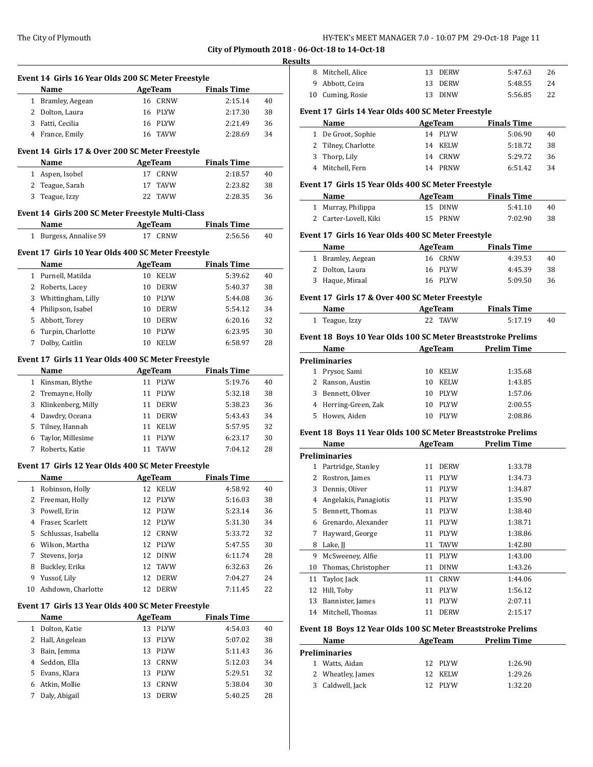**Results**

## Event 14 Girls 16 Year Olds 200 SC Meter Freestyle

| | Name | Age | Team | Finals Time | |
|---|---|---|---|---|---|
| 1 | Bramley, Aegean | 16 | CRNW | 2:15.14 | 40 |
| 2 | Dolton, Laura | 16 | PLYW | 2:17.30 | 38 |
| 3 | Fatti, Cecilia | 16 | PLYW | 2:21.49 | 36 |
| 4 | France, Emily | 16 | TAVW | 2:28.69 | 34 |

## Event 14 Girls 17 & Over 200 SC Meter Freestyle

| | Name | Age | Team | Finals Time | |
|---|---|---|---|---|---|
| 1 | Aspen, Isobel | 17 | CRNW | 2:18.57 | 40 |
| 2 | Teague, Sarah | 17 | TAVW | 2:23.82 | 38 |
| 3 | Teague, Izzy | 22 | TAVW | 2:28.35 | 36 |

## Event 14 Girls 200 SC Meter Freestyle Multi-Class

| | Name | Age | Team | Finals Time | |
|---|---|---|---|---|---|
| 1 | Burgess, Annalise S9 | 17 | CRNW | 2:56.56 | 40 |

## Event 17 Girls 10 Year Olds 400 SC Meter Freestyle

| | Name | Age | Team | Finals Time | |
|---|---|---|---|---|---|
| 1 | Purnell, Matilda | 10 | KELW | 5:39.62 | 40 |
| 2 | Roberts, Lacey | 10 | DERW | 5:40.37 | 38 |
| 3 | Whittingham, Lilly | 10 | PLYW | 5:44.08 | 36 |
| 4 | Philipson, Isabel | 10 | DERW | 5:54.12 | 34 |
| 5 | Abbott, Torey | 10 | DERW | 6:20.16 | 32 |
| 6 | Turpin, Charlotte | 10 | PLYW | 6:23.95 | 30 |
| 7 | Dolby, Caitlin | 10 | KELW | 6:58.97 | 28 |

## Event 17 Girls 11 Year Olds 400 SC Meter Freestyle

| | Name | Age | Team | Finals Time | |
|---|---|---|---|---|---|
| 1 | Kinsman, Blythe | 11 | PLYW | 5:19.76 | 40 |
| 2 | Tremayne, Holly | 11 | PLYW | 5:32.18 | 38 |
| 3 | Klinkenberg, Milly | 11 | DERW | 5:38.23 | 36 |
| 4 | Dawdry, Oceana | 11 | DERW | 5:43.43 | 34 |
| 5 | Tilney, Hannah | 11 | KELW | 5:57.95 | 32 |
| 6 | Taylor, Millesime | 11 | PLYW | 6:23.17 | 30 |
| 7 | Roberts, Katie | 11 | TAVW | 7:04.12 | 28 |

## Event 17 Girls 12 Year Olds 400 SC Meter Freestyle

| | Name | Age | Team | Finals Time | |
|---|---|---|---|---|---|
| 1 | Robinson, Holly | 12 | KELW | 4:58.92 | 40 |
| 2 | Freeman, Holly | 12 | PLYW | 5:16.03 | 38 |
| 3 | Powell, Erin | 12 | PLYW | 5:23.14 | 36 |
| 4 | Fraser, Scarlett | 12 | PLYW | 5:31.30 | 34 |
| 5 | Schlussas, Isabella | 12 | CRNW | 5:33.72 | 32 |
| 6 | Wilson, Martha | 12 | PLYW | 5:47.55 | 30 |
| 7 | Stevens, Jorja | 12 | DINW | 6:11.74 | 28 |
| 8 | Buckley, Erika | 12 | TAVW | 6:32.63 | 26 |
| 9 | Yussof, Lily | 12 | DERW | 7:04.27 | 24 |
| 10 | Ashdown, Charlotte | 12 | DERW | 7:11.45 | 22 |

## Event 17 Girls 13 Year Olds 400 SC Meter Freestyle

| | Name | Age | Team | Finals Time | |
|---|---|---|---|---|---|
| 1 | Dolton, Katie | 13 | PLYW | 4:54.03 | 40 |
| 2 | Hall, Angelean | 13 | PLYW | 5:07.02 | 38 |
| 3 | Bain, Jemma | 13 | PLYW | 5:11.43 | 36 |
| 4 | Seddon, Ella | 13 | CRNW | 5:12.03 | 34 |
| 5 | Evans, Klara | 13 | PLYW | 5:29.51 | 32 |
| 6 | Atkin, Mollie | 13 | CRNW | 5:38.04 | 30 |
| 7 | Daly, Abigail | 13 | DERW | 5:40.25 | 28 |
| 8 | Mitchell, Alice | 13 | DERW | 5:47.63 | 26 |
| 9 | Abbott, Ceira | 13 | DERW | 5:48.55 | 24 |
| 10 | Cuming, Rosie | 13 | DINW | 5:56.85 | 22 |

## Event 17 Girls 14 Year Olds 400 SC Meter Freestyle

| | Name | Age | Team | Finals Time | |
|---|---|---|---|---|---|
| 1 | De Groot, Sophie | 14 | PLYW | 5:06.90 | 40 |
| 2 | Tilney, Charlotte | 14 | KELW | 5:18.72 | 38 |
| 3 | Thorp, Lily | 14 | CRNW | 5:29.72 | 36 |
| 4 | Mitchell, Fern | 14 | PRNW | 6:51.42 | 34 |

## Event 17 Girls 15 Year Olds 400 SC Meter Freestyle

| | Name | Age | Team | Finals Time | |
|---|---|---|---|---|---|
| 1 | Murray, Philippa | 15 | DINW | 5:41.10 | 40 |
| 2 | Carter-Lovell, Kiki | 15 | PRNW | 7:02.90 | 38 |

## Event 17 Girls 16 Year Olds 400 SC Meter Freestyle

| | Name | Age | Team | Finals Time | |
|---|---|---|---|---|---|
| 1 | Bramley, Aegean | 16 | CRNW | 4:39.53 | 40 |
| 2 | Dolton, Laura | 16 | PLYW | 4:45.39 | 38 |
| 3 | Haque, Miraal | 16 | PLYW | 5:09.50 | 36 |

## Event 17 Girls 17 & Over 400 SC Meter Freestyle

| | Name | Age | Team | Finals Time | |
|---|---|---|---|---|---|
| 1 | Teague, Izzy | 22 | TAVW | 5:17.19 | 40 |

## Event 18 Boys 10 Year Olds 100 SC Meter Breaststroke Prelims

**Preliminaries**

| | Name | Age | Team | Prelim Time |
|---|---|---|---|---|
| 1 | Prysor, Sami | 10 | KELW | 1:35.68 |
| 2 | Ranson, Austin | 10 | KELW | 1:43.85 |
| 3 | Bennett, Oliver | 10 | PLYW | 1:57.06 |
| 4 | Herring-Green, Zak | 10 | PLYW | 2:00.55 |
| 5 | Howes, Aiden | 10 | PLYW | 2:08.86 |

## Event 18 Boys 11 Year Olds 100 SC Meter Breaststroke Prelims

**Preliminaries**

| | Name | Age | Team | Prelim Time |
|---|---|---|---|---|
| 1 | Partridge, Stanley | 11 | DERW | 1:33.78 |
| 2 | Rostron, James | 11 | PLYW | 1:34.73 |
| 3 | Dennis, Oliver | 11 | PLYW | 1:34.87 |
| 4 | Angelakis, Panagiotis | 11 | PLYW | 1:35.90 |
| 5 | Bennett, Thomas | 11 | PLYW | 1:38.40 |
| 6 | Grenardo, Alexander | 11 | PLYW | 1:38.71 |
| 7 | Hayward, George | 11 | PLYW | 1:38.86 |
| 8 | Lake, JJ | 11 | TAVW | 1:42.80 |
| 9 | McSweeney, Alfie | 11 | PLYW | 1:43.00 |
| 10 | Thomas, Christopher | 11 | DINW | 1:43.26 |
| 11 | Taylor, Jack | 11 | CRNW | 1:44.06 |
| 12 | Hill, Toby | 11 | PLYW | 1:56.12 |
| 13 | Bannister, James | 11 | PLYW | 2:07.11 |
| 14 | Mitchell, Thomas | 11 | DERW | 2:15.17 |

## Event 18 Boys 12 Year Olds 100 SC Meter Breaststroke Prelims

**Preliminaries**

| | Name | Age | Team | Prelim Time |
|---|---|---|---|---|
| 1 | Watts, Aidan | 12 | PLYW | 1:26.90 |
| 2 | Wheatley, James | 12 | KELW | 1:29.26 |
| 3 | Caldwell, Jack | 12 | PLYW | 1:32.20 |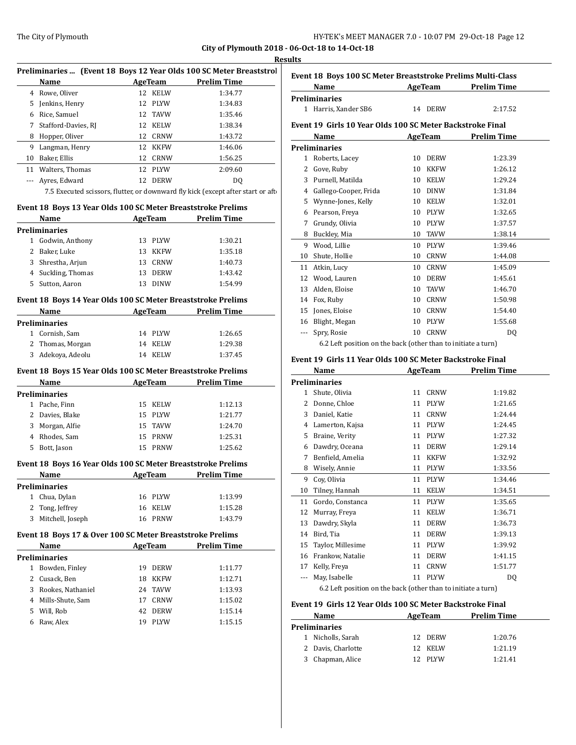City of Plymouth 2018 - 06-Oct-18 to 14-Oct-18

Results

### Preliminaries ... (Event 18 Boys 12 Year Olds 100 SC Meter Breaststrol

| | Name | Age | Team | Prelim Time |
|---|---|---|---|---|
| 4 | Rowe, Oliver | 12 | KELW | 1:34.77 |
| 5 | Jenkins, Henry | 12 | PLYW | 1:34.83 |
| 6 | Rice, Samuel | 12 | TAVW | 1:35.46 |
| 7 | Stafford-Davies, RJ | 12 | KELW | 1:38.34 |
| 8 | Hopper, Oliver | 12 | CRNW | 1:43.72 |
| 9 | Langman, Henry | 12 | KKFW | 1:46.06 |
| 10 | Baker, Ellis | 12 | CRNW | 1:56.25 |
| 11 | Walters, Thomas | 12 | PLYW | 2:09.60 |
| --- | Ayres, Edward | 12 | DERW | DQ |

7.5 Executed scissors, flutter, or downward fly kick (except after start or aft

### Event 18 Boys 13 Year Olds 100 SC Meter Breaststroke Prelims

| | Name | Age | Team | Prelim Time |
|---|---|---|---|---|
| **Preliminaries** | | | | |
| 1 | Godwin, Anthony | 13 | PLYW | 1:30.21 |
| 2 | Baker, Luke | 13 | KKFW | 1:35.18 |
| 3 | Shrestha, Arjun | 13 | CRNW | 1:40.73 |
| 4 | Suckling, Thomas | 13 | DERW | 1:43.42 |
| 5 | Sutton, Aaron | 13 | DINW | 1:54.99 |

### Event 18 Boys 14 Year Olds 100 SC Meter Breaststroke Prelims

| | Name | Age | Team | Prelim Time |
|---|---|---|---|---|
| **Preliminaries** | | | | |
| 1 | Cornish, Sam | 14 | PLYW | 1:26.65 |
| 2 | Thomas, Morgan | 14 | KELW | 1:29.38 |
| 3 | Adekoya, Adeolu | 14 | KELW | 1:37.45 |

### Event 18 Boys 15 Year Olds 100 SC Meter Breaststroke Prelims

| | Name | Age | Team | Prelim Time |
|---|---|---|---|---|
| **Preliminaries** | | | | |
| 1 | Pache, Finn | 15 | KELW | 1:12.13 |
| 2 | Davies, Blake | 15 | PLYW | 1:21.77 |
| 3 | Morgan, Alfie | 15 | TAVW | 1:24.70 |
| 4 | Rhodes, Sam | 15 | PRNW | 1:25.31 |
| 5 | Bott, Jason | 15 | PRNW | 1:25.62 |

### Event 18 Boys 16 Year Olds 100 SC Meter Breaststroke Prelims

| | Name | Age | Team | Prelim Time |
|---|---|---|---|---|
| **Preliminaries** | | | | |
| 1 | Chua, Dylan | 16 | PLYW | 1:13.99 |
| 2 | Tong, Jeffrey | 16 | KELW | 1:15.28 |
| 3 | Mitchell, Joseph | 16 | PRNW | 1:43.79 |

### Event 18 Boys 17 & Over 100 SC Meter Breaststroke Prelims

| | Name | Age | Team | Prelim Time |
|---|---|---|---|---|
| **Preliminaries** | | | | |
| 1 | Bowden, Finley | 19 | DERW | 1:11.77 |
| 2 | Cusack, Ben | 18 | KKFW | 1:12.71 |
| 3 | Rookes, Nathaniel | 24 | TAVW | 1:13.93 |
| 4 | Mills-Shute, Sam | 17 | CRNW | 1:15.02 |
| 5 | Will, Rob | 42 | DERW | 1:15.14 |
| 6 | Raw, Alex | 19 | PLYW | 1:15.15 |

### Event 18 Boys 100 SC Meter Breaststroke Prelims Multi-Class

| | Name | Age | Team | Prelim Time |
|---|---|---|---|---|
| **Preliminaries** | | | | |
| 1 | Harris, Xander SB6 | 14 | DERW | 2:17.52 |

### Event 19 Girls 10 Year Olds 100 SC Meter Backstroke Final

| | Name | Age | Team | Prelim Time |
|---|---|---|---|---|
| **Preliminaries** | | | | |
| 1 | Roberts, Lacey | 10 | DERW | 1:23.39 |
| 2 | Gove, Ruby | 10 | KKFW | 1:26.12 |
| 3 | Purnell, Matilda | 10 | KELW | 1:29.24 |
| 4 | Gallego-Cooper, Frida | 10 | DINW | 1:31.84 |
| 5 | Wynne-Jones, Kelly | 10 | KELW | 1:32.01 |
| 6 | Pearson, Freya | 10 | PLYW | 1:32.65 |
| 7 | Grundy, Olivia | 10 | PLYW | 1:37.57 |
| 8 | Buckley, Mia | 10 | TAVW | 1:38.14 |
| 9 | Wood, Lillie | 10 | PLYW | 1:39.46 |
| 10 | Shute, Hollie | 10 | CRNW | 1:44.08 |
| 11 | Atkin, Lucy | 10 | CRNW | 1:45.09 |
| 12 | Wood, Lauren | 10 | DERW | 1:45.61 |
| 13 | Alden, Eloise | 10 | TAVW | 1:46.70 |
| 14 | Fox, Ruby | 10 | CRNW | 1:50.98 |
| 15 | Jones, Eloise | 10 | CRNW | 1:54.40 |
| 16 | Blight, Megan | 10 | PLYW | 1:55.68 |
| --- | Spry, Rosie | 10 | CRNW | DQ |

6.2 Left position on the back (other than to initiate a turn)

### Event 19 Girls 11 Year Olds 100 SC Meter Backstroke Final

| | Name | Age | Team | Prelim Time |
|---|---|---|---|---|
| **Preliminaries** | | | | |
| 1 | Shute, Olivia | 11 | CRNW | 1:19.82 |
| 2 | Donne, Chloe | 11 | PLYW | 1:21.65 |
| 3 | Daniel, Katie | 11 | CRNW | 1:24.44 |
| 4 | Lamerton, Kajsa | 11 | PLYW | 1:24.45 |
| 5 | Braine, Verity | 11 | PLYW | 1:27.32 |
| 6 | Dawdry, Oceana | 11 | DERW | 1:29.14 |
| 7 | Benfield, Amelia | 11 | KKFW | 1:32.92 |
| 8 | Wisely, Annie | 11 | PLYW | 1:33.56 |
| 9 | Coy, Olivia | 11 | PLYW | 1:34.46 |
| 10 | Tilney, Hannah | 11 | KELW | 1:34.51 |
| 11 | Gordo, Constanca | 11 | PLYW | 1:35.65 |
| 12 | Murray, Freya | 11 | KELW | 1:36.71 |
| 13 | Dawdry, Skyla | 11 | DERW | 1:36.73 |
| 14 | Bird, Tia | 11 | DERW | 1:39.13 |
| 15 | Taylor, Millesime | 11 | PLYW | 1:39.92 |
| 16 | Frankow, Natalie | 11 | DERW | 1:41.15 |
| 17 | Kelly, Freya | 11 | CRNW | 1:51.77 |
| --- | May, Isabelle | 11 | PLYW | DQ |

6.2 Left position on the back (other than to initiate a turn)

### Event 19 Girls 12 Year Olds 100 SC Meter Backstroke Final

| | Name | Age | Team | Prelim Time |
|---|---|---|---|---|
| **Preliminaries** | | | | |
| 1 | Nicholls, Sarah | 12 | DERW | 1:20.76 |
| 2 | Davis, Charlotte | 12 | KELW | 1:21.19 |
| 3 | Chapman, Alice | 12 | PLYW | 1:21.41 |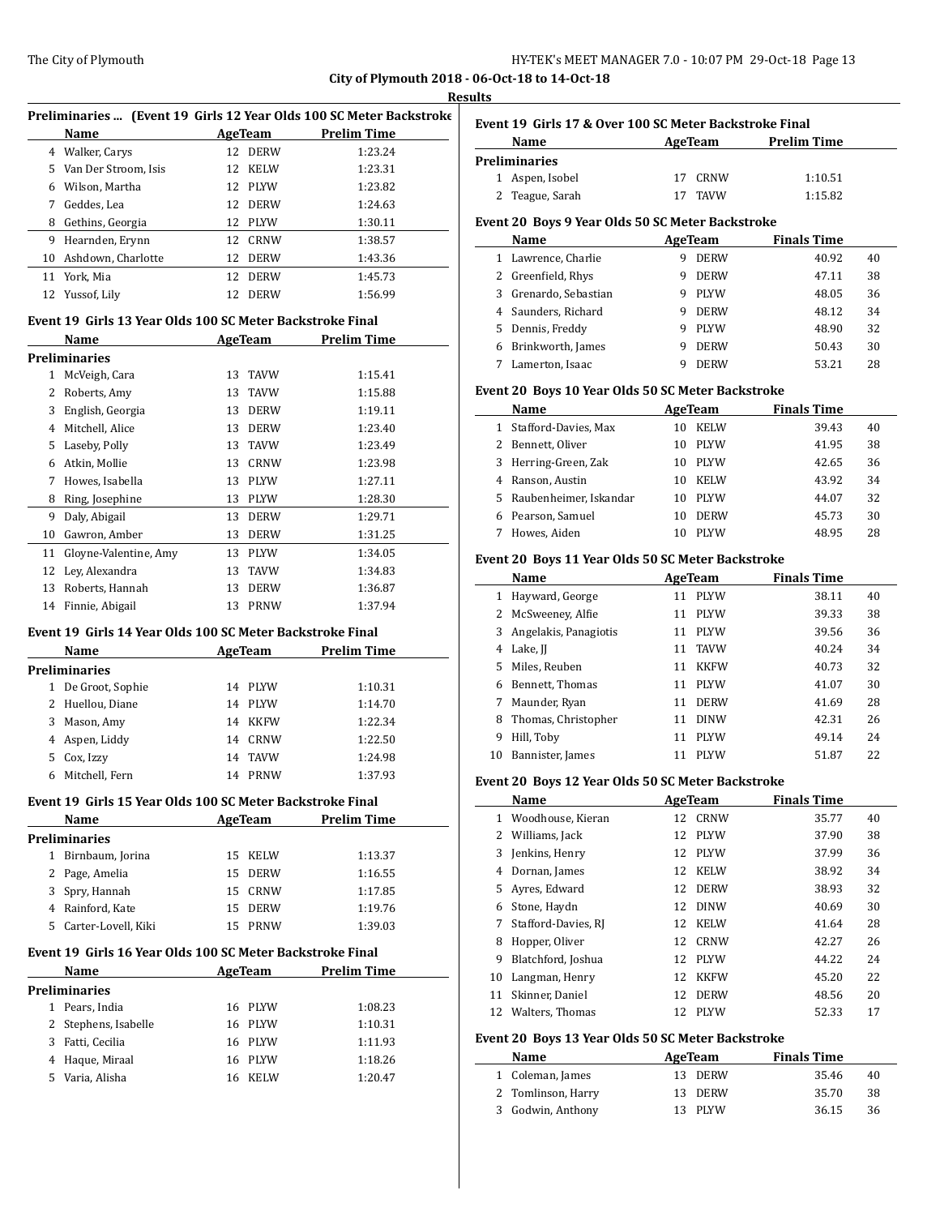**City of Plymouth 2018 - 06-Oct-18 to 14-Oct-18**

**Results**

### Preliminaries ... (Event 19 Girls 12 Year Olds 100 SC Meter Backstroke

| | Name | Age | Team | Prelim Time |
|---|---|---|---|---|
| 4 | Walker, Carys | 12 | DERW | 1:23.24 |
| 5 | Van Der Stroom, Isis | 12 | KELW | 1:23.31 |
| 6 | Wilson, Martha | 12 | PLYW | 1:23.82 |
| 7 | Geddes, Lea | 12 | DERW | 1:24.63 |
| 8 | Gethins, Georgia | 12 | PLYW | 1:30.11 |
| 9 | Hearnden, Erynn | 12 | CRNW | 1:38.57 |
| 10 | Ashdown, Charlotte | 12 | DERW | 1:43.36 |
| 11 | York, Mia | 12 | DERW | 1:45.73 |
| 12 | Yussof, Lily | 12 | DERW | 1:56.99 |

### Event 19 Girls 13 Year Olds 100 SC Meter Backstroke Final

| | Name | Age | Team | Prelim Time |
|---|---|---|---|---|
| **Preliminaries** | | | | |
| 1 | McVeigh, Cara | 13 | TAVW | 1:15.41 |
| 2 | Roberts, Amy | 13 | TAVW | 1:15.88 |
| 3 | English, Georgia | 13 | DERW | 1:19.11 |
| 4 | Mitchell, Alice | 13 | DERW | 1:23.40 |
| 5 | Laseby, Polly | 13 | TAVW | 1:23.49 |
| 6 | Atkin, Mollie | 13 | CRNW | 1:23.98 |
| 7 | Howes, Isabella | 13 | PLYW | 1:27.11 |
| 8 | Ring, Josephine | 13 | PLYW | 1:28.30 |
| 9 | Daly, Abigail | 13 | DERW | 1:29.71 |
| 10 | Gawron, Amber | 13 | DERW | 1:31.25 |
| 11 | Gloyne-Valentine, Amy | 13 | PLYW | 1:34.05 |
| 12 | Ley, Alexandra | 13 | TAVW | 1:34.83 |
| 13 | Roberts, Hannah | 13 | DERW | 1:36.87 |
| 14 | Finnie, Abigail | 13 | PRNW | 1:37.94 |

### Event 19 Girls 14 Year Olds 100 SC Meter Backstroke Final

| | Name | Age | Team | Prelim Time |
|---|---|---|---|---|
| **Preliminaries** | | | | |
| 1 | De Groot, Sophie | 14 | PLYW | 1:10.31 |
| 2 | Huellou, Diane | 14 | PLYW | 1:14.70 |
| 3 | Mason, Amy | 14 | KKFW | 1:22.34 |
| 4 | Aspen, Liddy | 14 | CRNW | 1:22.50 |
| 5 | Cox, Izzy | 14 | TAVW | 1:24.98 |
| 6 | Mitchell, Fern | 14 | PRNW | 1:37.93 |

### Event 19 Girls 15 Year Olds 100 SC Meter Backstroke Final

| | Name | Age | Team | Prelim Time |
|---|---|---|---|---|
| **Preliminaries** | | | | |
| 1 | Birnbaum, Jorina | 15 | KELW | 1:13.37 |
| 2 | Page, Amelia | 15 | DERW | 1:16.55 |
| 3 | Spry, Hannah | 15 | CRNW | 1:17.85 |
| 4 | Rainford, Kate | 15 | DERW | 1:19.76 |
| 5 | Carter-Lovell, Kiki | 15 | PRNW | 1:39.03 |

### Event 19 Girls 16 Year Olds 100 SC Meter Backstroke Final

| | Name | Age | Team | Prelim Time |
|---|---|---|---|---|
| **Preliminaries** | | | | |
| 1 | Pears, India | 16 | PLYW | 1:08.23 |
| 2 | Stephens, Isabelle | 16 | PLYW | 1:10.31 |
| 3 | Fatti, Cecilia | 16 | PLYW | 1:11.93 |
| 4 | Haque, Miraal | 16 | PLYW | 1:18.26 |
| 5 | Varia, Alisha | 16 | KELW | 1:20.47 |

### Event 19 Girls 17 & Over 100 SC Meter Backstroke Final

| | Name | Age | Team | Prelim Time |
|---|---|---|---|---|
| **Preliminaries** | | | | |
| 1 | Aspen, Isobel | 17 | CRNW | 1:10.51 |
| 2 | Teague, Sarah | 17 | TAVW | 1:15.82 |

### Event 20 Boys 9 Year Olds 50 SC Meter Backstroke

| | Name | Age | Team | Finals Time | Points |
|---|---|---|---|---|---|
| 1 | Lawrence, Charlie | 9 | DERW | 40.92 | 40 |
| 2 | Greenfield, Rhys | 9 | DERW | 47.11 | 38 |
| 3 | Grenardo, Sebastian | 9 | PLYW | 48.05 | 36 |
| 4 | Saunders, Richard | 9 | DERW | 48.12 | 34 |
| 5 | Dennis, Freddy | 9 | PLYW | 48.90 | 32 |
| 6 | Brinkworth, James | 9 | DERW | 50.43 | 30 |
| 7 | Lamerton, Isaac | 9 | DERW | 53.21 | 28 |

### Event 20 Boys 10 Year Olds 50 SC Meter Backstroke

| | Name | Age | Team | Finals Time | Points |
|---|---|---|---|---|---|
| 1 | Stafford-Davies, Max | 10 | KELW | 39.43 | 40 |
| 2 | Bennett, Oliver | 10 | PLYW | 41.95 | 38 |
| 3 | Herring-Green, Zak | 10 | PLYW | 42.65 | 36 |
| 4 | Ranson, Austin | 10 | KELW | 43.92 | 34 |
| 5 | Raubenheimer, Iskandar | 10 | PLYW | 44.07 | 32 |
| 6 | Pearson, Samuel | 10 | DERW | 45.73 | 30 |
| 7 | Howes, Aiden | 10 | PLYW | 48.95 | 28 |

### Event 20 Boys 11 Year Olds 50 SC Meter Backstroke

| | Name | Age | Team | Finals Time | Points |
|---|---|---|---|---|---|
| 1 | Hayward, George | 11 | PLYW | 38.11 | 40 |
| 2 | McSweeney, Alfie | 11 | PLYW | 39.33 | 38 |
| 3 | Angelakis, Panagiotis | 11 | PLYW | 39.56 | 36 |
| 4 | Lake, JJ | 11 | TAVW | 40.24 | 34 |
| 5 | Miles, Reuben | 11 | KKFW | 40.73 | 32 |
| 6 | Bennett, Thomas | 11 | PLYW | 41.07 | 30 |
| 7 | Maunder, Ryan | 11 | DERW | 41.69 | 28 |
| 8 | Thomas, Christopher | 11 | DINW | 42.31 | 26 |
| 9 | Hill, Toby | 11 | PLYW | 49.14 | 24 |
| 10 | Bannister, James | 11 | PLYW | 51.87 | 22 |

### Event 20 Boys 12 Year Olds 50 SC Meter Backstroke

| | Name | Age | Team | Finals Time | Points |
|---|---|---|---|---|---|
| 1 | Woodhouse, Kieran | 12 | CRNW | 35.77 | 40 |
| 2 | Williams, Jack | 12 | PLYW | 37.90 | 38 |
| 3 | Jenkins, Henry | 12 | PLYW | 37.99 | 36 |
| 4 | Dornan, James | 12 | KELW | 38.92 | 34 |
| 5 | Ayres, Edward | 12 | DERW | 38.93 | 32 |
| 6 | Stone, Haydn | 12 | DINW | 40.69 | 30 |
| 7 | Stafford-Davies, RJ | 12 | KELW | 41.64 | 28 |
| 8 | Hopper, Oliver | 12 | CRNW | 42.27 | 26 |
| 9 | Blatchford, Joshua | 12 | PLYW | 44.22 | 24 |
| 10 | Langman, Henry | 12 | KKFW | 45.20 | 22 |
| 11 | Skinner, Daniel | 12 | DERW | 48.56 | 20 |
| 12 | Walters, Thomas | 12 | PLYW | 52.33 | 17 |

### Event 20 Boys 13 Year Olds 50 SC Meter Backstroke

| | Name | Age | Team | Finals Time | Points |
|---|---|---|---|---|---|
| 1 | Coleman, James | 13 | DERW | 35.46 | 40 |
| 2 | Tomlinson, Harry | 13 | DERW | 35.70 | 38 |
| 3 | Godwin, Anthony | 13 | PLYW | 36.15 | 36 |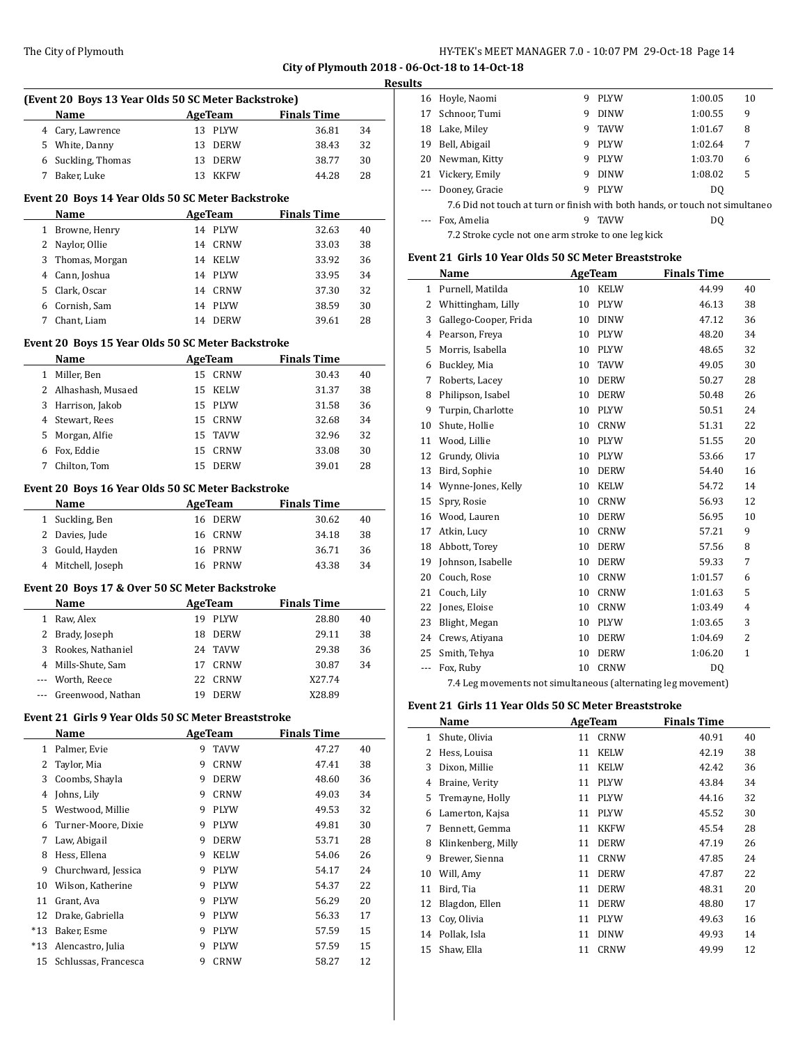**City of Plymouth 2018 - 06-Oct-18 to 14-Oct-18**

**Results**

### (Event 20 Boys 13 Year Olds 50 SC Meter Backstroke)

| | Name | Age | Team | Finals Time | |
|---|---|---|---|---|---|
| 4 | Cary, Lawrence | 13 | PLYW | 36.81 | 34 |
| 5 | White, Danny | 13 | DERW | 38.43 | 32 |
| 6 | Suckling, Thomas | 13 | DERW | 38.77 | 30 |
| 7 | Baker, Luke | 13 | KKFW | 44.28 | 28 |

### Event 20 Boys 14 Year Olds 50 SC Meter Backstroke

| | Name | Age | Team | Finals Time | |
|---|---|---|---|---|---|
| 1 | Browne, Henry | 14 | PLYW | 32.63 | 40 |
| 2 | Naylor, Ollie | 14 | CRNW | 33.03 | 38 |
| 3 | Thomas, Morgan | 14 | KELW | 33.92 | 36 |
| 4 | Cann, Joshua | 14 | PLYW | 33.95 | 34 |
| 5 | Clark, Oscar | 14 | CRNW | 37.30 | 32 |
| 6 | Cornish, Sam | 14 | PLYW | 38.59 | 30 |
| 7 | Chant, Liam | 14 | DERW | 39.61 | 28 |

### Event 20 Boys 15 Year Olds 50 SC Meter Backstroke

| | Name | Age | Team | Finals Time | |
|---|---|---|---|---|---|
| 1 | Miller, Ben | 15 | CRNW | 30.43 | 40 |
| 2 | Alhashash, Musaed | 15 | KELW | 31.37 | 38 |
| 3 | Harrison, Jakob | 15 | PLYW | 31.58 | 36 |
| 4 | Stewart, Rees | 15 | CRNW | 32.68 | 34 |
| 5 | Morgan, Alfie | 15 | TAVW | 32.96 | 32 |
| 6 | Fox, Eddie | 15 | CRNW | 33.08 | 30 |
| 7 | Chilton, Tom | 15 | DERW | 39.01 | 28 |

### Event 20 Boys 16 Year Olds 50 SC Meter Backstroke

| | Name | Age | Team | Finals Time | |
|---|---|---|---|---|---|
| 1 | Suckling, Ben | 16 | DERW | 30.62 | 40 |
| 2 | Davies, Jude | 16 | CRNW | 34.18 | 38 |
| 3 | Gould, Hayden | 16 | PRNW | 36.71 | 36 |
| 4 | Mitchell, Joseph | 16 | PRNW | 43.38 | 34 |

### Event 20 Boys 17 & Over 50 SC Meter Backstroke

| | Name | Age | Team | Finals Time | |
|---|---|---|---|---|---|
| 1 | Raw, Alex | 19 | PLYW | 28.80 | 40 |
| 2 | Brady, Joseph | 18 | DERW | 29.11 | 38 |
| 3 | Rookes, Nathaniel | 24 | TAVW | 29.38 | 36 |
| 4 | Mills-Shute, Sam | 17 | CRNW | 30.87 | 34 |
| --- | Worth, Reece | 22 | CRNW | X27.74 | |
| --- | Greenwood, Nathan | 19 | DERW | X28.89 | |

### Event 21 Girls 9 Year Olds 50 SC Meter Breaststroke

| | Name | Age | Team | Finals Time | |
|---|---|---|---|---|---|
| 1 | Palmer, Evie | 9 | TAVW | 47.27 | 40 |
| 2 | Taylor, Mia | 9 | CRNW | 47.41 | 38 |
| 3 | Coombs, Shayla | 9 | DERW | 48.60 | 36 |
| 4 | Johns, Lily | 9 | CRNW | 49.03 | 34 |
| 5 | Westwood, Millie | 9 | PLYW | 49.53 | 32 |
| 6 | Turner-Moore, Dixie | 9 | PLYW | 49.81 | 30 |
| 7 | Law, Abigail | 9 | DERW | 53.71 | 28 |
| 8 | Hess, Ellena | 9 | KELW | 54.06 | 26 |
| 9 | Churchward, Jessica | 9 | PLYW | 54.17 | 24 |
| 10 | Wilson, Katherine | 9 | PLYW | 54.37 | 22 |
| 11 | Grant, Ava | 9 | PLYW | 56.29 | 20 |
| 12 | Drake, Gabriella | 9 | PLYW | 56.33 | 17 |
| *13 | Baker, Esme | 9 | PLYW | 57.59 | 15 |
| *13 | Alencastro, Julia | 9 | PLYW | 57.59 | 15 |
| 15 | Schlussas, Francesca | 9 | CRNW | 58.27 | 12 |
| 16 | Hoyle, Naomi | 9 | PLYW | 1:00.05 | 10 |
| 17 | Schnoor, Tumi | 9 | DINW | 1:00.55 | 9 |
| 18 | Lake, Miley | 9 | TAVW | 1:01.67 | 8 |
| 19 | Bell, Abigail | 9 | PLYW | 1:02.64 | 7 |
| 20 | Newman, Kitty | 9 | PLYW | 1:03.70 | 6 |
| 21 | Vickery, Emily | 9 | DINW | 1:08.02 | 5 |
| --- | Dooney, Gracie | 9 | PLYW | DQ | |
| | 7.6 Did not touch at turn or finish with both hands, or touch not simultaneo | | | | |
| --- | Fox, Amelia | 9 | TAVW | DQ | |
| | 7.2 Stroke cycle not one arm stroke to one leg kick | | | | |

### Event 21 Girls 10 Year Olds 50 SC Meter Breaststroke

| | Name | Age | Team | Finals Time | |
|---|---|---|---|---|---|
| 1 | Purnell, Matilda | 10 | KELW | 44.99 | 40 |
| 2 | Whittingham, Lilly | 10 | PLYW | 46.13 | 38 |
| 3 | Gallego-Cooper, Frida | 10 | DINW | 47.12 | 36 |
| 4 | Pearson, Freya | 10 | PLYW | 48.20 | 34 |
| 5 | Morris, Isabella | 10 | PLYW | 48.65 | 32 |
| 6 | Buckley, Mia | 10 | TAVW | 49.05 | 30 |
| 7 | Roberts, Lacey | 10 | DERW | 50.27 | 28 |
| 8 | Philipson, Isabel | 10 | DERW | 50.48 | 26 |
| 9 | Turpin, Charlotte | 10 | PLYW | 50.51 | 24 |
| 10 | Shute, Hollie | 10 | CRNW | 51.31 | 22 |
| 11 | Wood, Lillie | 10 | PLYW | 51.55 | 20 |
| 12 | Grundy, Olivia | 10 | PLYW | 53.66 | 17 |
| 13 | Bird, Sophie | 10 | DERW | 54.40 | 16 |
| 14 | Wynne-Jones, Kelly | 10 | KELW | 54.72 | 14 |
| 15 | Spry, Rosie | 10 | CRNW | 56.93 | 12 |
| 16 | Wood, Lauren | 10 | DERW | 56.95 | 10 |
| 17 | Atkin, Lucy | 10 | CRNW | 57.21 | 9 |
| 18 | Abbott, Torey | 10 | DERW | 57.56 | 8 |
| 19 | Johnson, Isabelle | 10 | DERW | 59.33 | 7 |
| 20 | Couch, Rose | 10 | CRNW | 1:01.57 | 6 |
| 21 | Couch, Lily | 10 | CRNW | 1:01.63 | 5 |
| 22 | Jones, Eloise | 10 | CRNW | 1:03.49 | 4 |
| 23 | Blight, Megan | 10 | PLYW | 1:03.65 | 3 |
| 24 | Crews, Atiyana | 10 | DERW | 1:04.69 | 2 |
| 25 | Smith, Tehya | 10 | DERW | 1:06.20 | 1 |
| --- | Fox, Ruby | 10 | CRNW | DQ | |
| | 7.4 Leg movements not simultaneous (alternating leg movement) | | | | |

### Event 21 Girls 11 Year Olds 50 SC Meter Breaststroke

| | Name | Age | Team | Finals Time | |
|---|---|---|---|---|---|
| 1 | Shute, Olivia | 11 | CRNW | 40.91 | 40 |
| 2 | Hess, Louisa | 11 | KELW | 42.19 | 38 |
| 3 | Dixon, Millie | 11 | KELW | 42.42 | 36 |
| 4 | Braine, Verity | 11 | PLYW | 43.84 | 34 |
| 5 | Tremayne, Holly | 11 | PLYW | 44.16 | 32 |
| 6 | Lamerton, Kajsa | 11 | PLYW | 45.52 | 30 |
| 7 | Bennett, Gemma | 11 | KKFW | 45.54 | 28 |
| 8 | Klinkenberg, Milly | 11 | DERW | 47.19 | 26 |
| 9 | Brewer, Sienna | 11 | CRNW | 47.85 | 24 |
| 10 | Will, Amy | 11 | DERW | 47.87 | 22 |
| 11 | Bird, Tia | 11 | DERW | 48.31 | 20 |
| 12 | Blagdon, Ellen | 11 | DERW | 48.80 | 17 |
| 13 | Coy, Olivia | 11 | PLYW | 49.63 | 16 |
| 14 | Pollak, Isla | 11 | DINW | 49.93 | 14 |
| 15 | Shaw, Ella | 11 | CRNW | 49.99 | 12 |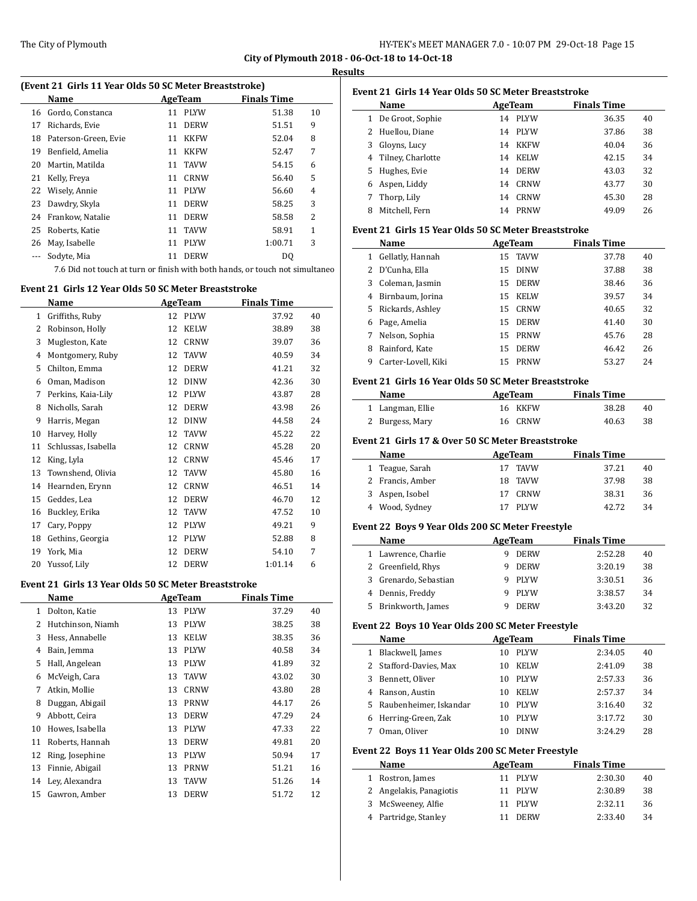**City of Plymouth 2018 - 06-Oct-18 to 14-Oct-18**

**Results**

### (Event 21 Girls 11 Year Olds 50 SC Meter Breaststroke)

| | Name | Age | Team | Finals Time | |
|---|---|---|---|---|---|
| 16 | Gordo, Constanca | 11 | PLYW | 51.38 | 10 |
| 17 | Richards, Evie | 11 | DERW | 51.51 | 9 |
| 18 | Paterson-Green, Evie | 11 | KKFW | 52.04 | 8 |
| 19 | Benfield, Amelia | 11 | KKFW | 52.47 | 7 |
| 20 | Martin, Matilda | 11 | TAVW | 54.15 | 6 |
| 21 | Kelly, Freya | 11 | CRNW | 56.40 | 5 |
| 22 | Wisely, Annie | 11 | PLYW | 56.60 | 4 |
| 23 | Dawdry, Skyla | 11 | DERW | 58.25 | 3 |
| 24 | Frankow, Natalie | 11 | DERW | 58.58 | 2 |
| 25 | Roberts, Katie | 11 | TAVW | 58.91 | 1 |
| 26 | May, Isabelle | 11 | PLYW | 1:00.71 | 3 |
| --- | Sodyte, Mia | 11 | DERW | DQ | |

7.6 Did not touch at turn or finish with both hands, or touch not simultaneo

### Event 21 Girls 12 Year Olds 50 SC Meter Breaststroke

| | Name | Age | Team | Finals Time | |
|---|---|---|---|---|---|
| 1 | Griffiths, Ruby | 12 | PLYW | 37.92 | 40 |
| 2 | Robinson, Holly | 12 | KELW | 38.89 | 38 |
| 3 | Mugleston, Kate | 12 | CRNW | 39.07 | 36 |
| 4 | Montgomery, Ruby | 12 | TAVW | 40.59 | 34 |
| 5 | Chilton, Emma | 12 | DERW | 41.21 | 32 |
| 6 | Oman, Madison | 12 | DINW | 42.36 | 30 |
| 7 | Perkins, Kaia-Lily | 12 | PLYW | 43.87 | 28 |
| 8 | Nicholls, Sarah | 12 | DERW | 43.98 | 26 |
| 9 | Harris, Megan | 12 | DINW | 44.58 | 24 |
| 10 | Harvey, Holly | 12 | TAVW | 45.22 | 22 |
| 11 | Schlussas, Isabella | 12 | CRNW | 45.28 | 20 |
| 12 | King, Lyla | 12 | CRNW | 45.46 | 17 |
| 13 | Townshend, Olivia | 12 | TAVW | 45.80 | 16 |
| 14 | Hearnden, Erynn | 12 | CRNW | 46.51 | 14 |
| 15 | Geddes, Lea | 12 | DERW | 46.70 | 12 |
| 16 | Buckley, Erika | 12 | TAVW | 47.52 | 10 |
| 17 | Cary, Poppy | 12 | PLYW | 49.21 | 9 |
| 18 | Gethins, Georgia | 12 | PLYW | 52.88 | 8 |
| 19 | York, Mia | 12 | DERW | 54.10 | 7 |
| 20 | Yussof, Lily | 12 | DERW | 1:01.14 | 6 |

### Event 21 Girls 13 Year Olds 50 SC Meter Breaststroke

| | Name | Age | Team | Finals Time | |
|---|---|---|---|---|---|
| 1 | Dolton, Katie | 13 | PLYW | 37.29 | 40 |
| 2 | Hutchinson, Niamh | 13 | PLYW | 38.25 | 38 |
| 3 | Hess, Annabelle | 13 | KELW | 38.35 | 36 |
| 4 | Bain, Jemma | 13 | PLYW | 40.58 | 34 |
| 5 | Hall, Angelean | 13 | PLYW | 41.89 | 32 |
| 6 | McVeigh, Cara | 13 | TAVW | 43.02 | 30 |
| 7 | Atkin, Mollie | 13 | CRNW | 43.80 | 28 |
| 8 | Duggan, Abigail | 13 | PRNW | 44.17 | 26 |
| 9 | Abbott, Ceira | 13 | DERW | 47.29 | 24 |
| 10 | Howes, Isabella | 13 | PLYW | 47.33 | 22 |
| 11 | Roberts, Hannah | 13 | DERW | 49.81 | 20 |
| 12 | Ring, Josephine | 13 | PLYW | 50.94 | 17 |
| 13 | Finnie, Abigail | 13 | PRNW | 51.21 | 16 |
| 14 | Ley, Alexandra | 13 | TAVW | 51.26 | 14 |
| 15 | Gawron, Amber | 13 | DERW | 51.72 | 12 |

### Event 21 Girls 14 Year Olds 50 SC Meter Breaststroke

| | Name | Age | Team | Finals Time | |
|---|---|---|---|---|---|
| 1 | De Groot, Sophie | 14 | PLYW | 36.35 | 40 |
| 2 | Huellou, Diane | 14 | PLYW | 37.86 | 38 |
| 3 | Gloyns, Lucy | 14 | KKFW | 40.04 | 36 |
| 4 | Tilney, Charlotte | 14 | KELW | 42.15 | 34 |
| 5 | Hughes, Evie | 14 | DERW | 43.03 | 32 |
| 6 | Aspen, Liddy | 14 | CRNW | 43.77 | 30 |
| 7 | Thorp, Lily | 14 | CRNW | 45.30 | 28 |
| 8 | Mitchell, Fern | 14 | PRNW | 49.09 | 26 |

### Event 21 Girls 15 Year Olds 50 SC Meter Breaststroke

| | Name | Age | Team | Finals Time | |
|---|---|---|---|---|---|
| 1 | Gellatly, Hannah | 15 | TAVW | 37.78 | 40 |
| 2 | D'Cunha, Ella | 15 | DINW | 37.88 | 38 |
| 3 | Coleman, Jasmin | 15 | DERW | 38.46 | 36 |
| 4 | Birnbaum, Jorina | 15 | KELW | 39.57 | 34 |
| 5 | Rickards, Ashley | 15 | CRNW | 40.65 | 32 |
| 6 | Page, Amelia | 15 | DERW | 41.40 | 30 |
| 7 | Nelson, Sophia | 15 | PRNW | 45.76 | 28 |
| 8 | Rainford, Kate | 15 | DERW | 46.42 | 26 |
| 9 | Carter-Lovell, Kiki | 15 | PRNW | 53.27 | 24 |

### Event 21 Girls 16 Year Olds 50 SC Meter Breaststroke

| | Name | Age | Team | Finals Time | |
|---|---|---|---|---|---|
| 1 | Langman, Ellie | 16 | KKFW | 38.28 | 40 |
| 2 | Burgess, Mary | 16 | CRNW | 40.63 | 38 |

### Event 21 Girls 17 & Over 50 SC Meter Breaststroke

| | Name | Age | Team | Finals Time | |
|---|---|---|---|---|---|
| 1 | Teague, Sarah | 17 | TAVW | 37.21 | 40 |
| 2 | Francis, Amber | 18 | TAVW | 37.98 | 38 |
| 3 | Aspen, Isobel | 17 | CRNW | 38.31 | 36 |
| 4 | Wood, Sydney | 17 | PLYW | 42.72 | 34 |

### Event 22 Boys 9 Year Olds 200 SC Meter Freestyle

| | Name | Age | Team | Finals Time | |
|---|---|---|---|---|---|
| 1 | Lawrence, Charlie | 9 | DERW | 2:52.28 | 40 |
| 2 | Greenfield, Rhys | 9 | DERW | 3:20.19 | 38 |
| 3 | Grenardo, Sebastian | 9 | PLYW | 3:30.51 | 36 |
| 4 | Dennis, Freddy | 9 | PLYW | 3:38.57 | 34 |
| 5 | Brinkworth, James | 9 | DERW | 3:43.20 | 32 |

### Event 22 Boys 10 Year Olds 200 SC Meter Freestyle

| | Name | Age | Team | Finals Time | |
|---|---|---|---|---|---|
| 1 | Blackwell, James | 10 | PLYW | 2:34.05 | 40 |
| 2 | Stafford-Davies, Max | 10 | KELW | 2:41.09 | 38 |
| 3 | Bennett, Oliver | 10 | PLYW | 2:57.33 | 36 |
| 4 | Ranson, Austin | 10 | KELW | 2:57.37 | 34 |
| 5 | Raubenheimer, Iskandar | 10 | PLYW | 3:16.40 | 32 |
| 6 | Herring-Green, Zak | 10 | PLYW | 3:17.72 | 30 |
| 7 | Oman, Oliver | 10 | DINW | 3:24.29 | 28 |

### Event 22 Boys 11 Year Olds 200 SC Meter Freestyle

| | Name | Age | Team | Finals Time | |
|---|---|---|---|---|---|
| 1 | Rostron, James | 11 | PLYW | 2:30.30 | 40 |
| 2 | Angelakis, Panagiotis | 11 | PLYW | 2:30.89 | 38 |
| 3 | McSweeney, Alfie | 11 | PLYW | 2:32.11 | 36 |
| 4 | Partridge, Stanley | 11 | DERW | 2:33.40 | 34 |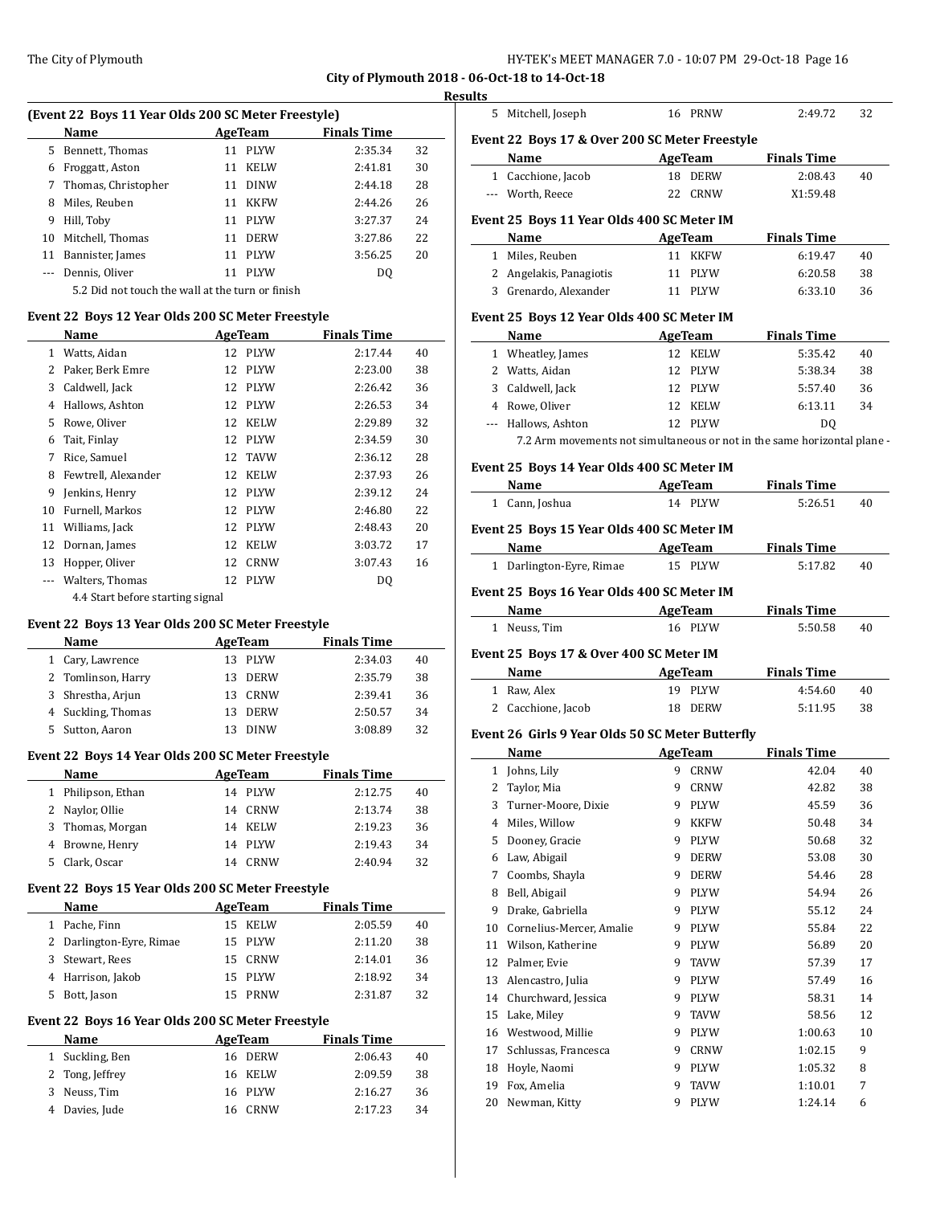**City of Plymouth 2018 - 06-Oct-18 to 14-Oct-18**

**Results**

### (Event 22 Boys 11 Year Olds 200 SC Meter Freestyle)

| | Name | Age | Team | Finals Time | |
|---|---|---|---|---|---|
| 5 | Bennett, Thomas | 11 | PLYW | 2:35.34 | 32 |
| 6 | Froggatt, Aston | 11 | KELW | 2:41.81 | 30 |
| 7 | Thomas, Christopher | 11 | DINW | 2:44.18 | 28 |
| 8 | Miles, Reuben | 11 | KKFW | 2:44.26 | 26 |
| 9 | Hill, Toby | 11 | PLYW | 3:27.37 | 24 |
| 10 | Mitchell, Thomas | 11 | DERW | 3:27.86 | 22 |
| 11 | Bannister, James | 11 | PLYW | 3:56.25 | 20 |
| --- | Dennis, Oliver | 11 | PLYW | DQ | |

5.2 Did not touch the wall at the turn or finish

### Event 22 Boys 12 Year Olds 200 SC Meter Freestyle

| | Name | Age | Team | Finals Time | |
|---|---|---|---|---|---|
| 1 | Watts, Aidan | 12 | PLYW | 2:17.44 | 40 |
| 2 | Paker, Berk Emre | 12 | PLYW | 2:23.00 | 38 |
| 3 | Caldwell, Jack | 12 | PLYW | 2:26.42 | 36 |
| 4 | Hallows, Ashton | 12 | PLYW | 2:26.53 | 34 |
| 5 | Rowe, Oliver | 12 | KELW | 2:29.89 | 32 |
| 6 | Tait, Finlay | 12 | PLYW | 2:34.59 | 30 |
| 7 | Rice, Samuel | 12 | TAVW | 2:36.12 | 28 |
| 8 | Fewtrell, Alexander | 12 | KELW | 2:37.93 | 26 |
| 9 | Jenkins, Henry | 12 | PLYW | 2:39.12 | 24 |
| 10 | Furnell, Markos | 12 | PLYW | 2:46.80 | 22 |
| 11 | Williams, Jack | 12 | PLYW | 2:48.43 | 20 |
| 12 | Dornan, James | 12 | KELW | 3:03.72 | 17 |
| 13 | Hopper, Oliver | 12 | CRNW | 3:07.43 | 16 |
| --- | Walters, Thomas | 12 | PLYW | DQ | |

4.4 Start before starting signal

### Event 22 Boys 13 Year Olds 200 SC Meter Freestyle

| | Name | Age | Team | Finals Time | |
|---|---|---|---|---|---|
| 1 | Cary, Lawrence | 13 | PLYW | 2:34.03 | 40 |
| 2 | Tomlinson, Harry | 13 | DERW | 2:35.79 | 38 |
| 3 | Shrestha, Arjun | 13 | CRNW | 2:39.41 | 36 |
| 4 | Suckling, Thomas | 13 | DERW | 2:50.57 | 34 |
| 5 | Sutton, Aaron | 13 | DINW | 3:08.89 | 32 |

### Event 22 Boys 14 Year Olds 200 SC Meter Freestyle

| | Name | Age | Team | Finals Time | |
|---|---|---|---|---|---|
| 1 | Philipson, Ethan | 14 | PLYW | 2:12.75 | 40 |
| 2 | Naylor, Ollie | 14 | CRNW | 2:13.74 | 38 |
| 3 | Thomas, Morgan | 14 | KELW | 2:19.23 | 36 |
| 4 | Browne, Henry | 14 | PLYW | 2:19.43 | 34 |
| 5 | Clark, Oscar | 14 | CRNW | 2:40.94 | 32 |

### Event 22 Boys 15 Year Olds 200 SC Meter Freestyle

| | Name | Age | Team | Finals Time | |
|---|---|---|---|---|---|
| 1 | Pache, Finn | 15 | KELW | 2:05.59 | 40 |
| 2 | Darlington-Eyre, Rimae | 15 | PLYW | 2:11.20 | 38 |
| 3 | Stewart, Rees | 15 | CRNW | 2:14.01 | 36 |
| 4 | Harrison, Jakob | 15 | PLYW | 2:18.92 | 34 |
| 5 | Bott, Jason | 15 | PRNW | 2:31.87 | 32 |

### Event 22 Boys 16 Year Olds 200 SC Meter Freestyle

| | Name | Age | Team | Finals Time | |
|---|---|---|---|---|---|
| 1 | Suckling, Ben | 16 | DERW | 2:06.43 | 40 |
| 2 | Tong, Jeffrey | 16 | KELW | 2:09.59 | 38 |
| 3 | Neuss, Tim | 16 | PLYW | 2:16.27 | 36 |
| 4 | Davies, Jude | 16 | CRNW | 2:17.23 | 34 |
| 5 | Mitchell, Joseph | 16 | PRNW | 2:49.72 | 32 |

### Event 22 Boys 17 & Over 200 SC Meter Freestyle

| | Name | Age | Team | Finals Time | |
|---|---|---|---|---|---|
| 1 | Cacchione, Jacob | 18 | DERW | 2:08.43 | 40 |
| --- | Worth, Reece | 22 | CRNW | X1:59.48 | |

### Event 25 Boys 11 Year Olds 400 SC Meter IM

| | Name | Age | Team | Finals Time | |
|---|---|---|---|---|---|
| 1 | Miles, Reuben | 11 | KKFW | 6:19.47 | 40 |
| 2 | Angelakis, Panagiotis | 11 | PLYW | 6:20.58 | 38 |
| 3 | Grenardo, Alexander | 11 | PLYW | 6:33.10 | 36 |

### Event 25 Boys 12 Year Olds 400 SC Meter IM

| | Name | Age | Team | Finals Time | |
|---|---|---|---|---|---|
| 1 | Wheatley, James | 12 | KELW | 5:35.42 | 40 |
| 2 | Watts, Aidan | 12 | PLYW | 5:38.34 | 38 |
| 3 | Caldwell, Jack | 12 | PLYW | 5:57.40 | 36 |
| 4 | Rowe, Oliver | 12 | KELW | 6:13.11 | 34 |
| --- | Hallows, Ashton | 12 | PLYW | DQ | |

7.2 Arm movements not simultaneous or not in the same horizontal plane -

### Event 25 Boys 14 Year Olds 400 SC Meter IM

| | Name | Age | Team | Finals Time | |
|---|---|---|---|---|---|
| 1 | Cann, Joshua | 14 | PLYW | 5:26.51 | 40 |

### Event 25 Boys 15 Year Olds 400 SC Meter IM

| | Name | Age | Team | Finals Time | |
|---|---|---|---|---|---|
| 1 | Darlington-Eyre, Rimae | 15 | PLYW | 5:17.82 | 40 |

### Event 25 Boys 16 Year Olds 400 SC Meter IM

| | Name | Age | Team | Finals Time | |
|---|---|---|---|---|---|
| 1 | Neuss, Tim | 16 | PLYW | 5:50.58 | 40 |

### Event 25 Boys 17 & Over 400 SC Meter IM

| | Name | Age | Team | Finals Time | |
|---|---|---|---|---|---|
| 1 | Raw, Alex | 19 | PLYW | 4:54.60 | 40 |
| 2 | Cacchione, Jacob | 18 | DERW | 5:11.95 | 38 |

### Event 26 Girls 9 Year Olds 50 SC Meter Butterfly

| | Name | Age | Team | Finals Time | |
|---|---|---|---|---|---|
| 1 | Johns, Lily | 9 | CRNW | 42.04 | 40 |
| 2 | Taylor, Mia | 9 | CRNW | 42.82 | 38 |
| 3 | Turner-Moore, Dixie | 9 | PLYW | 45.59 | 36 |
| 4 | Miles, Willow | 9 | KKFW | 50.48 | 34 |
| 5 | Dooney, Gracie | 9 | PLYW | 50.68 | 32 |
| 6 | Law, Abigail | 9 | DERW | 53.08 | 30 |
| 7 | Coombs, Shayla | 9 | DERW | 54.46 | 28 |
| 8 | Bell, Abigail | 9 | PLYW | 54.94 | 26 |
| 9 | Drake, Gabriella | 9 | PLYW | 55.12 | 24 |
| 10 | Cornelius-Mercer, Amalie | 9 | PLYW | 55.84 | 22 |
| 11 | Wilson, Katherine | 9 | PLYW | 56.89 | 20 |
| 12 | Palmer, Evie | 9 | TAVW | 57.39 | 17 |
| 13 | Alencastro, Julia | 9 | PLYW | 57.49 | 16 |
| 14 | Churchward, Jessica | 9 | PLYW | 58.31 | 14 |
| 15 | Lake, Miley | 9 | TAVW | 58.56 | 12 |
| 16 | Westwood, Millie | 9 | PLYW | 1:00.63 | 10 |
| 17 | Schlussas, Francesca | 9 | CRNW | 1:02.15 | 9 |
| 18 | Hoyle, Naomi | 9 | PLYW | 1:05.32 | 8 |
| 19 | Fox, Amelia | 9 | TAVW | 1:10.01 | 7 |
| 20 | Newman, Kitty | 9 | PLYW | 1:24.14 | 6 |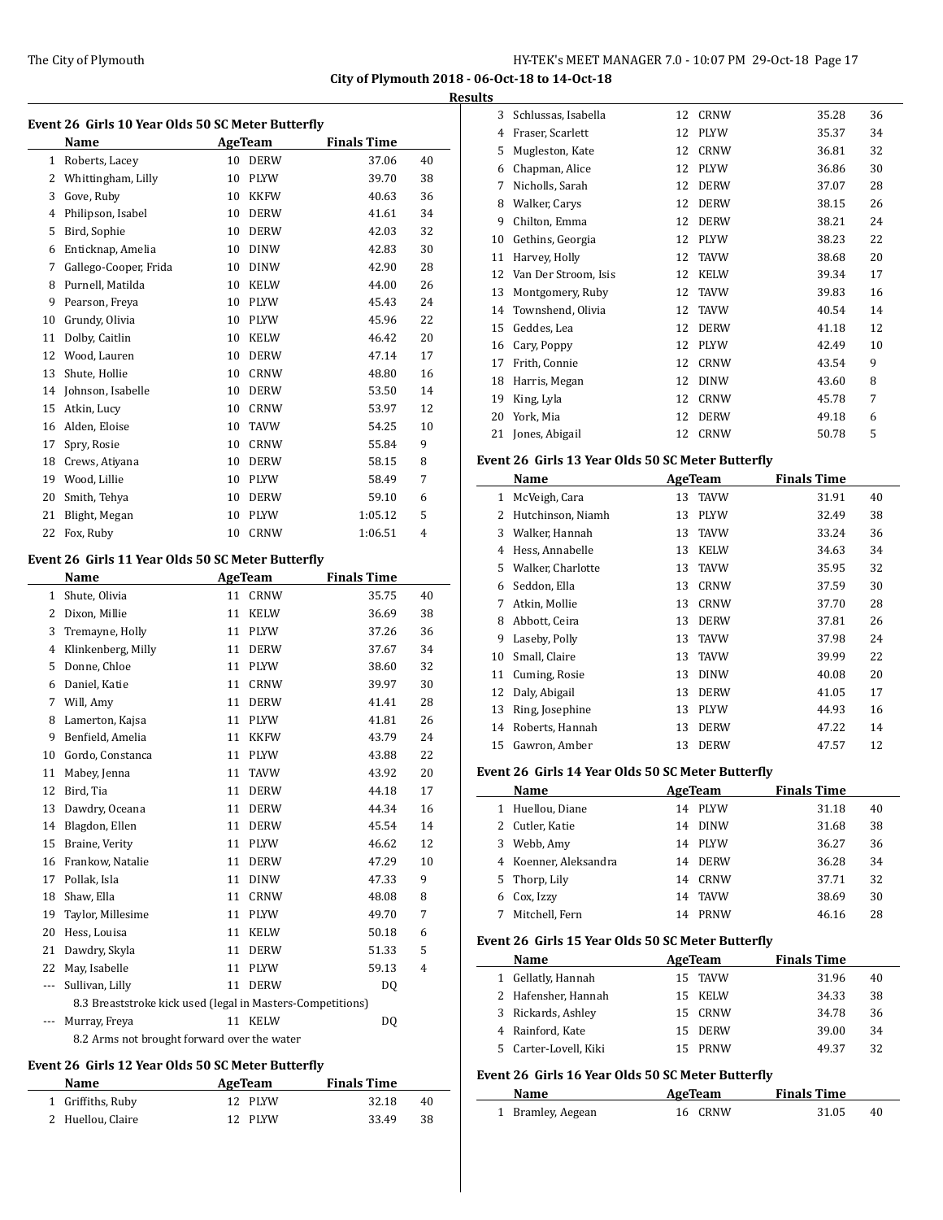## Results

### Event 26 Girls 10 Year Olds 50 SC Meter Butterfly

| | Name | Age | Team | Finals Time | |
|---|---|---|---|---|---|
| 1 | Roberts, Lacey | 10 | DERW | 37.06 | 40 |
| 2 | Whittingham, Lilly | 10 | PLYW | 39.70 | 38 |
| 3 | Gove, Ruby | 10 | KKFW | 40.63 | 36 |
| 4 | Philipson, Isabel | 10 | DERW | 41.61 | 34 |
| 5 | Bird, Sophie | 10 | DERW | 42.03 | 32 |
| 6 | Enticknap, Amelia | 10 | DINW | 42.83 | 30 |
| 7 | Gallego-Cooper, Frida | 10 | DINW | 42.90 | 28 |
| 8 | Purnell, Matilda | 10 | KELW | 44.00 | 26 |
| 9 | Pearson, Freya | 10 | PLYW | 45.43 | 24 |
| 10 | Grundy, Olivia | 10 | PLYW | 45.96 | 22 |
| 11 | Dolby, Caitlin | 10 | KELW | 46.42 | 20 |
| 12 | Wood, Lauren | 10 | DERW | 47.14 | 17 |
| 13 | Shute, Hollie | 10 | CRNW | 48.80 | 16 |
| 14 | Johnson, Isabelle | 10 | DERW | 53.50 | 14 |
| 15 | Atkin, Lucy | 10 | CRNW | 53.97 | 12 |
| 16 | Alden, Eloise | 10 | TAVW | 54.25 | 10 |
| 17 | Spry, Rosie | 10 | CRNW | 55.84 | 9 |
| 18 | Crews, Atiyana | 10 | DERW | 58.15 | 8 |
| 19 | Wood, Lillie | 10 | PLYW | 58.49 | 7 |
| 20 | Smith, Tehya | 10 | DERW | 59.10 | 6 |
| 21 | Blight, Megan | 10 | PLYW | 1:05.12 | 5 |
| 22 | Fox, Ruby | 10 | CRNW | 1:06.51 | 4 |

### Event 26 Girls 11 Year Olds 50 SC Meter Butterfly

| | Name | Age | Team | Finals Time | |
|---|---|---|---|---|---|
| 1 | Shute, Olivia | 11 | CRNW | 35.75 | 40 |
| 2 | Dixon, Millie | 11 | KELW | 36.69 | 38 |
| 3 | Tremayne, Holly | 11 | PLYW | 37.26 | 36 |
| 4 | Klinkenberg, Milly | 11 | DERW | 37.67 | 34 |
| 5 | Donne, Chloe | 11 | PLYW | 38.60 | 32 |
| 6 | Daniel, Katie | 11 | CRNW | 39.97 | 30 |
| 7 | Will, Amy | 11 | DERW | 41.41 | 28 |
| 8 | Lamerton, Kajsa | 11 | PLYW | 41.81 | 26 |
| 9 | Benfield, Amelia | 11 | KKFW | 43.79 | 24 |
| 10 | Gordo, Constanca | 11 | PLYW | 43.88 | 22 |
| 11 | Mabey, Jenna | 11 | TAVW | 43.92 | 20 |
| 12 | Bird, Tia | 11 | DERW | 44.18 | 17 |
| 13 | Dawdry, Oceana | 11 | DERW | 44.34 | 16 |
| 14 | Blagdon, Ellen | 11 | DERW | 45.54 | 14 |
| 15 | Braine, Verity | 11 | PLYW | 46.62 | 12 |
| 16 | Frankow, Natalie | 11 | DERW | 47.29 | 10 |
| 17 | Pollak, Isla | 11 | DINW | 47.33 | 9 |
| 18 | Shaw, Ella | 11 | CRNW | 48.08 | 8 |
| 19 | Taylor, Millesime | 11 | PLYW | 49.70 | 7 |
| 20 | Hess, Louisa | 11 | KELW | 50.18 | 6 |
| 21 | Dawdry, Skyla | 11 | DERW | 51.33 | 5 |
| 22 | May, Isabelle | 11 | PLYW | 59.13 | 4 |
| --- | Sullivan, Lilly | 11 | DERW | DQ | |
| | 8.3 Breaststroke kick used (legal in Masters-Competitions) | | | | |
| --- | Murray, Freya | 11 | KELW | DQ | |
| | 8.2 Arms not brought forward over the water | | | | |

### Event 26 Girls 12 Year Olds 50 SC Meter Butterfly

| | Name | Age | Team | Finals Time | |
|---|---|---|---|---|---|
| 1 | Griffiths, Ruby | 12 | PLYW | 32.18 | 40 |
| 2 | Huellou, Claire | 12 | PLYW | 33.49 | 38 |
| 3 | Schlussas, Isabella | 12 | CRNW | 35.28 | 36 |
| 4 | Fraser, Scarlett | 12 | PLYW | 35.37 | 34 |
| 5 | Mugleston, Kate | 12 | CRNW | 36.81 | 32 |
| 6 | Chapman, Alice | 12 | PLYW | 36.86 | 30 |
| 7 | Nicholls, Sarah | 12 | DERW | 37.07 | 28 |
| 8 | Walker, Carys | 12 | DERW | 38.15 | 26 |
| 9 | Chilton, Emma | 12 | DERW | 38.21 | 24 |
| 10 | Gethins, Georgia | 12 | PLYW | 38.23 | 22 |
| 11 | Harvey, Holly | 12 | TAVW | 38.68 | 20 |
| 12 | Van Der Stroom, Isis | 12 | KELW | 39.34 | 17 |
| 13 | Montgomery, Ruby | 12 | TAVW | 39.83 | 16 |
| 14 | Townshend, Olivia | 12 | TAVW | 40.54 | 14 |
| 15 | Geddes, Lea | 12 | DERW | 41.18 | 12 |
| 16 | Cary, Poppy | 12 | PLYW | 42.49 | 10 |
| 17 | Frith, Connie | 12 | CRNW | 43.54 | 9 |
| 18 | Harris, Megan | 12 | DINW | 43.60 | 8 |
| 19 | King, Lyla | 12 | CRNW | 45.78 | 7 |
| 20 | York, Mia | 12 | DERW | 49.18 | 6 |
| 21 | Jones, Abigail | 12 | CRNW | 50.78 | 5 |

### Event 26 Girls 13 Year Olds 50 SC Meter Butterfly

| | Name | Age | Team | Finals Time | |
|---|---|---|---|---|---|
| 1 | McVeigh, Cara | 13 | TAVW | 31.91 | 40 |
| 2 | Hutchinson, Niamh | 13 | PLYW | 32.49 | 38 |
| 3 | Walker, Hannah | 13 | TAVW | 33.24 | 36 |
| 4 | Hess, Annabelle | 13 | KELW | 34.63 | 34 |
| 5 | Walker, Charlotte | 13 | TAVW | 35.95 | 32 |
| 6 | Seddon, Ella | 13 | CRNW | 37.59 | 30 |
| 7 | Atkin, Mollie | 13 | CRNW | 37.70 | 28 |
| 8 | Abbott, Ceira | 13 | DERW | 37.81 | 26 |
| 9 | Laseby, Polly | 13 | TAVW | 37.98 | 24 |
| 10 | Small, Claire | 13 | TAVW | 39.99 | 22 |
| 11 | Cuming, Rosie | 13 | DINW | 40.08 | 20 |
| 12 | Daly, Abigail | 13 | DERW | 41.05 | 17 |
| 13 | Ring, Josephine | 13 | PLYW | 44.93 | 16 |
| 14 | Roberts, Hannah | 13 | DERW | 47.22 | 14 |
| 15 | Gawron, Amber | 13 | DERW | 47.57 | 12 |

### Event 26 Girls 14 Year Olds 50 SC Meter Butterfly

| | Name | Age | Team | Finals Time | |
|---|---|---|---|---|---|
| 1 | Huellou, Diane | 14 | PLYW | 31.18 | 40 |
| 2 | Cutler, Katie | 14 | DINW | 31.68 | 38 |
| 3 | Webb, Amy | 14 | PLYW | 36.27 | 36 |
| 4 | Koenner, Aleksandra | 14 | DERW | 36.28 | 34 |
| 5 | Thorp, Lily | 14 | CRNW | 37.71 | 32 |
| 6 | Cox, Izzy | 14 | TAVW | 38.69 | 30 |
| 7 | Mitchell, Fern | 14 | PRNW | 46.16 | 28 |

### Event 26 Girls 15 Year Olds 50 SC Meter Butterfly

| | Name | Age | Team | Finals Time | |
|---|---|---|---|---|---|
| 1 | Gellatly, Hannah | 15 | TAVW | 31.96 | 40 |
| 2 | Hafensher, Hannah | 15 | KELW | 34.33 | 38 |
| 3 | Rickards, Ashley | 15 | CRNW | 34.78 | 36 |
| 4 | Rainford, Kate | 15 | DERW | 39.00 | 34 |
| 5 | Carter-Lovell, Kiki | 15 | PRNW | 49.37 | 32 |

### Event 26 Girls 16 Year Olds 50 SC Meter Butterfly

| | Name | Age | Team | Finals Time | |
|---|---|---|---|---|---|
| 1 | Bramley, Aegean | 16 | CRNW | 31.05 | 40 |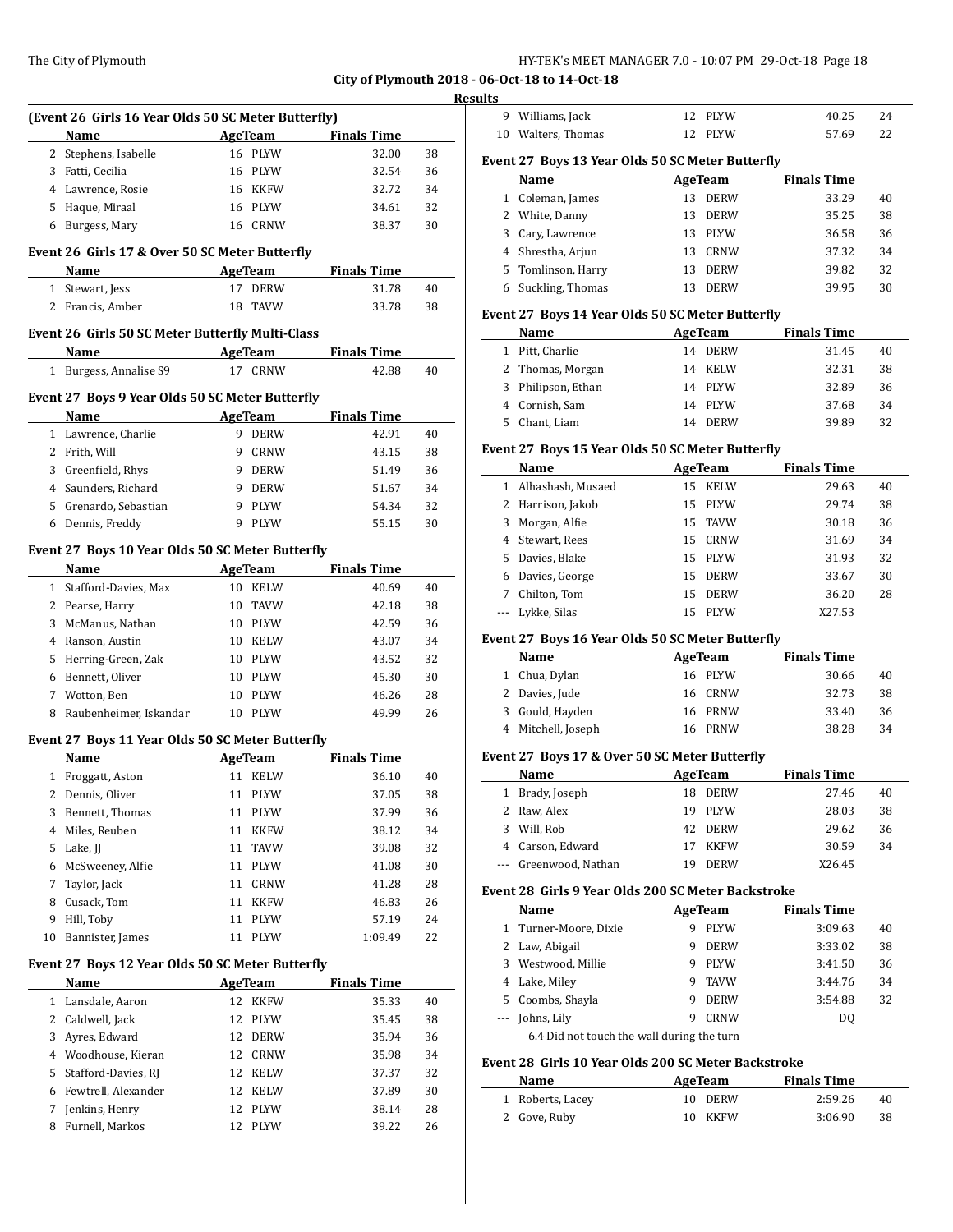## City of Plymouth 2018 - 06-Oct-18 to 14-Oct-18

### Results

**(Event 26 Girls 16 Year Olds 50 SC Meter Butterfly)**

| | Name | Age | Team | Finals Time | |
|---|---|---|---|---|---|
| 2 | Stephens, Isabelle | 16 | PLYW | 32.00 | 38 |
| 3 | Fatti, Cecilia | 16 | PLYW | 32.54 | 36 |
| 4 | Lawrence, Rosie | 16 | KKFW | 32.72 | 34 |
| 5 | Haque, Miraal | 16 | PLYW | 34.61 | 32 |
| 6 | Burgess, Mary | 16 | CRNW | 38.37 | 30 |

**Event 26 Girls 17 & Over 50 SC Meter Butterfly**

| | Name | Age | Team | Finals Time | |
|---|---|---|---|---|---|
| 1 | Stewart, Jess | 17 | DERW | 31.78 | 40 |
| 2 | Francis, Amber | 18 | TAVW | 33.78 | 38 |

**Event 26 Girls 50 SC Meter Butterfly Multi-Class**

| | Name | Age | Team | Finals Time | |
|---|---|---|---|---|---|
| 1 | Burgess, Annalise S9 | 17 | CRNW | 42.88 | 40 |

**Event 27 Boys 9 Year Olds 50 SC Meter Butterfly**

| | Name | Age | Team | Finals Time | |
|---|---|---|---|---|---|
| 1 | Lawrence, Charlie | 9 | DERW | 42.91 | 40 |
| 2 | Frith, Will | 9 | CRNW | 43.15 | 38 |
| 3 | Greenfield, Rhys | 9 | DERW | 51.49 | 36 |
| 4 | Saunders, Richard | 9 | DERW | 51.67 | 34 |
| 5 | Grenardo, Sebastian | 9 | PLYW | 54.34 | 32 |
| 6 | Dennis, Freddy | 9 | PLYW | 55.15 | 30 |

**Event 27 Boys 10 Year Olds 50 SC Meter Butterfly**

| | Name | Age | Team | Finals Time | |
|---|---|---|---|---|---|
| 1 | Stafford-Davies, Max | 10 | KELW | 40.69 | 40 |
| 2 | Pearse, Harry | 10 | TAVW | 42.18 | 38 |
| 3 | McManus, Nathan | 10 | PLYW | 42.59 | 36 |
| 4 | Ranson, Austin | 10 | KELW | 43.07 | 34 |
| 5 | Herring-Green, Zak | 10 | PLYW | 43.52 | 32 |
| 6 | Bennett, Oliver | 10 | PLYW | 45.30 | 30 |
| 7 | Wotton, Ben | 10 | PLYW | 46.26 | 28 |
| 8 | Raubenheimer, Iskandar | 10 | PLYW | 49.99 | 26 |

**Event 27 Boys 11 Year Olds 50 SC Meter Butterfly**

| | Name | Age | Team | Finals Time | |
|---|---|---|---|---|---|
| 1 | Froggatt, Aston | 11 | KELW | 36.10 | 40 |
| 2 | Dennis, Oliver | 11 | PLYW | 37.05 | 38 |
| 3 | Bennett, Thomas | 11 | PLYW | 37.99 | 36 |
| 4 | Miles, Reuben | 11 | KKFW | 38.12 | 34 |
| 5 | Lake, JJ | 11 | TAVW | 39.08 | 32 |
| 6 | McSweeney, Alfie | 11 | PLYW | 41.08 | 30 |
| 7 | Taylor, Jack | 11 | CRNW | 41.28 | 28 |
| 8 | Cusack, Tom | 11 | KKFW | 46.83 | 26 |
| 9 | Hill, Toby | 11 | PLYW | 57.19 | 24 |
| 10 | Bannister, James | 11 | PLYW | 1:09.49 | 22 |

**Event 27 Boys 12 Year Olds 50 SC Meter Butterfly**

| | Name | Age | Team | Finals Time | |
|---|---|---|---|---|---|
| 1 | Lansdale, Aaron | 12 | KKFW | 35.33 | 40 |
| 2 | Caldwell, Jack | 12 | PLYW | 35.45 | 38 |
| 3 | Ayres, Edward | 12 | DERW | 35.94 | 36 |
| 4 | Woodhouse, Kieran | 12 | CRNW | 35.98 | 34 |
| 5 | Stafford-Davies, RJ | 12 | KELW | 37.37 | 32 |
| 6 | Fewtrell, Alexander | 12 | KELW | 37.89 | 30 |
| 7 | Jenkins, Henry | 12 | PLYW | 38.14 | 28 |
| 8 | Furnell, Markos | 12 | PLYW | 39.22 | 26 |
| 9 | Williams, Jack | 12 | PLYW | 40.25 | 24 |
| 10 | Walters, Thomas | 12 | PLYW | 57.69 | 22 |

**Event 27 Boys 13 Year Olds 50 SC Meter Butterfly**

| | Name | Age | Team | Finals Time | |
|---|---|---|---|---|---|
| 1 | Coleman, James | 13 | DERW | 33.29 | 40 |
| 2 | White, Danny | 13 | DERW | 35.25 | 38 |
| 3 | Cary, Lawrence | 13 | PLYW | 36.58 | 36 |
| 4 | Shrestha, Arjun | 13 | CRNW | 37.32 | 34 |
| 5 | Tomlinson, Harry | 13 | DERW | 39.82 | 32 |
| 6 | Suckling, Thomas | 13 | DERW | 39.95 | 30 |

**Event 27 Boys 14 Year Olds 50 SC Meter Butterfly**

| | Name | Age | Team | Finals Time | |
|---|---|---|---|---|---|
| 1 | Pitt, Charlie | 14 | DERW | 31.45 | 40 |
| 2 | Thomas, Morgan | 14 | KELW | 32.31 | 38 |
| 3 | Philipson, Ethan | 14 | PLYW | 32.89 | 36 |
| 4 | Cornish, Sam | 14 | PLYW | 37.68 | 34 |
| 5 | Chant, Liam | 14 | DERW | 39.89 | 32 |

**Event 27 Boys 15 Year Olds 50 SC Meter Butterfly**

| | Name | Age | Team | Finals Time | |
|---|---|---|---|---|---|
| 1 | Alhashash, Musaed | 15 | KELW | 29.63 | 40 |
| 2 | Harrison, Jakob | 15 | PLYW | 29.74 | 38 |
| 3 | Morgan, Alfie | 15 | TAVW | 30.18 | 36 |
| 4 | Stewart, Rees | 15 | CRNW | 31.69 | 34 |
| 5 | Davies, Blake | 15 | PLYW | 31.93 | 32 |
| 6 | Davies, George | 15 | DERW | 33.67 | 30 |
| 7 | Chilton, Tom | 15 | DERW | 36.20 | 28 |
| --- | Lykke, Silas | 15 | PLYW | X27.53 | |

**Event 27 Boys 16 Year Olds 50 SC Meter Butterfly**

| | Name | Age | Team | Finals Time | |
|---|---|---|---|---|---|
| 1 | Chua, Dylan | 16 | PLYW | 30.66 | 40 |
| 2 | Davies, Jude | 16 | CRNW | 32.73 | 38 |
| 3 | Gould, Hayden | 16 | PRNW | 33.40 | 36 |
| 4 | Mitchell, Joseph | 16 | PRNW | 38.28 | 34 |

**Event 27 Boys 17 & Over 50 SC Meter Butterfly**

| | Name | Age | Team | Finals Time | |
|---|---|---|---|---|---|
| 1 | Brady, Joseph | 18 | DERW | 27.46 | 40 |
| 2 | Raw, Alex | 19 | PLYW | 28.03 | 38 |
| 3 | Will, Rob | 42 | DERW | 29.62 | 36 |
| 4 | Carson, Edward | 17 | KKFW | 30.59 | 34 |
| --- | Greenwood, Nathan | 19 | DERW | X26.45 | |

**Event 28 Girls 9 Year Olds 200 SC Meter Backstroke**

| | Name | Age | Team | Finals Time | |
|---|---|---|---|---|---|
| 1 | Turner-Moore, Dixie | 9 | PLYW | 3:09.63 | 40 |
| 2 | Law, Abigail | 9 | DERW | 3:33.02 | 38 |
| 3 | Westwood, Millie | 9 | PLYW | 3:41.50 | 36 |
| 4 | Lake, Miley | 9 | TAVW | 3:44.76 | 34 |
| 5 | Coombs, Shayla | 9 | DERW | 3:54.88 | 32 |
| --- | Johns, Lily | 9 | CRNW | DQ | |
| | 6.4 Did not touch the wall during the turn | | | | |

**Event 28 Girls 10 Year Olds 200 SC Meter Backstroke**

| | Name | Age | Team | Finals Time | |
|---|---|---|---|---|---|
| 1 | Roberts, Lacey | 10 | DERW | 2:59.26 | 40 |
| 2 | Gove, Ruby | 10 | KKFW | 3:06.90 | 38 |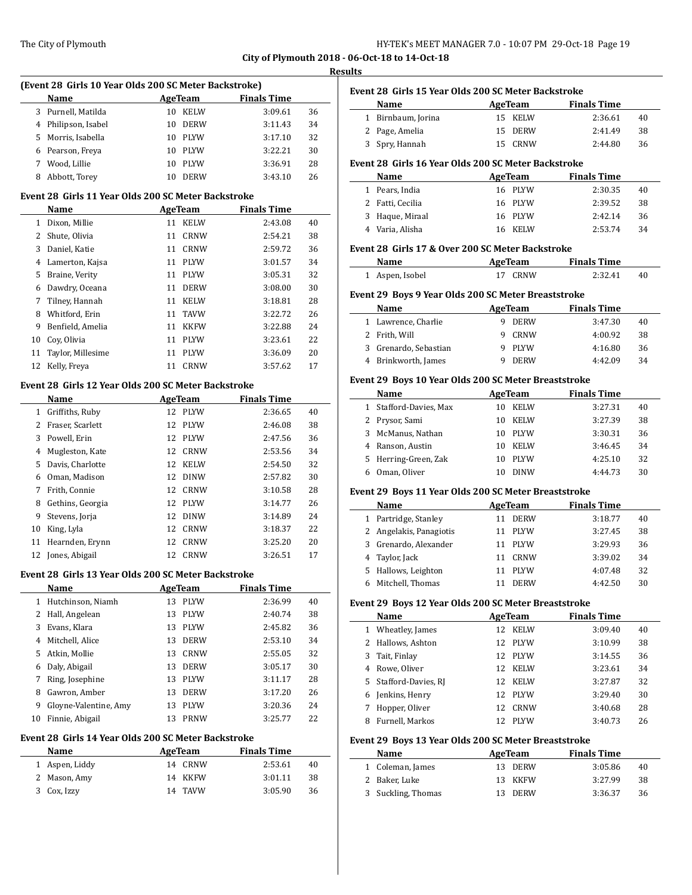**City of Plymouth 2018 - 06-Oct-18 to 14-Oct-18**

**Results**

### (Event 28 Girls 10 Year Olds 200 SC Meter Backstroke)

| | Name | Age | Team | Finals Time | |
|---|---|---|---|---|---|
| 3 | Purnell, Matilda | 10 | KELW | 3:09.61 | 36 |
| 4 | Philipson, Isabel | 10 | DERW | 3:11.43 | 34 |
| 5 | Morris, Isabella | 10 | PLYW | 3:17.10 | 32 |
| 6 | Pearson, Freya | 10 | PLYW | 3:22.21 | 30 |
| 7 | Wood, Lillie | 10 | PLYW | 3:36.91 | 28 |
| 8 | Abbott, Torey | 10 | DERW | 3:43.10 | 26 |

### Event 28 Girls 11 Year Olds 200 SC Meter Backstroke

| | Name | Age | Team | Finals Time | |
|---|---|---|---|---|---|
| 1 | Dixon, Millie | 11 | KELW | 2:43.08 | 40 |
| 2 | Shute, Olivia | 11 | CRNW | 2:54.21 | 38 |
| 3 | Daniel, Katie | 11 | CRNW | 2:59.72 | 36 |
| 4 | Lamerton, Kajsa | 11 | PLYW | 3:01.57 | 34 |
| 5 | Braine, Verity | 11 | PLYW | 3:05.31 | 32 |
| 6 | Dawdry, Oceana | 11 | DERW | 3:08.00 | 30 |
| 7 | Tilney, Hannah | 11 | KELW | 3:18.81 | 28 |
| 8 | Whitford, Erin | 11 | TAVW | 3:22.72 | 26 |
| 9 | Benfield, Amelia | 11 | KKFW | 3:22.88 | 24 |
| 10 | Coy, Olivia | 11 | PLYW | 3:23.61 | 22 |
| 11 | Taylor, Millesime | 11 | PLYW | 3:36.09 | 20 |
| 12 | Kelly, Freya | 11 | CRNW | 3:57.62 | 17 |

### Event 28 Girls 12 Year Olds 200 SC Meter Backstroke

| | Name | Age | Team | Finals Time | |
|---|---|---|---|---|---|
| 1 | Griffiths, Ruby | 12 | PLYW | 2:36.65 | 40 |
| 2 | Fraser, Scarlett | 12 | PLYW | 2:46.08 | 38 |
| 3 | Powell, Erin | 12 | PLYW | 2:47.56 | 36 |
| 4 | Mugleston, Kate | 12 | CRNW | 2:53.56 | 34 |
| 5 | Davis, Charlotte | 12 | KELW | 2:54.50 | 32 |
| 6 | Oman, Madison | 12 | DINW | 2:57.82 | 30 |
| 7 | Frith, Connie | 12 | CRNW | 3:10.58 | 28 |
| 8 | Gethins, Georgia | 12 | PLYW | 3:14.77 | 26 |
| 9 | Stevens, Jorja | 12 | DINW | 3:14.89 | 24 |
| 10 | King, Lyla | 12 | CRNW | 3:18.37 | 22 |
| 11 | Hearnden, Erynn | 12 | CRNW | 3:25.20 | 20 |
| 12 | Jones, Abigail | 12 | CRNW | 3:26.51 | 17 |

### Event 28 Girls 13 Year Olds 200 SC Meter Backstroke

| | Name | Age | Team | Finals Time | |
|---|---|---|---|---|---|
| 1 | Hutchinson, Niamh | 13 | PLYW | 2:36.99 | 40 |
| 2 | Hall, Angelean | 13 | PLYW | 2:40.74 | 38 |
| 3 | Evans, Klara | 13 | PLYW | 2:45.82 | 36 |
| 4 | Mitchell, Alice | 13 | DERW | 2:53.10 | 34 |
| 5 | Atkin, Mollie | 13 | CRNW | 2:55.05 | 32 |
| 6 | Daly, Abigail | 13 | DERW | 3:05.17 | 30 |
| 7 | Ring, Josephine | 13 | PLYW | 3:11.17 | 28 |
| 8 | Gawron, Amber | 13 | DERW | 3:17.20 | 26 |
| 9 | Gloyne-Valentine, Amy | 13 | PLYW | 3:20.36 | 24 |
| 10 | Finnie, Abigail | 13 | PRNW | 3:25.77 | 22 |

### Event 28 Girls 14 Year Olds 200 SC Meter Backstroke

| | Name | Age | Team | Finals Time | |
|---|---|---|---|---|---|
| 1 | Aspen, Liddy | 14 | CRNW | 2:53.61 | 40 |
| 2 | Mason, Amy | 14 | KKFW | 3:01.11 | 38 |
| 3 | Cox, Izzy | 14 | TAVW | 3:05.90 | 36 |

### Event 28 Girls 15 Year Olds 200 SC Meter Backstroke

| | Name | Age | Team | Finals Time | |
|---|---|---|---|---|---|
| 1 | Birnbaum, Jorina | 15 | KELW | 2:36.61 | 40 |
| 2 | Page, Amelia | 15 | DERW | 2:41.49 | 38 |
| 3 | Spry, Hannah | 15 | CRNW | 2:44.80 | 36 |

### Event 28 Girls 16 Year Olds 200 SC Meter Backstroke

| | Name | Age | Team | Finals Time | |
|---|---|---|---|---|---|
| 1 | Pears, India | 16 | PLYW | 2:30.35 | 40 |
| 2 | Fatti, Cecilia | 16 | PLYW | 2:39.52 | 38 |
| 3 | Haque, Miraal | 16 | PLYW | 2:42.14 | 36 |
| 4 | Varia, Alisha | 16 | KELW | 2:53.74 | 34 |

### Event 28 Girls 17 & Over 200 SC Meter Backstroke

| | Name | Age | Team | Finals Time | |
|---|---|---|---|---|---|
| 1 | Aspen, Isobel | 17 | CRNW | 2:32.41 | 40 |

### Event 29 Boys 9 Year Olds 200 SC Meter Breaststroke

| | Name | Age | Team | Finals Time | |
|---|---|---|---|---|---|
| 1 | Lawrence, Charlie | 9 | DERW | 3:47.30 | 40 |
| 2 | Frith, Will | 9 | CRNW | 4:00.92 | 38 |
| 3 | Grenardo, Sebastian | 9 | PLYW | 4:16.80 | 36 |
| 4 | Brinkworth, James | 9 | DERW | 4:42.09 | 34 |

### Event 29 Boys 10 Year Olds 200 SC Meter Breaststroke

| | Name | Age | Team | Finals Time | |
|---|---|---|---|---|---|
| 1 | Stafford-Davies, Max | 10 | KELW | 3:27.31 | 40 |
| 2 | Prysor, Sami | 10 | KELW | 3:27.39 | 38 |
| 3 | McManus, Nathan | 10 | PLYW | 3:30.31 | 36 |
| 4 | Ranson, Austin | 10 | KELW | 3:46.45 | 34 |
| 5 | Herring-Green, Zak | 10 | PLYW | 4:25.10 | 32 |
| 6 | Oman, Oliver | 10 | DINW | 4:44.73 | 30 |

### Event 29 Boys 11 Year Olds 200 SC Meter Breaststroke

| | Name | Age | Team | Finals Time | |
|---|---|---|---|---|---|
| 1 | Partridge, Stanley | 11 | DERW | 3:18.77 | 40 |
| 2 | Angelakis, Panagiotis | 11 | PLYW | 3:27.45 | 38 |
| 3 | Grenardo, Alexander | 11 | PLYW | 3:29.93 | 36 |
| 4 | Taylor, Jack | 11 | CRNW | 3:39.02 | 34 |
| 5 | Hallows, Leighton | 11 | PLYW | 4:07.48 | 32 |
| 6 | Mitchell, Thomas | 11 | DERW | 4:42.50 | 30 |

### Event 29 Boys 12 Year Olds 200 SC Meter Breaststroke

| | Name | Age | Team | Finals Time | |
|---|---|---|---|---|---|
| 1 | Wheatley, James | 12 | KELW | 3:09.40 | 40 |
| 2 | Hallows, Ashton | 12 | PLYW | 3:10.99 | 38 |
| 3 | Tait, Finlay | 12 | PLYW | 3:14.55 | 36 |
| 4 | Rowe, Oliver | 12 | KELW | 3:23.61 | 34 |
| 5 | Stafford-Davies, RJ | 12 | KELW | 3:27.87 | 32 |
| 6 | Jenkins, Henry | 12 | PLYW | 3:29.40 | 30 |
| 7 | Hopper, Oliver | 12 | CRNW | 3:40.68 | 28 |
| 8 | Furnell, Markos | 12 | PLYW | 3:40.73 | 26 |

### Event 29 Boys 13 Year Olds 200 SC Meter Breaststroke

| | Name | Age | Team | Finals Time | |
|---|---|---|---|---|---|
| 1 | Coleman, James | 13 | DERW | 3:05.86 | 40 |
| 2 | Baker, Luke | 13 | KKFW | 3:27.99 | 38 |
| 3 | Suckling, Thomas | 13 | DERW | 3:36.37 | 36 |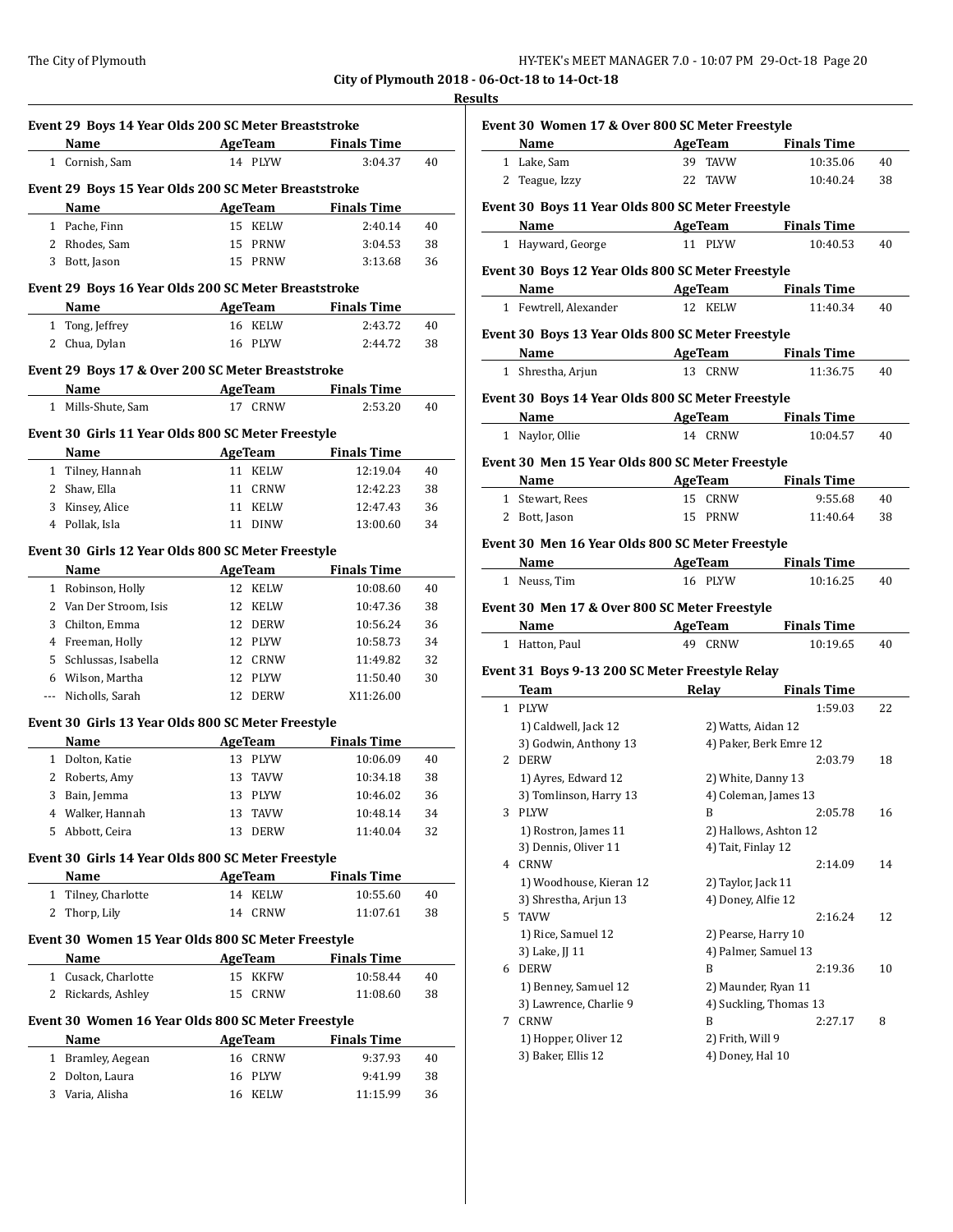**City of Plymouth 2018 - 06-Oct-18 to 14-Oct-18**

**Results**

### Event 29 Boys 14 Year Olds 200 SC Meter Breaststroke

| | Name | Age | Team | Finals Time | |
|---|---|---|---|---|---|
| 1 | Cornish, Sam | 14 | PLYW | 3:04.37 | 40 |

### Event 29 Boys 15 Year Olds 200 SC Meter Breaststroke

| | Name | Age | Team | Finals Time | |
|---|---|---|---|---|---|
| 1 | Pache, Finn | 15 | KELW | 2:40.14 | 40 |
| 2 | Rhodes, Sam | 15 | PRNW | 3:04.53 | 38 |
| 3 | Bott, Jason | 15 | PRNW | 3:13.68 | 36 |

### Event 29 Boys 16 Year Olds 200 SC Meter Breaststroke

| | Name | Age | Team | Finals Time | |
|---|---|---|---|---|---|
| 1 | Tong, Jeffrey | 16 | KELW | 2:43.72 | 40 |
| 2 | Chua, Dylan | 16 | PLYW | 2:44.72 | 38 |

### Event 29 Boys 17 & Over 200 SC Meter Breaststroke

| | Name | Age | Team | Finals Time | |
|---|---|---|---|---|---|
| 1 | Mills-Shute, Sam | 17 | CRNW | 2:53.20 | 40 |

### Event 30 Girls 11 Year Olds 800 SC Meter Freestyle

| | Name | Age | Team | Finals Time | |
|---|---|---|---|---|---|
| 1 | Tilney, Hannah | 11 | KELW | 12:19.04 | 40 |
| 2 | Shaw, Ella | 11 | CRNW | 12:42.23 | 38 |
| 3 | Kinsey, Alice | 11 | KELW | 12:47.43 | 36 |
| 4 | Pollak, Isla | 11 | DINW | 13:00.60 | 34 |

### Event 30 Girls 12 Year Olds 800 SC Meter Freestyle

| | Name | Age | Team | Finals Time | |
|---|---|---|---|---|---|
| 1 | Robinson, Holly | 12 | KELW | 10:08.60 | 40 |
| 2 | Van Der Stroom, Isis | 12 | KELW | 10:47.36 | 38 |
| 3 | Chilton, Emma | 12 | DERW | 10:56.24 | 36 |
| 4 | Freeman, Holly | 12 | PLYW | 10:58.73 | 34 |
| 5 | Schlussas, Isabella | 12 | CRNW | 11:49.82 | 32 |
| 6 | Wilson, Martha | 12 | PLYW | 11:50.40 | 30 |
| --- | Nicholls, Sarah | 12 | DERW | X11:26.00 | |

### Event 30 Girls 13 Year Olds 800 SC Meter Freestyle

| | Name | Age | Team | Finals Time | |
|---|---|---|---|---|---|
| 1 | Dolton, Katie | 13 | PLYW | 10:06.09 | 40 |
| 2 | Roberts, Amy | 13 | TAVW | 10:34.18 | 38 |
| 3 | Bain, Jemma | 13 | PLYW | 10:46.02 | 36 |
| 4 | Walker, Hannah | 13 | TAVW | 10:48.14 | 34 |
| 5 | Abbott, Ceira | 13 | DERW | 11:40.04 | 32 |

### Event 30 Girls 14 Year Olds 800 SC Meter Freestyle

| | Name | Age | Team | Finals Time | |
|---|---|---|---|---|---|
| 1 | Tilney, Charlotte | 14 | KELW | 10:55.60 | 40 |
| 2 | Thorp, Lily | 14 | CRNW | 11:07.61 | 38 |

### Event 30 Women 15 Year Olds 800 SC Meter Freestyle

| | Name | Age | Team | Finals Time | |
|---|---|---|---|---|---|
| 1 | Cusack, Charlotte | 15 | KKFW | 10:58.44 | 40 |
| 2 | Rickards, Ashley | 15 | CRNW | 11:08.60 | 38 |

### Event 30 Women 16 Year Olds 800 SC Meter Freestyle

| | Name | Age | Team | Finals Time | |
|---|---|---|---|---|---|
| 1 | Bramley, Aegean | 16 | CRNW | 9:37.93 | 40 |
| 2 | Dolton, Laura | 16 | PLYW | 9:41.99 | 38 |
| 3 | Varia, Alisha | 16 | KELW | 11:15.99 | 36 |

### Event 30 Women 17 & Over 800 SC Meter Freestyle

| | Name | Age | Team | Finals Time | |
|---|---|---|---|---|---|
| 1 | Lake, Sam | 39 | TAVW | 10:35.06 | 40 |
| 2 | Teague, Izzy | 22 | TAVW | 10:40.24 | 38 |

### Event 30 Boys 11 Year Olds 800 SC Meter Freestyle

| | Name | Age | Team | Finals Time | |
|---|---|---|---|---|---|
| 1 | Hayward, George | 11 | PLYW | 10:40.53 | 40 |

### Event 30 Boys 12 Year Olds 800 SC Meter Freestyle

| | Name | Age | Team | Finals Time | |
|---|---|---|---|---|---|
| 1 | Fewtrell, Alexander | 12 | KELW | 11:40.34 | 40 |

### Event 30 Boys 13 Year Olds 800 SC Meter Freestyle

| | Name | Age | Team | Finals Time | |
|---|---|---|---|---|---|
| 1 | Shrestha, Arjun | 13 | CRNW | 11:36.75 | 40 |

### Event 30 Boys 14 Year Olds 800 SC Meter Freestyle

| | Name | Age | Team | Finals Time | |
|---|---|---|---|---|---|
| 1 | Naylor, Ollie | 14 | CRNW | 10:04.57 | 40 |

### Event 30 Men 15 Year Olds 800 SC Meter Freestyle

| | Name | Age | Team | Finals Time | |
|---|---|---|---|---|---|
| 1 | Stewart, Rees | 15 | CRNW | 9:55.68 | 40 |
| 2 | Bott, Jason | 15 | PRNW | 11:40.64 | 38 |

### Event 30 Men 16 Year Olds 800 SC Meter Freestyle

| | Name | Age | Team | Finals Time | |
|---|---|---|---|---|---|
| 1 | Neuss, Tim | 16 | PLYW | 10:16.25 | 40 |

### Event 30 Men 17 & Over 800 SC Meter Freestyle

| | Name | Age | Team | Finals Time | |
|---|---|---|---|---|---|
| 1 | Hatton, Paul | 49 | CRNW | 10:19.65 | 40 |

### Event 31 Boys 9-13 200 SC Meter Freestyle Relay

| | Team | Relay | Finals Time | |
|---|---|---|---|---|
| 1 | PLYW | | 1:59.03 | 22 |
| | 1) Caldwell, Jack 12 | 2) Watts, Aidan 12 | | |
| | 3) Godwin, Anthony 13 | 4) Paker, Berk Emre 12 | | |
| 2 | DERW | | 2:03.79 | 18 |
| | 1) Ayres, Edward 12 | 2) White, Danny 13 | | |
| | 3) Tomlinson, Harry 13 | 4) Coleman, James 13 | | |
| 3 | PLYW | B | 2:05.78 | 16 |
| | 1) Rostron, James 11 | 2) Hallows, Ashton 12 | | |
| | 3) Dennis, Oliver 11 | 4) Tait, Finlay 12 | | |
| 4 | CRNW | | 2:14.09 | 14 |
| | 1) Woodhouse, Kieran 12 | 2) Taylor, Jack 11 | | |
| | 3) Shrestha, Arjun 13 | 4) Doney, Alfie 12 | | |
| 5 | TAVW | | 2:16.24 | 12 |
| | 1) Rice, Samuel 12 | 2) Pearse, Harry 10 | | |
| | 3) Lake, JJ 11 | 4) Palmer, Samuel 13 | | |
| 6 | DERW | B | 2:19.36 | 10 |
| | 1) Benney, Samuel 12 | 2) Maunder, Ryan 11 | | |
| | 3) Lawrence, Charlie 9 | 4) Suckling, Thomas 13 | | |
| 7 | CRNW | B | 2:27.17 | 8 |
| | 1) Hopper, Oliver 12 | 2) Frith, Will 9 | | |
| | 3) Baker, Ellis 12 | 4) Doney, Hal 10 | | |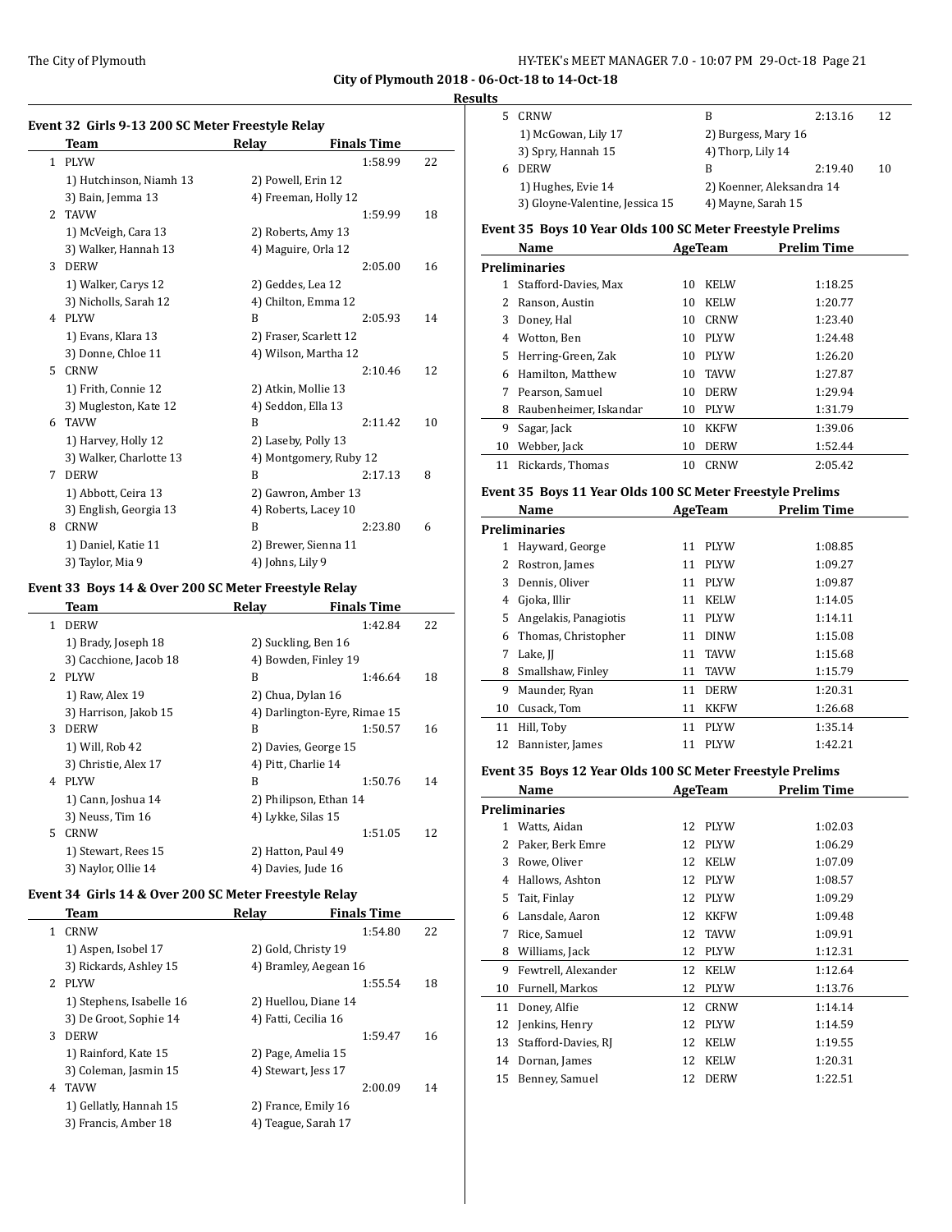**City of Plymouth 2018 - 06-Oct-18 to 14-Oct-18**

**Results**

### Event 32 Girls 9-13 200 SC Meter Freestyle Relay

| | Team | Relay | Finals Time | |
|---|---|---|---|---|
| 1 | PLYW | | 1:58.99 | 22 |
| | 1) Hutchinson, Niamh 13 | 2) Powell, Erin 12 | | |
| | 3) Bain, Jemma 13 | 4) Freeman, Holly 12 | | |
| 2 | TAVW | | 1:59.99 | 18 |
| | 1) McVeigh, Cara 13 | 2) Roberts, Amy 13 | | |
| | 3) Walker, Hannah 13 | 4) Maguire, Orla 12 | | |
| 3 | DERW | | 2:05.00 | 16 |
| | 1) Walker, Carys 12 | 2) Geddes, Lea 12 | | |
| | 3) Nicholls, Sarah 12 | 4) Chilton, Emma 12 | | |
| 4 | PLYW | B | 2:05.93 | 14 |
| | 1) Evans, Klara 13 | 2) Fraser, Scarlett 12 | | |
| | 3) Donne, Chloe 11 | 4) Wilson, Martha 12 | | |
| 5 | CRNW | | 2:10.46 | 12 |
| | 1) Frith, Connie 12 | 2) Atkin, Mollie 13 | | |
| | 3) Mugleston, Kate 12 | 4) Seddon, Ella 13 | | |
| 6 | TAVW | B | 2:11.42 | 10 |
| | 1) Harvey, Holly 12 | 2) Laseby, Polly 13 | | |
| | 3) Walker, Charlotte 13 | 4) Montgomery, Ruby 12 | | |
| 7 | DERW | B | 2:17.13 | 8 |
| | 1) Abbott, Ceira 13 | 2) Gawron, Amber 13 | | |
| | 3) English, Georgia 13 | 4) Roberts, Lacey 10 | | |
| 8 | CRNW | B | 2:23.80 | 6 |
| | 1) Daniel, Katie 11 | 2) Brewer, Sienna 11 | | |
| | 3) Taylor, Mia 9 | 4) Johns, Lily 9 | | |

### Event 33 Boys 14 & Over 200 SC Meter Freestyle Relay

| | Team | Relay | Finals Time | |
|---|---|---|---|---|
| 1 | DERW | | 1:42.84 | 22 |
| | 1) Brady, Joseph 18 | 2) Suckling, Ben 16 | | |
| | 3) Cacchione, Jacob 18 | 4) Bowden, Finley 19 | | |
| 2 | PLYW | B | 1:46.64 | 18 |
| | 1) Raw, Alex 19 | 2) Chua, Dylan 16 | | |
| | 3) Harrison, Jakob 15 | 4) Darlington-Eyre, Rimae 15 | | |
| 3 | DERW | B | 1:50.57 | 16 |
| | 1) Will, Rob 42 | 2) Davies, George 15 | | |
| | 3) Christie, Alex 17 | 4) Pitt, Charlie 14 | | |
| 4 | PLYW | B | 1:50.76 | 14 |
| | 1) Cann, Joshua 14 | 2) Philipson, Ethan 14 | | |
| | 3) Neuss, Tim 16 | 4) Lykke, Silas 15 | | |
| 5 | CRNW | | 1:51.05 | 12 |
| | 1) Stewart, Rees 15 | 2) Hatton, Paul 49 | | |
| | 3) Naylor, Ollie 14 | 4) Davies, Jude 16 | | |

### Event 34 Girls 14 & Over 200 SC Meter Freestyle Relay

| | Team | Relay | Finals Time | |
|---|---|---|---|---|
| 1 | CRNW | | 1:54.80 | 22 |
| | 1) Aspen, Isobel 17 | 2) Gold, Christy 19 | | |
| | 3) Rickards, Ashley 15 | 4) Bramley, Aegean 16 | | |
| 2 | PLYW | | 1:55.54 | 18 |
| | 1) Stephens, Isabelle 16 | 2) Huellou, Diane 14 | | |
| | 3) De Groot, Sophie 14 | 4) Fatti, Cecilia 16 | | |
| 3 | DERW | | 1:59.47 | 16 |
| | 1) Rainford, Kate 15 | 2) Page, Amelia 15 | | |
| | 3) Coleman, Jasmin 15 | 4) Stewart, Jess 17 | | |
| 4 | TAVW | | 2:00.09 | 14 |
| | 1) Gellatly, Hannah 15 | 2) France, Emily 16 | | |
| | 3) Francis, Amber 18 | 4) Teague, Sarah 17 | | |
| 5 | CRNW | B | 2:13.16 | 12 |
| | 1) McGowan, Lily 17 | 2) Burgess, Mary 16 | | |
| | 3) Spry, Hannah 15 | 4) Thorp, Lily 14 | | |
| 6 | DERW | B | 2:19.40 | 10 |
| | 1) Hughes, Evie 14 | 2) Koenner, Aleksandra 14 | | |
| | 3) Gloyne-Valentine, Jessica 15 | 4) Mayne, Sarah 15 | | |

### Event 35 Boys 10 Year Olds 100 SC Meter Freestyle Prelims

**Preliminaries**

| | Name | Age | Team | Prelim Time |
|---|---|---|---|---|
| 1 | Stafford-Davies, Max | 10 | KELW | 1:18.25 |
| 2 | Ranson, Austin | 10 | KELW | 1:20.77 |
| 3 | Doney, Hal | 10 | CRNW | 1:23.40 |
| 4 | Wotton, Ben | 10 | PLYW | 1:24.48 |
| 5 | Herring-Green, Zak | 10 | PLYW | 1:26.20 |
| 6 | Hamilton, Matthew | 10 | TAVW | 1:27.87 |
| 7 | Pearson, Samuel | 10 | DERW | 1:29.94 |
| 8 | Raubenheimer, Iskandar | 10 | PLYW | 1:31.79 |
| 9 | Sagar, Jack | 10 | KKFW | 1:39.06 |
| 10 | Webber, Jack | 10 | DERW | 1:52.44 |
| 11 | Rickards, Thomas | 10 | CRNW | 2:05.42 |

### Event 35 Boys 11 Year Olds 100 SC Meter Freestyle Prelims

**Preliminaries**

| | Name | Age | Team | Prelim Time |
|---|---|---|---|---|
| 1 | Hayward, George | 11 | PLYW | 1:08.85 |
| 2 | Rostron, James | 11 | PLYW | 1:09.27 |
| 3 | Dennis, Oliver | 11 | PLYW | 1:09.87 |
| 4 | Gjoka, Illir | 11 | KELW | 1:14.05 |
| 5 | Angelakis, Panagiotis | 11 | PLYW | 1:14.11 |
| 6 | Thomas, Christopher | 11 | DINW | 1:15.08 |
| 7 | Lake, JJ | 11 | TAVW | 1:15.68 |
| 8 | Smallshaw, Finley | 11 | TAVW | 1:15.79 |
| 9 | Maunder, Ryan | 11 | DERW | 1:20.31 |
| 10 | Cusack, Tom | 11 | KKFW | 1:26.68 |
| 11 | Hill, Toby | 11 | PLYW | 1:35.14 |
| 12 | Bannister, James | 11 | PLYW | 1:42.21 |

### Event 35 Boys 12 Year Olds 100 SC Meter Freestyle Prelims

**Preliminaries**

| | Name | Age | Team | Prelim Time |
|---|---|---|---|---|
| 1 | Watts, Aidan | 12 | PLYW | 1:02.03 |
| 2 | Paker, Berk Emre | 12 | PLYW | 1:06.29 |
| 3 | Rowe, Oliver | 12 | KELW | 1:07.09 |
| 4 | Hallows, Ashton | 12 | PLYW | 1:08.57 |
| 5 | Tait, Finlay | 12 | PLYW | 1:09.29 |
| 6 | Lansdale, Aaron | 12 | KKFW | 1:09.48 |
| 7 | Rice, Samuel | 12 | TAVW | 1:09.91 |
| 8 | Williams, Jack | 12 | PLYW | 1:12.31 |
| 9 | Fewtrell, Alexander | 12 | KELW | 1:12.64 |
| 10 | Furnell, Markos | 12 | PLYW | 1:13.76 |
| 11 | Doney, Alfie | 12 | CRNW | 1:14.14 |
| 12 | Jenkins, Henry | 12 | PLYW | 1:14.59 |
| 13 | Stafford-Davies, RJ | 12 | KELW | 1:19.55 |
| 14 | Dornan, James | 12 | KELW | 1:20.31 |
| 15 | Benney, Samuel | 12 | DERW | 1:22.51 |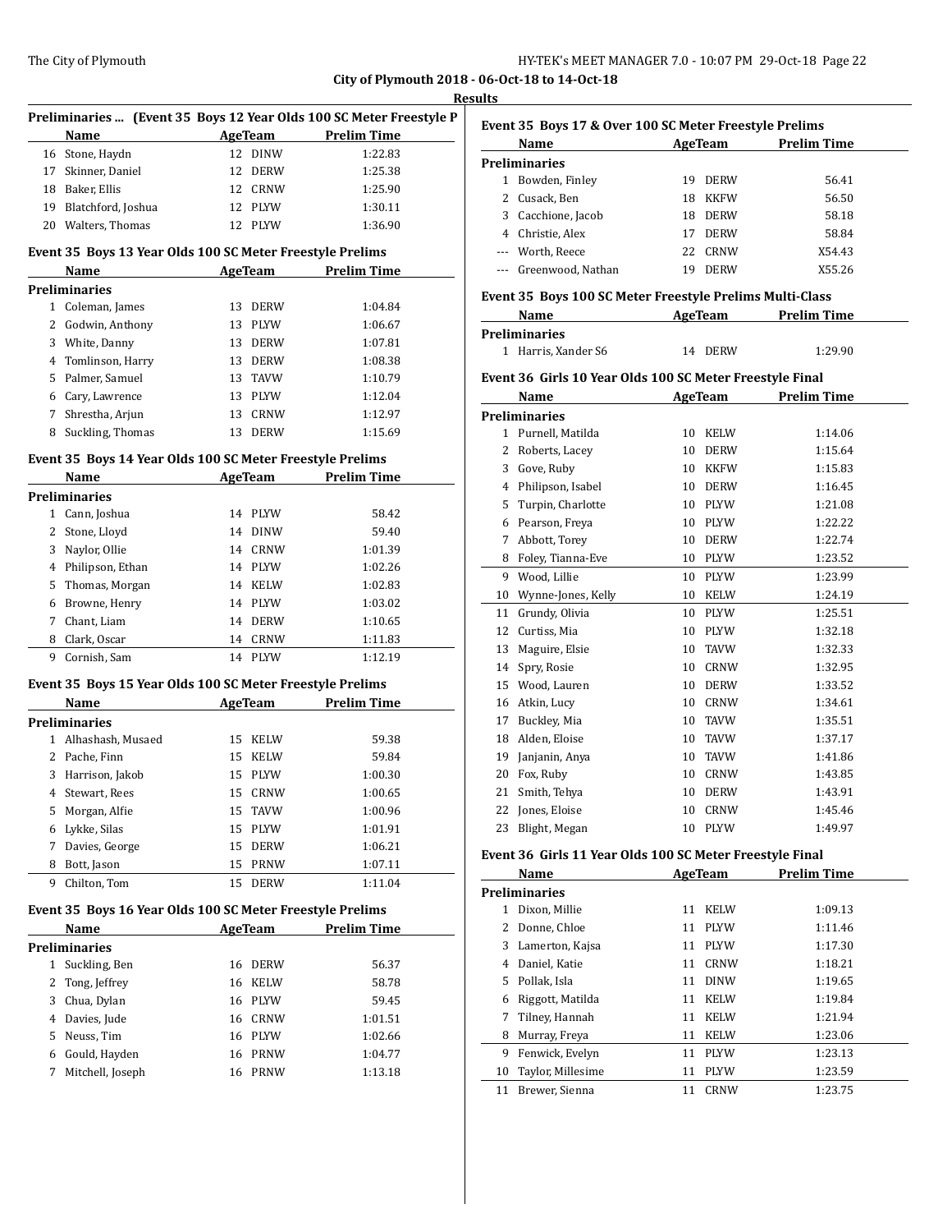**City of Plymouth 2018 - 06-Oct-18 to 14-Oct-18**

**Results**

### Preliminaries ... (Event 35 Boys 12 Year Olds 100 SC Meter Freestyle P

| | Name | Age | Team | Prelim Time |
|---|---|---|---|---|
| 16 | Stone, Haydn | 12 | DINW | 1:22.83 |
| 17 | Skinner, Daniel | 12 | DERW | 1:25.38 |
| 18 | Baker, Ellis | 12 | CRNW | 1:25.90 |
| 19 | Blatchford, Joshua | 12 | PLYW | 1:30.11 |
| 20 | Walters, Thomas | 12 | PLYW | 1:36.90 |

### Event 35 Boys 13 Year Olds 100 SC Meter Freestyle Prelims

| | Name | Age | Team | Prelim Time |
|---|---|---|---|---|
| **Preliminaries** | | | | |
| 1 | Coleman, James | 13 | DERW | 1:04.84 |
| 2 | Godwin, Anthony | 13 | PLYW | 1:06.67 |
| 3 | White, Danny | 13 | DERW | 1:07.81 |
| 4 | Tomlinson, Harry | 13 | DERW | 1:08.38 |
| 5 | Palmer, Samuel | 13 | TAVW | 1:10.79 |
| 6 | Cary, Lawrence | 13 | PLYW | 1:12.04 |
| 7 | Shrestha, Arjun | 13 | CRNW | 1:12.97 |
| 8 | Suckling, Thomas | 13 | DERW | 1:15.69 |

### Event 35 Boys 14 Year Olds 100 SC Meter Freestyle Prelims

| | Name | Age | Team | Prelim Time |
|---|---|---|---|---|
| **Preliminaries** | | | | |
| 1 | Cann, Joshua | 14 | PLYW | 58.42 |
| 2 | Stone, Lloyd | 14 | DINW | 59.40 |
| 3 | Naylor, Ollie | 14 | CRNW | 1:01.39 |
| 4 | Philipson, Ethan | 14 | PLYW | 1:02.26 |
| 5 | Thomas, Morgan | 14 | KELW | 1:02.83 |
| 6 | Browne, Henry | 14 | PLYW | 1:03.02 |
| 7 | Chant, Liam | 14 | DERW | 1:10.65 |
| 8 | Clark, Oscar | 14 | CRNW | 1:11.83 |
| 9 | Cornish, Sam | 14 | PLYW | 1:12.19 |

### Event 35 Boys 15 Year Olds 100 SC Meter Freestyle Prelims

| | Name | Age | Team | Prelim Time |
|---|---|---|---|---|
| **Preliminaries** | | | | |
| 1 | Alhashash, Musaed | 15 | KELW | 59.38 |
| 2 | Pache, Finn | 15 | KELW | 59.84 |
| 3 | Harrison, Jakob | 15 | PLYW | 1:00.30 |
| 4 | Stewart, Rees | 15 | CRNW | 1:00.65 |
| 5 | Morgan, Alfie | 15 | TAVW | 1:00.96 |
| 6 | Lykke, Silas | 15 | PLYW | 1:01.91 |
| 7 | Davies, George | 15 | DERW | 1:06.21 |
| 8 | Bott, Jason | 15 | PRNW | 1:07.11 |
| 9 | Chilton, Tom | 15 | DERW | 1:11.04 |

### Event 35 Boys 16 Year Olds 100 SC Meter Freestyle Prelims

| | Name | Age | Team | Prelim Time |
|---|---|---|---|---|
| **Preliminaries** | | | | |
| 1 | Suckling, Ben | 16 | DERW | 56.37 |
| 2 | Tong, Jeffrey | 16 | KELW | 58.78 |
| 3 | Chua, Dylan | 16 | PLYW | 59.45 |
| 4 | Davies, Jude | 16 | CRNW | 1:01.51 |
| 5 | Neuss, Tim | 16 | PLYW | 1:02.66 |
| 6 | Gould, Hayden | 16 | PRNW | 1:04.77 |
| 7 | Mitchell, Joseph | 16 | PRNW | 1:13.18 |

### Event 35 Boys 17 & Over 100 SC Meter Freestyle Prelims

| | Name | Age | Team | Prelim Time |
|---|---|---|---|---|
| **Preliminaries** | | | | |
| 1 | Bowden, Finley | 19 | DERW | 56.41 |
| 2 | Cusack, Ben | 18 | KKFW | 56.50 |
| 3 | Cacchione, Jacob | 18 | DERW | 58.18 |
| 4 | Christie, Alex | 17 | DERW | 58.84 |
| --- | Worth, Reece | 22 | CRNW | X54.43 |
| --- | Greenwood, Nathan | 19 | DERW | X55.26 |

### Event 35 Boys 100 SC Meter Freestyle Prelims Multi-Class

| | Name | Age | Team | Prelim Time |
|---|---|---|---|---|
| **Preliminaries** | | | | |
| 1 | Harris, Xander S6 | 14 | DERW | 1:29.90 |

### Event 36 Girls 10 Year Olds 100 SC Meter Freestyle Final

| | Name | Age | Team | Prelim Time |
|---|---|---|---|---|
| **Preliminaries** | | | | |
| 1 | Purnell, Matilda | 10 | KELW | 1:14.06 |
| 2 | Roberts, Lacey | 10 | DERW | 1:15.64 |
| 3 | Gove, Ruby | 10 | KKFW | 1:15.83 |
| 4 | Philipson, Isabel | 10 | DERW | 1:16.45 |
| 5 | Turpin, Charlotte | 10 | PLYW | 1:21.08 |
| 6 | Pearson, Freya | 10 | PLYW | 1:22.22 |
| 7 | Abbott, Torey | 10 | DERW | 1:22.74 |
| 8 | Foley, Tianna-Eve | 10 | PLYW | 1:23.52 |
| 9 | Wood, Lillie | 10 | PLYW | 1:23.99 |
| 10 | Wynne-Jones, Kelly | 10 | KELW | 1:24.19 |
| 11 | Grundy, Olivia | 10 | PLYW | 1:25.51 |
| 12 | Curtiss, Mia | 10 | PLYW | 1:32.18 |
| 13 | Maguire, Elsie | 10 | TAVW | 1:32.33 |
| 14 | Spry, Rosie | 10 | CRNW | 1:32.95 |
| 15 | Wood, Lauren | 10 | DERW | 1:33.52 |
| 16 | Atkin, Lucy | 10 | CRNW | 1:34.61 |
| 17 | Buckley, Mia | 10 | TAVW | 1:35.51 |
| 18 | Alden, Eloise | 10 | TAVW | 1:37.17 |
| 19 | Janjanin, Anya | 10 | TAVW | 1:41.86 |
| 20 | Fox, Ruby | 10 | CRNW | 1:43.85 |
| 21 | Smith, Tehya | 10 | DERW | 1:43.91 |
| 22 | Jones, Eloise | 10 | CRNW | 1:45.46 |
| 23 | Blight, Megan | 10 | PLYW | 1:49.97 |

### Event 36 Girls 11 Year Olds 100 SC Meter Freestyle Final

| | Name | Age | Team | Prelim Time |
|---|---|---|---|---|
| **Preliminaries** | | | | |
| 1 | Dixon, Millie | 11 | KELW | 1:09.13 |
| 2 | Donne, Chloe | 11 | PLYW | 1:11.46 |
| 3 | Lamerton, Kajsa | 11 | PLYW | 1:17.30 |
| 4 | Daniel, Katie | 11 | CRNW | 1:18.21 |
| 5 | Pollak, Isla | 11 | DINW | 1:19.65 |
| 6 | Riggott, Matilda | 11 | KELW | 1:19.84 |
| 7 | Tilney, Hannah | 11 | KELW | 1:21.94 |
| 8 | Murray, Freya | 11 | KELW | 1:23.06 |
| 9 | Fenwick, Evelyn | 11 | PLYW | 1:23.13 |
| 10 | Taylor, Millesime | 11 | PLYW | 1:23.59 |
| 11 | Brewer, Sienna | 11 | CRNW | 1:23.75 |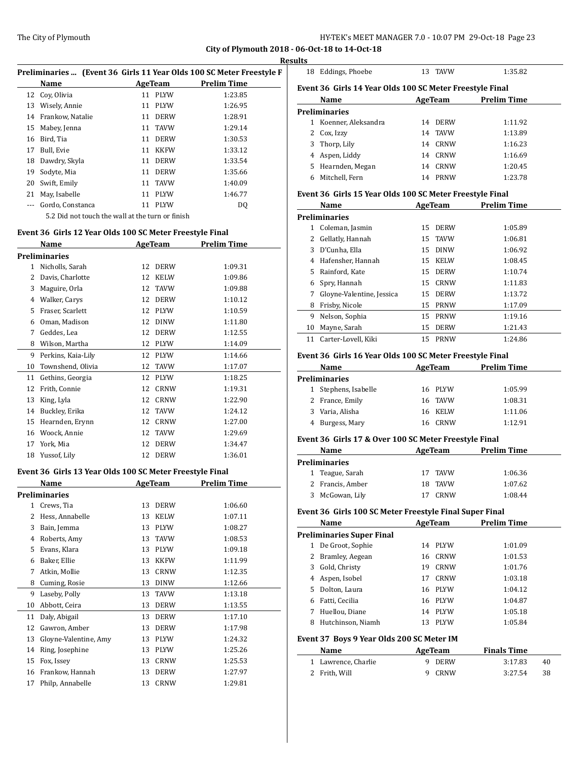## Results

### Preliminaries ... (Event 36 Girls 11 Year Olds 100 SC Meter Freestyle F

| | Name | Age | Team | Prelim Time |
|---|---|---|---|---|
| 12 | Coy, Olivia | 11 | PLYW | 1:23.85 |
| 13 | Wisely, Annie | 11 | PLYW | 1:26.95 |
| 14 | Frankow, Natalie | 11 | DERW | 1:28.91 |
| 15 | Mabey, Jenna | 11 | TAVW | 1:29.14 |
| 16 | Bird, Tia | 11 | DERW | 1:30.53 |
| 17 | Bull, Evie | 11 | KKFW | 1:33.12 |
| 18 | Dawdry, Skyla | 11 | DERW | 1:33.54 |
| 19 | Sodyte, Mia | 11 | DERW | 1:35.66 |
| 20 | Swift, Emily | 11 | TAVW | 1:40.09 |
| 21 | May, Isabelle | 11 | PLYW | 1:46.77 |
| --- | Gordo, Constanca | 11 | PLYW | DQ |

5.2 Did not touch the wall at the turn or finish

### Event 36 Girls 12 Year Olds 100 SC Meter Freestyle Final

**Preliminaries**

| | Name | Age | Team | Prelim Time |
|---|---|---|---|---|
| 1 | Nicholls, Sarah | 12 | DERW | 1:09.31 |
| 2 | Davis, Charlotte | 12 | KELW | 1:09.86 |
| 3 | Maguire, Orla | 12 | TAVW | 1:09.88 |
| 4 | Walker, Carys | 12 | DERW | 1:10.12 |
| 5 | Fraser, Scarlett | 12 | PLYW | 1:10.59 |
| 6 | Oman, Madison | 12 | DINW | 1:11.80 |
| 7 | Geddes, Lea | 12 | DERW | 1:12.55 |
| 8 | Wilson, Martha | 12 | PLYW | 1:14.09 |
| 9 | Perkins, Kaia-Lily | 12 | PLYW | 1:14.66 |
| 10 | Townshend, Olivia | 12 | TAVW | 1:17.07 |
| 11 | Gethins, Georgia | 12 | PLYW | 1:18.25 |
| 12 | Frith, Connie | 12 | CRNW | 1:19.31 |
| 13 | King, Lyla | 12 | CRNW | 1:22.90 |
| 14 | Buckley, Erika | 12 | TAVW | 1:24.12 |
| 15 | Hearnden, Erynn | 12 | CRNW | 1:27.00 |
| 16 | Woock, Annie | 12 | TAVW | 1:29.69 |
| 17 | York, Mia | 12 | DERW | 1:34.47 |
| 18 | Yussof, Lily | 12 | DERW | 1:36.01 |

### Event 36 Girls 13 Year Olds 100 SC Meter Freestyle Final

**Preliminaries**

| | Name | Age | Team | Prelim Time |
|---|---|---|---|---|
| 1 | Crews, Tia | 13 | DERW | 1:06.60 |
| 2 | Hess, Annabelle | 13 | KELW | 1:07.11 |
| 3 | Bain, Jemma | 13 | PLYW | 1:08.27 |
| 4 | Roberts, Amy | 13 | TAVW | 1:08.53 |
| 5 | Evans, Klara | 13 | PLYW | 1:09.18 |
| 6 | Baker, Ellie | 13 | KKFW | 1:11.99 |
| 7 | Atkin, Mollie | 13 | CRNW | 1:12.35 |
| 8 | Cuming, Rosie | 13 | DINW | 1:12.66 |
| 9 | Laseby, Polly | 13 | TAVW | 1:13.18 |
| 10 | Abbott, Ceira | 13 | DERW | 1:13.55 |
| 11 | Daly, Abigail | 13 | DERW | 1:17.10 |
| 12 | Gawron, Amber | 13 | DERW | 1:17.98 |
| 13 | Gloyne-Valentine, Amy | 13 | PLYW | 1:24.32 |
| 14 | Ring, Josephine | 13 | PLYW | 1:25.26 |
| 15 | Fox, Issey | 13 | CRNW | 1:25.53 |
| 16 | Frankow, Hannah | 13 | DERW | 1:27.97 |
| 17 | Philp, Annabelle | 13 | CRNW | 1:29.81 |
| 18 | Eddings, Phoebe | 13 | TAVW | 1:35.82 |

### Event 36 Girls 14 Year Olds 100 SC Meter Freestyle Final

**Preliminaries**

| | Name | Age | Team | Prelim Time |
|---|---|---|---|---|
| 1 | Koenner, Aleksandra | 14 | DERW | 1:11.92 |
| 2 | Cox, Izzy | 14 | TAVW | 1:13.89 |
| 3 | Thorp, Lily | 14 | CRNW | 1:16.23 |
| 4 | Aspen, Liddy | 14 | CRNW | 1:16.69 |
| 5 | Hearnden, Megan | 14 | CRNW | 1:20.45 |
| 6 | Mitchell, Fern | 14 | PRNW | 1:23.78 |

### Event 36 Girls 15 Year Olds 100 SC Meter Freestyle Final

**Preliminaries**

| | Name | Age | Team | Prelim Time |
|---|---|---|---|---|
| 1 | Coleman, Jasmin | 15 | DERW | 1:05.89 |
| 2 | Gellatly, Hannah | 15 | TAVW | 1:06.81 |
| 3 | D'Cunha, Ella | 15 | DINW | 1:06.92 |
| 4 | Hafensher, Hannah | 15 | KELW | 1:08.45 |
| 5 | Rainford, Kate | 15 | DERW | 1:10.74 |
| 6 | Spry, Hannah | 15 | CRNW | 1:11.83 |
| 7 | Gloyne-Valentine, Jessica | 15 | DERW | 1:13.72 |
| 8 | Frisby, Nicole | 15 | PRNW | 1:17.09 |
| 9 | Nelson, Sophia | 15 | PRNW | 1:19.16 |
| 10 | Mayne, Sarah | 15 | DERW | 1:21.43 |
| 11 | Carter-Lovell, Kiki | 15 | PRNW | 1:24.86 |

### Event 36 Girls 16 Year Olds 100 SC Meter Freestyle Final

**Preliminaries**

| | Name | Age | Team | Prelim Time |
|---|---|---|---|---|
| 1 | Stephens, Isabelle | 16 | PLYW | 1:05.99 |
| 2 | France, Emily | 16 | TAVW | 1:08.31 |
| 3 | Varia, Alisha | 16 | KELW | 1:11.06 |
| 4 | Burgess, Mary | 16 | CRNW | 1:12.91 |

### Event 36 Girls 17 & Over 100 SC Meter Freestyle Final

**Preliminaries**

| | Name | Age | Team | Prelim Time |
|---|---|---|---|---|
| 1 | Teague, Sarah | 17 | TAVW | 1:06.36 |
| 2 | Francis, Amber | 18 | TAVW | 1:07.62 |
| 3 | McGowan, Lily | 17 | CRNW | 1:08.44 |

### Event 36 Girls 100 SC Meter Freestyle Final Super Final

**Preliminaries Super Final**

| | Name | Age | Team | Prelim Time |
|---|---|---|---|---|
| 1 | De Groot, Sophie | 14 | PLYW | 1:01.09 |
| 2 | Bramley, Aegean | 16 | CRNW | 1:01.53 |
| 3 | Gold, Christy | 19 | CRNW | 1:01.76 |
| 4 | Aspen, Isobel | 17 | CRNW | 1:03.18 |
| 5 | Dolton, Laura | 16 | PLYW | 1:04.12 |
| 6 | Fatti, Cecilia | 16 | PLYW | 1:04.87 |
| 7 | Huellou, Diane | 14 | PLYW | 1:05.18 |
| 8 | Hutchinson, Niamh | 13 | PLYW | 1:05.84 |

### Event 37 Boys 9 Year Olds 200 SC Meter IM

| | Name | Age | Team | Finals Time | |
|---|---|---|---|---|---|
| 1 | Lawrence, Charlie | 9 | DERW | 3:17.83 | 40 |
| 2 | Frith, Will | 9 | CRNW | 3:27.54 | 38 |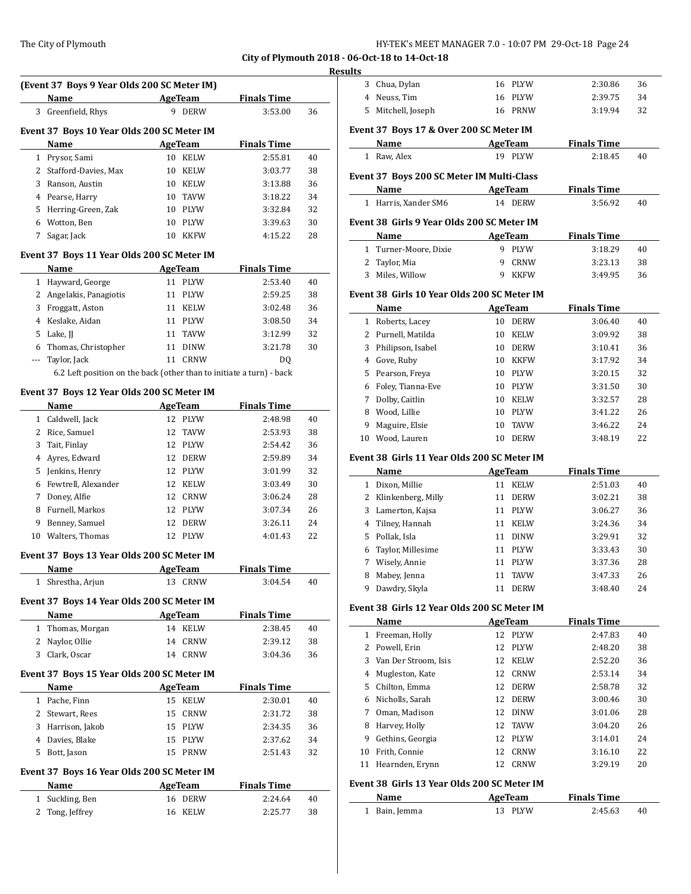## City of Plymouth 2018 - 06-Oct-18 to 14-Oct-18

### Results

**(Event 37 Boys 9 Year Olds 200 SC Meter IM)**

| | Name | Age | Team | Finals Time | |
|---|---|---|---|---|---|
| 3 | Greenfield, Rhys | 9 | DERW | 3:53.00 | 36 |

**Event 37 Boys 10 Year Olds 200 SC Meter IM**

| | Name | Age | Team | Finals Time | |
|---|---|---|---|---|---|
| 1 | Prysor, Sami | 10 | KELW | 2:55.81 | 40 |
| 2 | Stafford-Davies, Max | 10 | KELW | 3:03.77 | 38 |
| 3 | Ranson, Austin | 10 | KELW | 3:13.88 | 36 |
| 4 | Pearse, Harry | 10 | TAVW | 3:18.22 | 34 |
| 5 | Herring-Green, Zak | 10 | PLYW | 3:32.84 | 32 |
| 6 | Wotton, Ben | 10 | PLYW | 3:39.63 | 30 |
| 7 | Sagar, Jack | 10 | KKFW | 4:15.22 | 28 |

**Event 37 Boys 11 Year Olds 200 SC Meter IM**

| | Name | Age | Team | Finals Time | |
|---|---|---|---|---|---|
| 1 | Hayward, George | 11 | PLYW | 2:53.40 | 40 |
| 2 | Angelakis, Panagiotis | 11 | PLYW | 2:59.25 | 38 |
| 3 | Froggatt, Aston | 11 | KELW | 3:02.48 | 36 |
| 4 | Keslake, Aidan | 11 | PLYW | 3:08.50 | 34 |
| 5 | Lake, JJ | 11 | TAVW | 3:12.99 | 32 |
| 6 | Thomas, Christopher | 11 | DINW | 3:21.78 | 30 |
| --- | Taylor, Jack | 11 | CRNW | DQ | |

6.2 Left position on the back (other than to initiate a turn) - back

**Event 37 Boys 12 Year Olds 200 SC Meter IM**

| | Name | Age | Team | Finals Time | |
|---|---|---|---|---|---|
| 1 | Caldwell, Jack | 12 | PLYW | 2:48.98 | 40 |
| 2 | Rice, Samuel | 12 | TAVW | 2:53.93 | 38 |
| 3 | Tait, Finlay | 12 | PLYW | 2:54.42 | 36 |
| 4 | Ayres, Edward | 12 | DERW | 2:59.89 | 34 |
| 5 | Jenkins, Henry | 12 | PLYW | 3:01.99 | 32 |
| 6 | Fewtrell, Alexander | 12 | KELW | 3:03.49 | 30 |
| 7 | Doney, Alfie | 12 | CRNW | 3:06.24 | 28 |
| 8 | Furnell, Markos | 12 | PLYW | 3:07.34 | 26 |
| 9 | Benney, Samuel | 12 | DERW | 3:26.11 | 24 |
| 10 | Walters, Thomas | 12 | PLYW | 4:01.43 | 22 |

**Event 37 Boys 13 Year Olds 200 SC Meter IM**

| | Name | Age | Team | Finals Time | |
|---|---|---|---|---|---|
| 1 | Shrestha, Arjun | 13 | CRNW | 3:04.54 | 40 |

**Event 37 Boys 14 Year Olds 200 SC Meter IM**

| | Name | Age | Team | Finals Time | |
|---|---|---|---|---|---|
| 1 | Thomas, Morgan | 14 | KELW | 2:38.45 | 40 |
| 2 | Naylor, Ollie | 14 | CRNW | 2:39.12 | 38 |
| 3 | Clark, Oscar | 14 | CRNW | 3:04.36 | 36 |

**Event 37 Boys 15 Year Olds 200 SC Meter IM**

| | Name | Age | Team | Finals Time | |
|---|---|---|---|---|---|
| 1 | Pache, Finn | 15 | KELW | 2:30.01 | 40 |
| 2 | Stewart, Rees | 15 | CRNW | 2:31.72 | 38 |
| 3 | Harrison, Jakob | 15 | PLYW | 2:34.35 | 36 |
| 4 | Davies, Blake | 15 | PLYW | 2:37.62 | 34 |
| 5 | Bott, Jason | 15 | PRNW | 2:51.43 | 32 |

**Event 37 Boys 16 Year Olds 200 SC Meter IM**

| | Name | Age | Team | Finals Time | |
|---|---|---|---|---|---|
| 1 | Suckling, Ben | 16 | DERW | 2:24.64 | 40 |
| 2 | Tong, Jeffrey | 16 | KELW | 2:25.77 | 38 |
| 3 | Chua, Dylan | 16 | PLYW | 2:30.86 | 36 |
| 4 | Neuss, Tim | 16 | PLYW | 2:39.75 | 34 |
| 5 | Mitchell, Joseph | 16 | PRNW | 3:19.94 | 32 |

**Event 37 Boys 17 & Over 200 SC Meter IM**

| | Name | Age | Team | Finals Time | |
|---|---|---|---|---|---|
| 1 | Raw, Alex | 19 | PLYW | 2:18.45 | 40 |

**Event 37 Boys 200 SC Meter IM Multi-Class**

| | Name | Age | Team | Finals Time | |
|---|---|---|---|---|---|
| 1 | Harris, Xander SM6 | 14 | DERW | 3:56.92 | 40 |

**Event 38 Girls 9 Year Olds 200 SC Meter IM**

| | Name | Age | Team | Finals Time | |
|---|---|---|---|---|---|
| 1 | Turner-Moore, Dixie | 9 | PLYW | 3:18.29 | 40 |
| 2 | Taylor, Mia | 9 | CRNW | 3:23.13 | 38 |
| 3 | Miles, Willow | 9 | KKFW | 3:49.95 | 36 |

**Event 38 Girls 10 Year Olds 200 SC Meter IM**

| | Name | Age | Team | Finals Time | |
|---|---|---|---|---|---|
| 1 | Roberts, Lacey | 10 | DERW | 3:06.40 | 40 |
| 2 | Purnell, Matilda | 10 | KELW | 3:09.92 | 38 |
| 3 | Philipson, Isabel | 10 | DERW | 3:10.41 | 36 |
| 4 | Gove, Ruby | 10 | KKFW | 3:17.92 | 34 |
| 5 | Pearson, Freya | 10 | PLYW | 3:20.15 | 32 |
| 6 | Foley, Tianna-Eve | 10 | PLYW | 3:31.50 | 30 |
| 7 | Dolby, Caitlin | 10 | KELW | 3:32.57 | 28 |
| 8 | Wood, Lillie | 10 | PLYW | 3:41.22 | 26 |
| 9 | Maguire, Elsie | 10 | TAVW | 3:46.22 | 24 |
| 10 | Wood, Lauren | 10 | DERW | 3:48.19 | 22 |

**Event 38 Girls 11 Year Olds 200 SC Meter IM**

| | Name | Age | Team | Finals Time | |
|---|---|---|---|---|---|
| 1 | Dixon, Millie | 11 | KELW | 2:51.03 | 40 |
| 2 | Klinkenberg, Milly | 11 | DERW | 3:02.21 | 38 |
| 3 | Lamerton, Kajsa | 11 | PLYW | 3:06.27 | 36 |
| 4 | Tilney, Hannah | 11 | KELW | 3:24.36 | 34 |
| 5 | Pollak, Isla | 11 | DINW | 3:29.91 | 32 |
| 6 | Taylor, Millesime | 11 | PLYW | 3:33.43 | 30 |
| 7 | Wisely, Annie | 11 | PLYW | 3:37.36 | 28 |
| 8 | Mabey, Jenna | 11 | TAVW | 3:47.33 | 26 |
| 9 | Dawdry, Skyla | 11 | DERW | 3:48.40 | 24 |

**Event 38 Girls 12 Year Olds 200 SC Meter IM**

| | Name | Age | Team | Finals Time | |
|---|---|---|---|---|---|
| 1 | Freeman, Holly | 12 | PLYW | 2:47.83 | 40 |
| 2 | Powell, Erin | 12 | PLYW | 2:48.20 | 38 |
| 3 | Van Der Stroom, Isis | 12 | KELW | 2:52.20 | 36 |
| 4 | Mugleston, Kate | 12 | CRNW | 2:53.14 | 34 |
| 5 | Chilton, Emma | 12 | DERW | 2:58.78 | 32 |
| 6 | Nicholls, Sarah | 12 | DERW | 3:00.46 | 30 |
| 7 | Oman, Madison | 12 | DINW | 3:01.06 | 28 |
| 8 | Harvey, Holly | 12 | TAVW | 3:04.20 | 26 |
| 9 | Gethins, Georgia | 12 | PLYW | 3:14.01 | 24 |
| 10 | Frith, Connie | 12 | CRNW | 3:16.10 | 22 |
| 11 | Hearnden, Erynn | 12 | CRNW | 3:29.19 | 20 |

**Event 38 Girls 13 Year Olds 200 SC Meter IM**

| | Name | Age | Team | Finals Time | |
|---|---|---|---|---|---|
| 1 | Bain, Jemma | 13 | PLYW | 2:45.63 | 40 |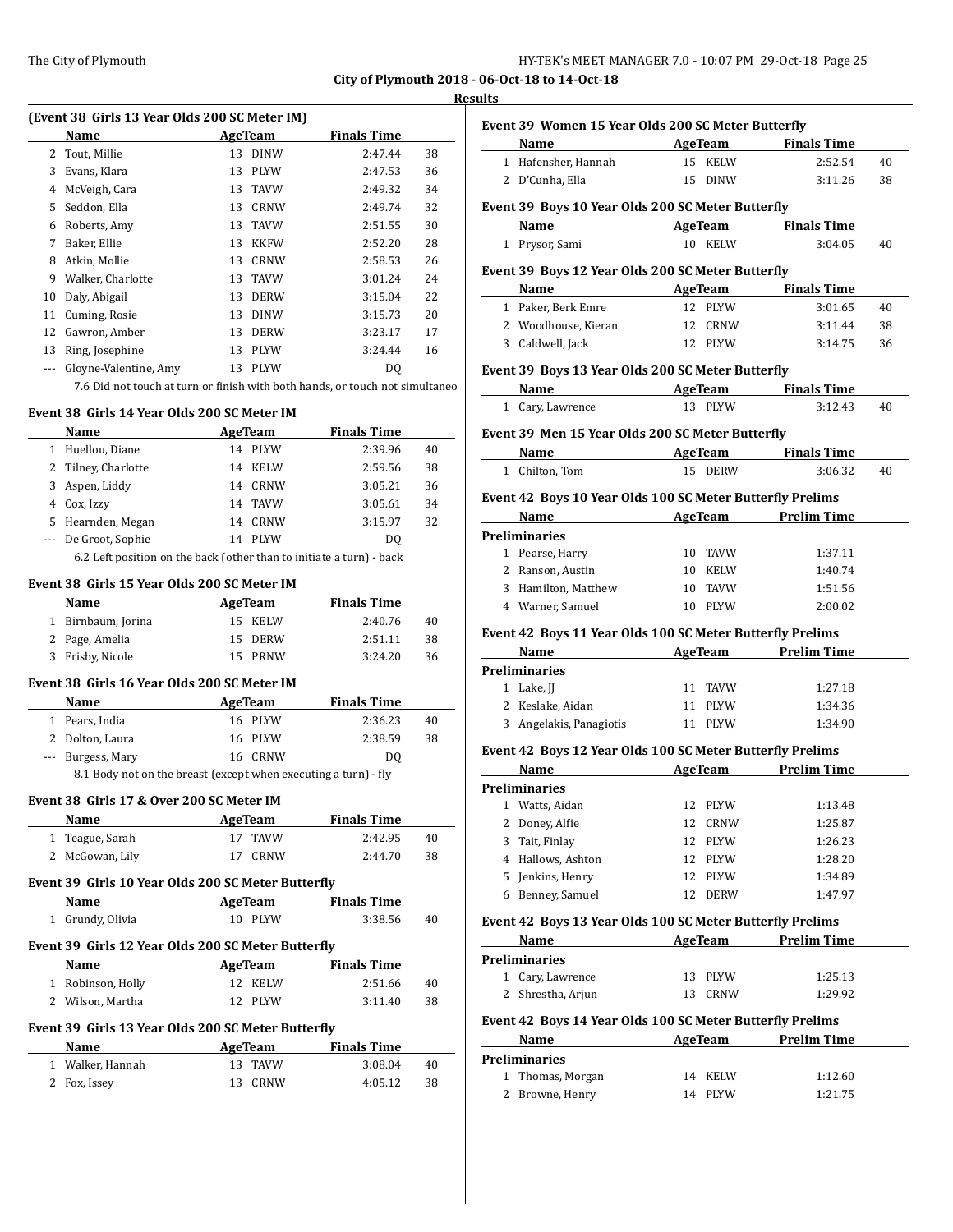**City of Plymouth 2018 - 06-Oct-18 to 14-Oct-18**

**Results**

### (Event 38 Girls 13 Year Olds 200 SC Meter IM)

| | Name | Age | Team | Finals Time | |
|---|---|---|---|---|---|
| 2 | Tout, Millie | 13 | DINW | 2:47.44 | 38 |
| 3 | Evans, Klara | 13 | PLYW | 2:47.53 | 36 |
| 4 | McVeigh, Cara | 13 | TAVW | 2:49.32 | 34 |
| 5 | Seddon, Ella | 13 | CRNW | 2:49.74 | 32 |
| 6 | Roberts, Amy | 13 | TAVW | 2:51.55 | 30 |
| 7 | Baker, Ellie | 13 | KKFW | 2:52.20 | 28 |
| 8 | Atkin, Mollie | 13 | CRNW | 2:58.53 | 26 |
| 9 | Walker, Charlotte | 13 | TAVW | 3:01.24 | 24 |
| 10 | Daly, Abigail | 13 | DERW | 3:15.04 | 22 |
| 11 | Cuming, Rosie | 13 | DINW | 3:15.73 | 20 |
| 12 | Gawron, Amber | 13 | DERW | 3:23.17 | 17 |
| 13 | Ring, Josephine | 13 | PLYW | 3:24.44 | 16 |
| --- | Gloyne-Valentine, Amy | 13 | PLYW | DQ | |

7.6 Did not touch at turn or finish with both hands, or touch not simultaneo

### Event 38 Girls 14 Year Olds 200 SC Meter IM

| | Name | Age | Team | Finals Time | |
|---|---|---|---|---|---|
| 1 | Huellou, Diane | 14 | PLYW | 2:39.96 | 40 |
| 2 | Tilney, Charlotte | 14 | KELW | 2:59.56 | 38 |
| 3 | Aspen, Liddy | 14 | CRNW | 3:05.21 | 36 |
| 4 | Cox, Izzy | 14 | TAVW | 3:05.61 | 34 |
| 5 | Hearnden, Megan | 14 | CRNW | 3:15.97 | 32 |
| --- | De Groot, Sophie | 14 | PLYW | DQ | |

6.2 Left position on the back (other than to initiate a turn) - back

### Event 38 Girls 15 Year Olds 200 SC Meter IM

| | Name | Age | Team | Finals Time | |
|---|---|---|---|---|---|
| 1 | Birnbaum, Jorina | 15 | KELW | 2:40.76 | 40 |
| 2 | Page, Amelia | 15 | DERW | 2:51.11 | 38 |
| 3 | Frisby, Nicole | 15 | PRNW | 3:24.20 | 36 |

### Event 38 Girls 16 Year Olds 200 SC Meter IM

| | Name | Age | Team | Finals Time | |
|---|---|---|---|---|---|
| 1 | Pears, India | 16 | PLYW | 2:36.23 | 40 |
| 2 | Dolton, Laura | 16 | PLYW | 2:38.59 | 38 |
| --- | Burgess, Mary | 16 | CRNW | DQ | |

8.1 Body not on the breast (except when executing a turn) - fly

### Event 38 Girls 17 & Over 200 SC Meter IM

| | Name | Age | Team | Finals Time | |
|---|---|---|---|---|---|
| 1 | Teague, Sarah | 17 | TAVW | 2:42.95 | 40 |
| 2 | McGowan, Lily | 17 | CRNW | 2:44.70 | 38 |

### Event 39 Girls 10 Year Olds 200 SC Meter Butterfly

| | Name | Age | Team | Finals Time | |
|---|---|---|---|---|---|
| 1 | Grundy, Olivia | 10 | PLYW | 3:38.56 | 40 |

### Event 39 Girls 12 Year Olds 200 SC Meter Butterfly

| | Name | Age | Team | Finals Time | |
|---|---|---|---|---|---|
| 1 | Robinson, Holly | 12 | KELW | 2:51.66 | 40 |
| 2 | Wilson, Martha | 12 | PLYW | 3:11.40 | 38 |

### Event 39 Girls 13 Year Olds 200 SC Meter Butterfly

| | Name | Age | Team | Finals Time | |
|---|---|---|---|---|---|
| 1 | Walker, Hannah | 13 | TAVW | 3:08.04 | 40 |
| 2 | Fox, Issey | 13 | CRNW | 4:05.12 | 38 |

### Event 39 Women 15 Year Olds 200 SC Meter Butterfly

| | Name | Age | Team | Finals Time | |
|---|---|---|---|---|---|
| 1 | Hafensher, Hannah | 15 | KELW | 2:52.54 | 40 |
| 2 | D'Cunha, Ella | 15 | DINW | 3:11.26 | 38 |

### Event 39 Boys 10 Year Olds 200 SC Meter Butterfly

| | Name | Age | Team | Finals Time | |
|---|---|---|---|---|---|
| 1 | Prysor, Sami | 10 | KELW | 3:04.05 | 40 |

### Event 39 Boys 12 Year Olds 200 SC Meter Butterfly

| | Name | Age | Team | Finals Time | |
|---|---|---|---|---|---|
| 1 | Paker, Berk Emre | 12 | PLYW | 3:01.65 | 40 |
| 2 | Woodhouse, Kieran | 12 | CRNW | 3:11.44 | 38 |
| 3 | Caldwell, Jack | 12 | PLYW | 3:14.75 | 36 |

### Event 39 Boys 13 Year Olds 200 SC Meter Butterfly

| | Name | Age | Team | Finals Time | |
|---|---|---|---|---|---|
| 1 | Cary, Lawrence | 13 | PLYW | 3:12.43 | 40 |

### Event 39 Men 15 Year Olds 200 SC Meter Butterfly

| | Name | Age | Team | Finals Time | |
|---|---|---|---|---|---|
| 1 | Chilton, Tom | 15 | DERW | 3:06.32 | 40 |

### Event 42 Boys 10 Year Olds 100 SC Meter Butterfly Prelims

| | Name | Age | Team | Prelim Time |
|---|---|---|---|---|
| **Preliminaries** | | | | |
| 1 | Pearse, Harry | 10 | TAVW | 1:37.11 |
| 2 | Ranson, Austin | 10 | KELW | 1:40.74 |
| 3 | Hamilton, Matthew | 10 | TAVW | 1:51.56 |
| 4 | Warner, Samuel | 10 | PLYW | 2:00.02 |

### Event 42 Boys 11 Year Olds 100 SC Meter Butterfly Prelims

| | Name | Age | Team | Prelim Time |
|---|---|---|---|---|
| **Preliminaries** | | | | |
| 1 | Lake, JJ | 11 | TAVW | 1:27.18 |
| 2 | Keslake, Aidan | 11 | PLYW | 1:34.36 |
| 3 | Angelakis, Panagiotis | 11 | PLYW | 1:34.90 |

### Event 42 Boys 12 Year Olds 100 SC Meter Butterfly Prelims

| | Name | Age | Team | Prelim Time |
|---|---|---|---|---|
| **Preliminaries** | | | | |
| 1 | Watts, Aidan | 12 | PLYW | 1:13.48 |
| 2 | Doney, Alfie | 12 | CRNW | 1:25.87 |
| 3 | Tait, Finlay | 12 | PLYW | 1:26.23 |
| 4 | Hallows, Ashton | 12 | PLYW | 1:28.20 |
| 5 | Jenkins, Henry | 12 | PLYW | 1:34.89 |
| 6 | Benney, Samuel | 12 | DERW | 1:47.97 |

### Event 42 Boys 13 Year Olds 100 SC Meter Butterfly Prelims

| | Name | Age | Team | Prelim Time |
|---|---|---|---|---|
| **Preliminaries** | | | | |
| 1 | Cary, Lawrence | 13 | PLYW | 1:25.13 |
| 2 | Shrestha, Arjun | 13 | CRNW | 1:29.92 |

### Event 42 Boys 14 Year Olds 100 SC Meter Butterfly Prelims

| | Name | Age | Team | Prelim Time |
|---|---|---|---|---|
| **Preliminaries** | | | | |
| 1 | Thomas, Morgan | 14 | KELW | 1:12.60 |
| 2 | Browne, Henry | 14 | PLYW | 1:21.75 |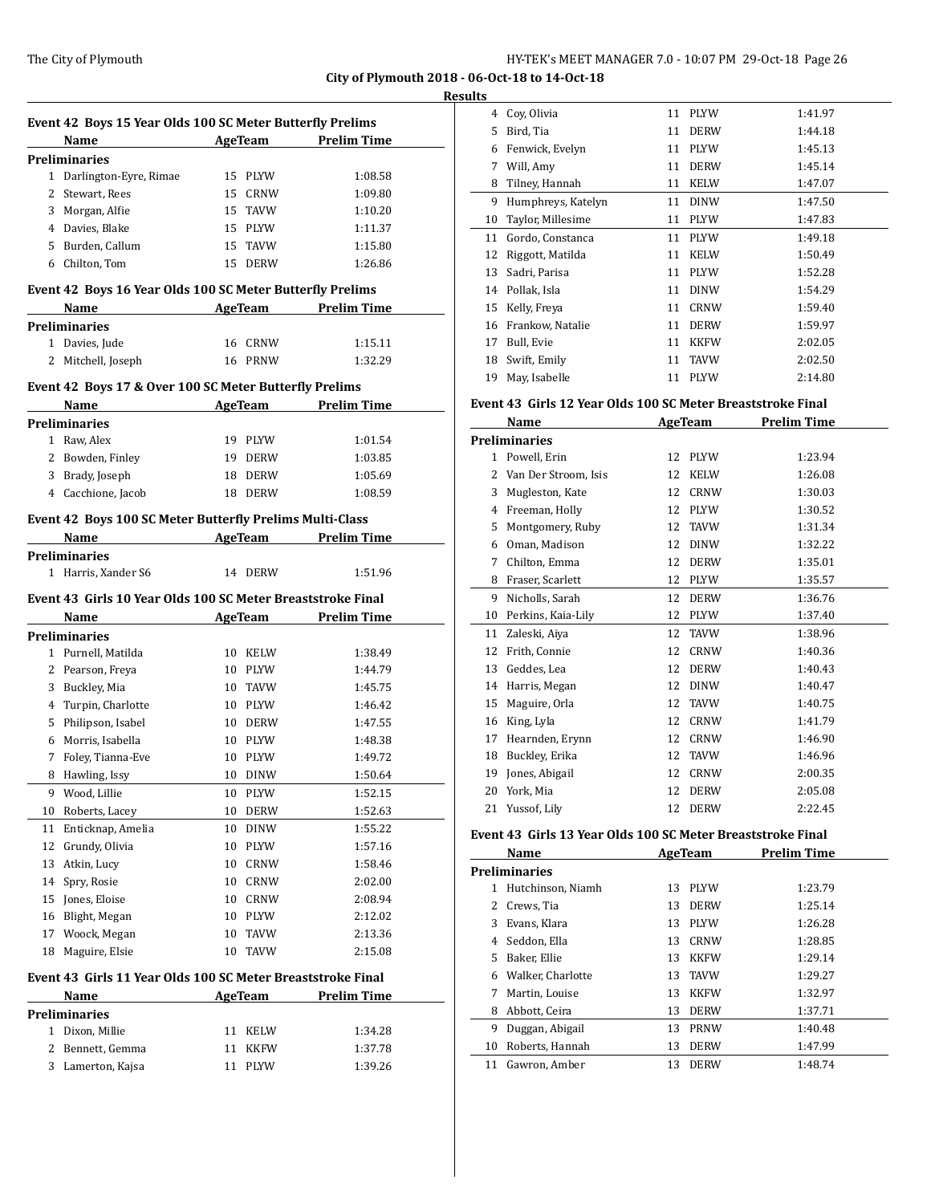**City of Plymouth 2018 - 06-Oct-18 to 14-Oct-18**

**Results**

### Event 42 Boys 15 Year Olds 100 SC Meter Butterfly Prelims

| | Name | Age | Team | Prelim Time |
|---|---|---|---|---|
| **Preliminaries** | | | | |
| 1 | Darlington-Eyre, Rimae | 15 | PLYW | 1:08.58 |
| 2 | Stewart, Rees | 15 | CRNW | 1:09.80 |
| 3 | Morgan, Alfie | 15 | TAVW | 1:10.20 |
| 4 | Davies, Blake | 15 | PLYW | 1:11.37 |
| 5 | Burden, Callum | 15 | TAVW | 1:15.80 |
| 6 | Chilton, Tom | 15 | DERW | 1:26.86 |

### Event 42 Boys 16 Year Olds 100 SC Meter Butterfly Prelims

| | Name | Age | Team | Prelim Time |
|---|---|---|---|---|
| **Preliminaries** | | | | |
| 1 | Davies, Jude | 16 | CRNW | 1:15.11 |
| 2 | Mitchell, Joseph | 16 | PRNW | 1:32.29 |

### Event 42 Boys 17 & Over 100 SC Meter Butterfly Prelims

| | Name | Age | Team | Prelim Time |
|---|---|---|---|---|
| **Preliminaries** | | | | |
| 1 | Raw, Alex | 19 | PLYW | 1:01.54 |
| 2 | Bowden, Finley | 19 | DERW | 1:03.85 |
| 3 | Brady, Joseph | 18 | DERW | 1:05.69 |
| 4 | Cacchione, Jacob | 18 | DERW | 1:08.59 |

### Event 42 Boys 100 SC Meter Butterfly Prelims Multi-Class

| | Name | Age | Team | Prelim Time |
|---|---|---|---|---|
| **Preliminaries** | | | | |
| 1 | Harris, Xander S6 | 14 | DERW | 1:51.96 |

### Event 43 Girls 10 Year Olds 100 SC Meter Breaststroke Final

| | Name | Age | Team | Prelim Time |
|---|---|---|---|---|
| **Preliminaries** | | | | |
| 1 | Purnell, Matilda | 10 | KELW | 1:38.49 |
| 2 | Pearson, Freya | 10 | PLYW | 1:44.79 |
| 3 | Buckley, Mia | 10 | TAVW | 1:45.75 |
| 4 | Turpin, Charlotte | 10 | PLYW | 1:46.42 |
| 5 | Philipson, Isabel | 10 | DERW | 1:47.55 |
| 6 | Morris, Isabella | 10 | PLYW | 1:48.38 |
| 7 | Foley, Tianna-Eve | 10 | PLYW | 1:49.72 |
| 8 | Hawling, Issy | 10 | DINW | 1:50.64 |
| 9 | Wood, Lillie | 10 | PLYW | 1:52.15 |
| 10 | Roberts, Lacey | 10 | DERW | 1:52.63 |
| 11 | Enticknap, Amelia | 10 | DINW | 1:55.22 |
| 12 | Grundy, Olivia | 10 | PLYW | 1:57.16 |
| 13 | Atkin, Lucy | 10 | CRNW | 1:58.46 |
| 14 | Spry, Rosie | 10 | CRNW | 2:02.00 |
| 15 | Jones, Eloise | 10 | CRNW | 2:08.94 |
| 16 | Blight, Megan | 10 | PLYW | 2:12.02 |
| 17 | Woock, Megan | 10 | TAVW | 2:13.36 |
| 18 | Maguire, Elsie | 10 | TAVW | 2:15.08 |

### Event 43 Girls 11 Year Olds 100 SC Meter Breaststroke Final

| | Name | Age | Team | Prelim Time |
|---|---|---|---|---|
| **Preliminaries** | | | | |
| 1 | Dixon, Millie | 11 | KELW | 1:34.28 |
| 2 | Bennett, Gemma | 11 | KKFW | 1:37.78 |
| 3 | Lamerton, Kajsa | 11 | PLYW | 1:39.26 |
| 4 | Coy, Olivia | 11 | PLYW | 1:41.97 |
| 5 | Bird, Tia | 11 | DERW | 1:44.18 |
| 6 | Fenwick, Evelyn | 11 | PLYW | 1:45.13 |
| 7 | Will, Amy | 11 | DERW | 1:45.14 |
| 8 | Tilney, Hannah | 11 | KELW | 1:47.07 |
| 9 | Humphreys, Katelyn | 11 | DINW | 1:47.50 |
| 10 | Taylor, Millesime | 11 | PLYW | 1:47.83 |
| 11 | Gordo, Constanca | 11 | PLYW | 1:49.18 |
| 12 | Riggott, Matilda | 11 | KELW | 1:50.49 |
| 13 | Sadri, Parisa | 11 | PLYW | 1:52.28 |
| 14 | Pollak, Isla | 11 | DINW | 1:54.29 |
| 15 | Kelly, Freya | 11 | CRNW | 1:59.40 |
| 16 | Frankow, Natalie | 11 | DERW | 1:59.97 |
| 17 | Bull, Evie | 11 | KKFW | 2:02.05 |
| 18 | Swift, Emily | 11 | TAVW | 2:02.50 |
| 19 | May, Isabelle | 11 | PLYW | 2:14.80 |

### Event 43 Girls 12 Year Olds 100 SC Meter Breaststroke Final

| | Name | Age | Team | Prelim Time |
|---|---|---|---|---|
| **Preliminaries** | | | | |
| 1 | Powell, Erin | 12 | PLYW | 1:23.94 |
| 2 | Van Der Stroom, Isis | 12 | KELW | 1:26.08 |
| 3 | Mugleston, Kate | 12 | CRNW | 1:30.03 |
| 4 | Freeman, Holly | 12 | PLYW | 1:30.52 |
| 5 | Montgomery, Ruby | 12 | TAVW | 1:31.34 |
| 6 | Oman, Madison | 12 | DINW | 1:32.22 |
| 7 | Chilton, Emma | 12 | DERW | 1:35.01 |
| 8 | Fraser, Scarlett | 12 | PLYW | 1:35.57 |
| 9 | Nicholls, Sarah | 12 | DERW | 1:36.76 |
| 10 | Perkins, Kaia-Lily | 12 | PLYW | 1:37.40 |
| 11 | Zaleski, Aiya | 12 | TAVW | 1:38.96 |
| 12 | Frith, Connie | 12 | CRNW | 1:40.36 |
| 13 | Geddes, Lea | 12 | DERW | 1:40.43 |
| 14 | Harris, Megan | 12 | DINW | 1:40.47 |
| 15 | Maguire, Orla | 12 | TAVW | 1:40.75 |
| 16 | King, Lyla | 12 | CRNW | 1:41.79 |
| 17 | Hearnden, Erynn | 12 | CRNW | 1:46.90 |
| 18 | Buckley, Erika | 12 | TAVW | 1:46.96 |
| 19 | Jones, Abigail | 12 | CRNW | 2:00.35 |
| 20 | York, Mia | 12 | DERW | 2:05.08 |
| 21 | Yussof, Lily | 12 | DERW | 2:22.45 |

### Event 43 Girls 13 Year Olds 100 SC Meter Breaststroke Final

| | Name | Age | Team | Prelim Time |
|---|---|---|---|---|
| **Preliminaries** | | | | |
| 1 | Hutchinson, Niamh | 13 | PLYW | 1:23.79 |
| 2 | Crews, Tia | 13 | DERW | 1:25.14 |
| 3 | Evans, Klara | 13 | PLYW | 1:26.28 |
| 4 | Seddon, Ella | 13 | CRNW | 1:28.85 |
| 5 | Baker, Ellie | 13 | KKFW | 1:29.14 |
| 6 | Walker, Charlotte | 13 | TAVW | 1:29.27 |
| 7 | Martin, Louise | 13 | KKFW | 1:32.97 |
| 8 | Abbott, Ceira | 13 | DERW | 1:37.71 |
| 9 | Duggan, Abigail | 13 | PRNW | 1:40.48 |
| 10 | Roberts, Hannah | 13 | DERW | 1:47.99 |
| 11 | Gawron, Amber | 13 | DERW | 1:48.74 |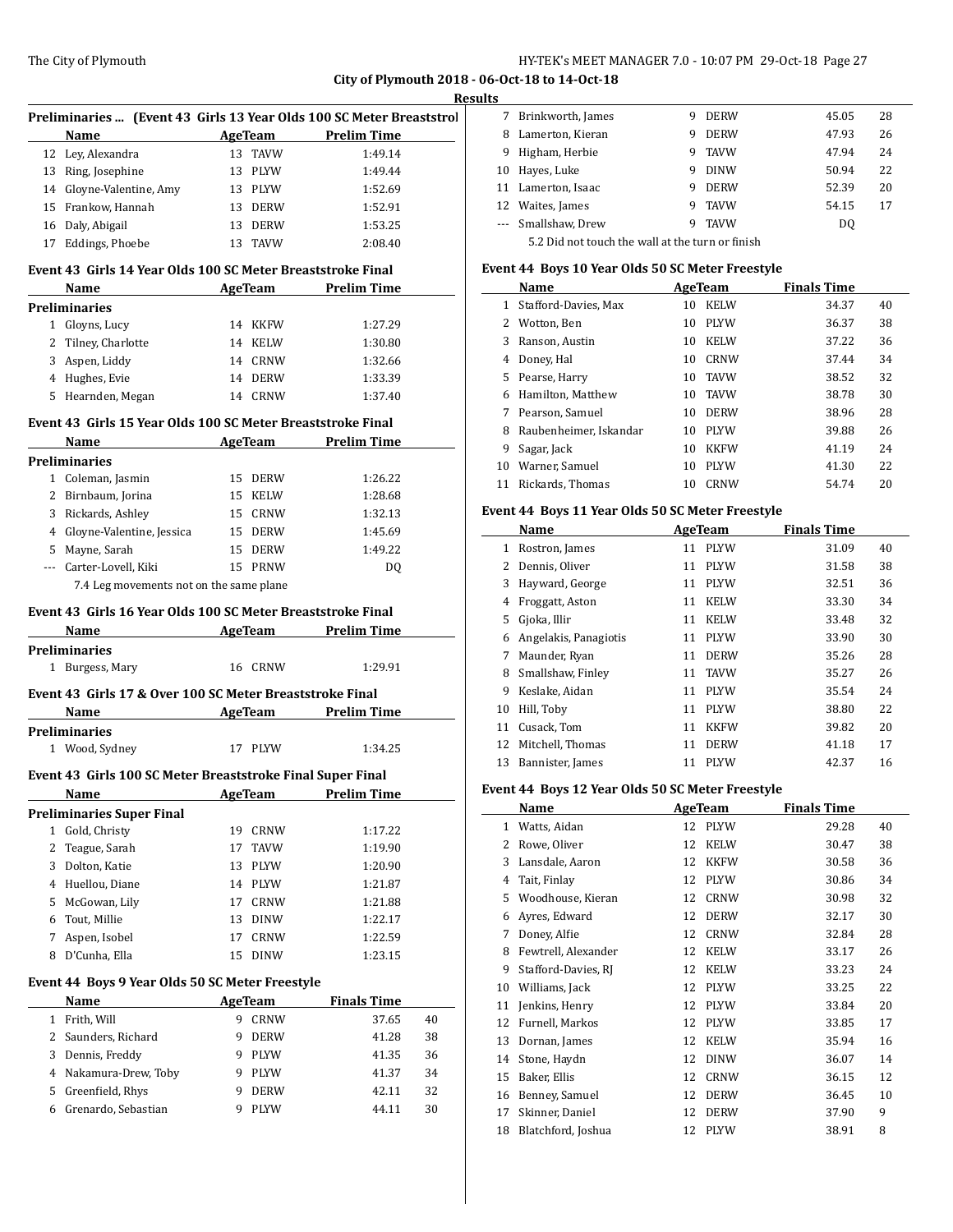City of Plymouth 2018 - 06-Oct-18 to 14-Oct-18

Results

### Preliminaries ... (Event 43 Girls 13 Year Olds 100 SC Meter Breaststroke)

| | Name | Age | Team | Prelim Time |
|---|---|---|---|---|
| 12 | Ley, Alexandra | 13 | TAVW | 1:49.14 |
| 13 | Ring, Josephine | 13 | PLYW | 1:49.44 |
| 14 | Gloyne-Valentine, Amy | 13 | PLYW | 1:52.69 |
| 15 | Frankow, Hannah | 13 | DERW | 1:52.91 |
| 16 | Daly, Abigail | 13 | DERW | 1:53.25 |
| 17 | Eddings, Phoebe | 13 | TAVW | 2:08.40 |

### Event 43 Girls 14 Year Olds 100 SC Meter Breaststroke Final

**Preliminaries**

| | Name | Age | Team | Prelim Time |
|---|---|---|---|---|
| 1 | Gloyns, Lucy | 14 | KKFW | 1:27.29 |
| 2 | Tilney, Charlotte | 14 | KELW | 1:30.80 |
| 3 | Aspen, Liddy | 14 | CRNW | 1:32.66 |
| 4 | Hughes, Evie | 14 | DERW | 1:33.39 |
| 5 | Hearnden, Megan | 14 | CRNW | 1:37.40 |

### Event 43 Girls 15 Year Olds 100 SC Meter Breaststroke Final

**Preliminaries**

| | Name | Age | Team | Prelim Time |
|---|---|---|---|---|
| 1 | Coleman, Jasmin | 15 | DERW | 1:26.22 |
| 2 | Birnbaum, Jorina | 15 | KELW | 1:28.68 |
| 3 | Rickards, Ashley | 15 | CRNW | 1:32.13 |
| 4 | Gloyne-Valentine, Jessica | 15 | DERW | 1:45.69 |
| 5 | Mayne, Sarah | 15 | DERW | 1:49.22 |
| --- | Carter-Lovell, Kiki | 15 | PRNW | DQ |

7.4 Leg movements not on the same plane

### Event 43 Girls 16 Year Olds 100 SC Meter Breaststroke Final

**Preliminaries**

| | Name | Age | Team | Prelim Time |
|---|---|---|---|---|
| 1 | Burgess, Mary | 16 | CRNW | 1:29.91 |

### Event 43 Girls 17 & Over 100 SC Meter Breaststroke Final

**Preliminaries**

| | Name | Age | Team | Prelim Time |
|---|---|---|---|---|
| 1 | Wood, Sydney | 17 | PLYW | 1:34.25 |

### Event 43 Girls 100 SC Meter Breaststroke Final Super Final

**Preliminaries Super Final**

| | Name | Age | Team | Prelim Time |
|---|---|---|---|---|
| 1 | Gold, Christy | 19 | CRNW | 1:17.22 |
| 2 | Teague, Sarah | 17 | TAVW | 1:19.90 |
| 3 | Dolton, Katie | 13 | PLYW | 1:20.90 |
| 4 | Huellou, Diane | 14 | PLYW | 1:21.87 |
| 5 | McGowan, Lily | 17 | CRNW | 1:21.88 |
| 6 | Tout, Millie | 13 | DINW | 1:22.17 |
| 7 | Aspen, Isobel | 17 | CRNW | 1:22.59 |
| 8 | D'Cunha, Ella | 15 | DINW | 1:23.15 |

### Event 44 Boys 9 Year Olds 50 SC Meter Freestyle

| | Name | Age | Team | Finals Time | Points |
|---|---|---|---|---|---|
| 1 | Frith, Will | 9 | CRNW | 37.65 | 40 |
| 2 | Saunders, Richard | 9 | DERW | 41.28 | 38 |
| 3 | Dennis, Freddy | 9 | PLYW | 41.35 | 36 |
| 4 | Nakamura-Drew, Toby | 9 | PLYW | 41.37 | 34 |
| 5 | Greenfield, Rhys | 9 | DERW | 42.11 | 32 |
| 6 | Grenardo, Sebastian | 9 | PLYW | 44.11 | 30 |
| 7 | Brinkworth, James | 9 | DERW | 45.05 | 28 |
| 8 | Lamerton, Kieran | 9 | DERW | 47.93 | 26 |
| 9 | Higham, Herbie | 9 | TAVW | 47.94 | 24 |
| 10 | Hayes, Luke | 9 | DINW | 50.94 | 22 |
| 11 | Lamerton, Isaac | 9 | DERW | 52.39 | 20 |
| 12 | Waites, James | 9 | TAVW | 54.15 | 17 |
| --- | Smallshaw, Drew | 9 | TAVW | DQ | |

5.2 Did not touch the wall at the turn or finish

### Event 44 Boys 10 Year Olds 50 SC Meter Freestyle

| | Name | Age | Team | Finals Time | Points |
|---|---|---|---|---|---|
| 1 | Stafford-Davies, Max | 10 | KELW | 34.37 | 40 |
| 2 | Wotton, Ben | 10 | PLYW | 36.37 | 38 |
| 3 | Ranson, Austin | 10 | KELW | 37.22 | 36 |
| 4 | Doney, Hal | 10 | CRNW | 37.44 | 34 |
| 5 | Pearse, Harry | 10 | TAVW | 38.52 | 32 |
| 6 | Hamilton, Matthew | 10 | TAVW | 38.78 | 30 |
| 7 | Pearson, Samuel | 10 | DERW | 38.96 | 28 |
| 8 | Raubenheimer, Iskandar | 10 | PLYW | 39.88 | 26 |
| 9 | Sagar, Jack | 10 | KKFW | 41.19 | 24 |
| 10 | Warner, Samuel | 10 | PLYW | 41.30 | 22 |
| 11 | Rickards, Thomas | 10 | CRNW | 54.74 | 20 |

### Event 44 Boys 11 Year Olds 50 SC Meter Freestyle

| | Name | Age | Team | Finals Time | Points |
|---|---|---|---|---|---|
| 1 | Rostron, James | 11 | PLYW | 31.09 | 40 |
| 2 | Dennis, Oliver | 11 | PLYW | 31.58 | 38 |
| 3 | Hayward, George | 11 | PLYW | 32.51 | 36 |
| 4 | Froggatt, Aston | 11 | KELW | 33.30 | 34 |
| 5 | Gjoka, Illir | 11 | KELW | 33.48 | 32 |
| 6 | Angelakis, Panagiotis | 11 | PLYW | 33.90 | 30 |
| 7 | Maunder, Ryan | 11 | DERW | 35.26 | 28 |
| 8 | Smallshaw, Finley | 11 | TAVW | 35.27 | 26 |
| 9 | Keslake, Aidan | 11 | PLYW | 35.54 | 24 |
| 10 | Hill, Toby | 11 | PLYW | 38.80 | 22 |
| 11 | Cusack, Tom | 11 | KKFW | 39.82 | 20 |
| 12 | Mitchell, Thomas | 11 | DERW | 41.18 | 17 |
| 13 | Bannister, James | 11 | PLYW | 42.37 | 16 |

### Event 44 Boys 12 Year Olds 50 SC Meter Freestyle

| | Name | Age | Team | Finals Time | Points |
|---|---|---|---|---|---|
| 1 | Watts, Aidan | 12 | PLYW | 29.28 | 40 |
| 2 | Rowe, Oliver | 12 | KELW | 30.47 | 38 |
| 3 | Lansdale, Aaron | 12 | KKFW | 30.58 | 36 |
| 4 | Tait, Finlay | 12 | PLYW | 30.86 | 34 |
| 5 | Woodhouse, Kieran | 12 | CRNW | 30.98 | 32 |
| 6 | Ayres, Edward | 12 | DERW | 32.17 | 30 |
| 7 | Doney, Alfie | 12 | CRNW | 32.84 | 28 |
| 8 | Fewtrell, Alexander | 12 | KELW | 33.17 | 26 |
| 9 | Stafford-Davies, RJ | 12 | KELW | 33.23 | 24 |
| 10 | Williams, Jack | 12 | PLYW | 33.25 | 22 |
| 11 | Jenkins, Henry | 12 | PLYW | 33.84 | 20 |
| 12 | Furnell, Markos | 12 | PLYW | 33.85 | 17 |
| 13 | Dornan, James | 12 | KELW | 35.94 | 16 |
| 14 | Stone, Haydn | 12 | DINW | 36.07 | 14 |
| 15 | Baker, Ellis | 12 | CRNW | 36.15 | 12 |
| 16 | Benney, Samuel | 12 | DERW | 36.45 | 10 |
| 17 | Skinner, Daniel | 12 | DERW | 37.90 | 9 |
| 18 | Blatchford, Joshua | 12 | PLYW | 38.91 | 8 |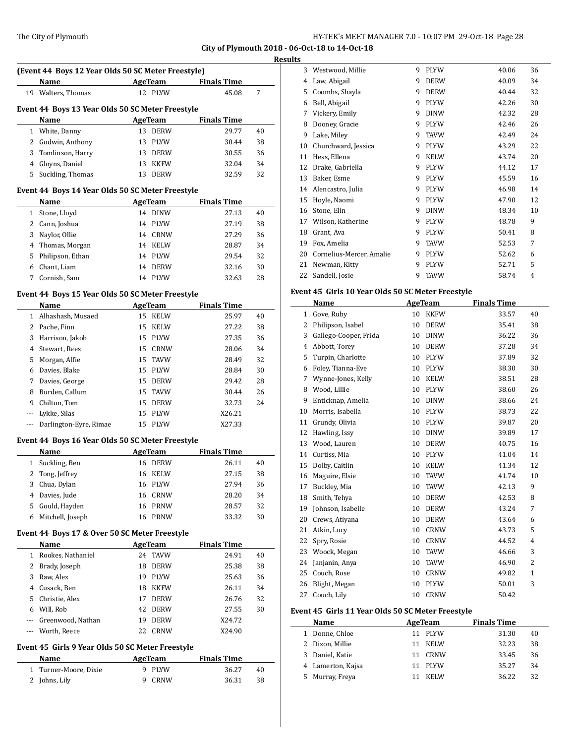**City of Plymouth 2018 - 06-Oct-18 to 14-Oct-18**

**Results**

### (Event 44 Boys 12 Year Olds 50 SC Meter Freestyle)

| | Name | Age | Team | Finals Time | |
|---|---|---|---|---|---|
| 19 | Walters, Thomas | 12 | PLYW | 45.08 | 7 |

### Event 44 Boys 13 Year Olds 50 SC Meter Freestyle

| | Name | Age | Team | Finals Time | |
|---|---|---|---|---|---|
| 1 | White, Danny | 13 | DERW | 29.77 | 40 |
| 2 | Godwin, Anthony | 13 | PLYW | 30.44 | 38 |
| 3 | Tomlinson, Harry | 13 | DERW | 30.55 | 36 |
| 4 | Gloyns, Daniel | 13 | KKFW | 32.04 | 34 |
| 5 | Suckling, Thomas | 13 | DERW | 32.59 | 32 |

### Event 44 Boys 14 Year Olds 50 SC Meter Freestyle

| | Name | Age | Team | Finals Time | |
|---|---|---|---|---|---|
| 1 | Stone, Lloyd | 14 | DINW | 27.13 | 40 |
| 2 | Cann, Joshua | 14 | PLYW | 27.19 | 38 |
| 3 | Naylor, Ollie | 14 | CRNW | 27.29 | 36 |
| 4 | Thomas, Morgan | 14 | KELW | 28.87 | 34 |
| 5 | Philipson, Ethan | 14 | PLYW | 29.54 | 32 |
| 6 | Chant, Liam | 14 | DERW | 32.16 | 30 |
| 7 | Cornish, Sam | 14 | PLYW | 32.63 | 28 |

### Event 44 Boys 15 Year Olds 50 SC Meter Freestyle

| | Name | Age | Team | Finals Time | |
|---|---|---|---|---|---|
| 1 | Alhashash, Musaed | 15 | KELW | 25.97 | 40 |
| 2 | Pache, Finn | 15 | KELW | 27.22 | 38 |
| 3 | Harrison, Jakob | 15 | PLYW | 27.35 | 36 |
| 4 | Stewart, Rees | 15 | CRNW | 28.06 | 34 |
| 5 | Morgan, Alfie | 15 | TAVW | 28.49 | 32 |
| 6 | Davies, Blake | 15 | PLYW | 28.84 | 30 |
| 7 | Davies, George | 15 | DERW | 29.42 | 28 |
| 8 | Burden, Callum | 15 | TAVW | 30.44 | 26 |
| 9 | Chilton, Tom | 15 | DERW | 32.73 | 24 |
| --- | Lykke, Silas | 15 | PLYW | X26.21 | |
| --- | Darlington-Eyre, Rimae | 15 | PLYW | X27.33 | |

### Event 44 Boys 16 Year Olds 50 SC Meter Freestyle

| | Name | Age | Team | Finals Time | |
|---|---|---|---|---|---|
| 1 | Suckling, Ben | 16 | DERW | 26.11 | 40 |
| 2 | Tong, Jeffrey | 16 | KELW | 27.15 | 38 |
| 3 | Chua, Dylan | 16 | PLYW | 27.94 | 36 |
| 4 | Davies, Jude | 16 | CRNW | 28.20 | 34 |
| 5 | Gould, Hayden | 16 | PRNW | 28.57 | 32 |
| 6 | Mitchell, Joseph | 16 | PRNW | 33.32 | 30 |

### Event 44 Boys 17 & Over 50 SC Meter Freestyle

| | Name | Age | Team | Finals Time | |
|---|---|---|---|---|---|
| 1 | Rookes, Nathaniel | 24 | TAVW | 24.91 | 40 |
| 2 | Brady, Joseph | 18 | DERW | 25.38 | 38 |
| 3 | Raw, Alex | 19 | PLYW | 25.63 | 36 |
| 4 | Cusack, Ben | 18 | KKFW | 26.11 | 34 |
| 5 | Christie, Alex | 17 | DERW | 26.76 | 32 |
| 6 | Will, Rob | 42 | DERW | 27.55 | 30 |
| --- | Greenwood, Nathan | 19 | DERW | X24.72 | |
| --- | Worth, Reece | 22 | CRNW | X24.90 | |

### Event 45 Girls 9 Year Olds 50 SC Meter Freestyle

| | Name | Age | Team | Finals Time | |
|---|---|---|---|---|---|
| 1 | Turner-Moore, Dixie | 9 | PLYW | 36.27 | 40 |
| 2 | Johns, Lily | 9 | CRNW | 36.31 | 38 |
| 3 | Westwood, Millie | 9 | PLYW | 40.06 | 36 |
| 4 | Law, Abigail | 9 | DERW | 40.09 | 34 |
| 5 | Coombs, Shayla | 9 | DERW | 40.44 | 32 |
| 6 | Bell, Abigail | 9 | PLYW | 42.26 | 30 |
| 7 | Vickery, Emily | 9 | DINW | 42.32 | 28 |
| 8 | Dooney, Gracie | 9 | PLYW | 42.46 | 26 |
| 9 | Lake, Miley | 9 | TAVW | 42.49 | 24 |
| 10 | Churchward, Jessica | 9 | PLYW | 43.29 | 22 |
| 11 | Hess, Ellena | 9 | KELW | 43.74 | 20 |
| 12 | Drake, Gabriella | 9 | PLYW | 44.12 | 17 |
| 13 | Baker, Esme | 9 | PLYW | 45.59 | 16 |
| 14 | Alencastro, Julia | 9 | PLYW | 46.98 | 14 |
| 15 | Hoyle, Naomi | 9 | PLYW | 47.90 | 12 |
| 16 | Stone, Elin | 9 | DINW | 48.34 | 10 |
| 17 | Wilson, Katherine | 9 | PLYW | 48.78 | 9 |
| 18 | Grant, Ava | 9 | PLYW | 50.41 | 8 |
| 19 | Fox, Amelia | 9 | TAVW | 52.53 | 7 |
| 20 | Cornelius-Mercer, Amalie | 9 | PLYW | 52.62 | 6 |
| 21 | Newman, Kitty | 9 | PLYW | 52.71 | 5 |
| 22 | Sandell, Josie | 9 | TAVW | 58.74 | 4 |

### Event 45 Girls 10 Year Olds 50 SC Meter Freestyle

| | Name | Age | Team | Finals Time | |
|---|---|---|---|---|---|
| 1 | Gove, Ruby | 10 | KKFW | 33.57 | 40 |
| 2 | Philipson, Isabel | 10 | DERW | 35.41 | 38 |
| 3 | Gallego-Cooper, Frida | 10 | DINW | 36.22 | 36 |
| 4 | Abbott, Torey | 10 | DERW | 37.28 | 34 |
| 5 | Turpin, Charlotte | 10 | PLYW | 37.89 | 32 |
| 6 | Foley, Tianna-Eve | 10 | PLYW | 38.30 | 30 |
| 7 | Wynne-Jones, Kelly | 10 | KELW | 38.51 | 28 |
| 8 | Wood, Lillie | 10 | PLYW | 38.60 | 26 |
| 9 | Enticknap, Amelia | 10 | DINW | 38.66 | 24 |
| 10 | Morris, Isabella | 10 | PLYW | 38.73 | 22 |
| 11 | Grundy, Olivia | 10 | PLYW | 39.87 | 20 |
| 12 | Hawling, Issy | 10 | DINW | 39.89 | 17 |
| 13 | Wood, Lauren | 10 | DERW | 40.75 | 16 |
| 14 | Curtiss, Mia | 10 | PLYW | 41.04 | 14 |
| 15 | Dolby, Caitlin | 10 | KELW | 41.34 | 12 |
| 16 | Maguire, Elsie | 10 | TAVW | 41.74 | 10 |
| 17 | Buckley, Mia | 10 | TAVW | 42.13 | 9 |
| 18 | Smith, Tehya | 10 | DERW | 42.53 | 8 |
| 19 | Johnson, Isabelle | 10 | DERW | 43.24 | 7 |
| 20 | Crews, Atiyana | 10 | DERW | 43.64 | 6 |
| 21 | Atkin, Lucy | 10 | CRNW | 43.73 | 5 |
| 22 | Spry, Rosie | 10 | CRNW | 44.52 | 4 |
| 23 | Woock, Megan | 10 | TAVW | 46.66 | 3 |
| 24 | Janjanin, Anya | 10 | TAVW | 46.90 | 2 |
| 25 | Couch, Rose | 10 | CRNW | 49.82 | 1 |
| 26 | Blight, Megan | 10 | PLYW | 50.01 | 3 |
| 27 | Couch, Lily | 10 | CRNW | 50.42 | |

### Event 45 Girls 11 Year Olds 50 SC Meter Freestyle

| | Name | Age | Team | Finals Time | |
|---|---|---|---|---|---|
| 1 | Donne, Chloe | 11 | PLYW | 31.30 | 40 |
| 2 | Dixon, Millie | 11 | KELW | 32.23 | 38 |
| 3 | Daniel, Katie | 11 | CRNW | 33.45 | 36 |
| 4 | Lamerton, Kajsa | 11 | PLYW | 35.27 | 34 |
| 5 | Murray, Freya | 11 | KELW | 36.22 | 32 |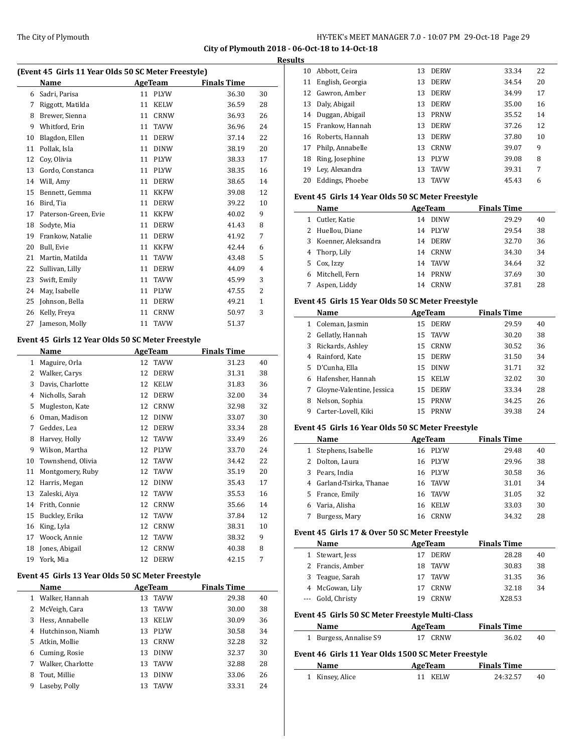**City of Plymouth 2018 - 06-Oct-18 to 14-Oct-18**

**Results**

### (Event 45 Girls 11 Year Olds 50 SC Meter Freestyle)

| | Name | Age | Team | Finals Time | |
|---|---|---|---|---|---|
| 6 | Sadri, Parisa | 11 | PLYW | 36.30 | 30 |
| 7 | Riggott, Matilda | 11 | KELW | 36.59 | 28 |
| 8 | Brewer, Sienna | 11 | CRNW | 36.93 | 26 |
| 9 | Whitford, Erin | 11 | TAVW | 36.96 | 24 |
| 10 | Blagdon, Ellen | 11 | DERW | 37.14 | 22 |
| 11 | Pollak, Isla | 11 | DINW | 38.19 | 20 |
| 12 | Coy, Olivia | 11 | PLYW | 38.33 | 17 |
| 13 | Gordo, Constanca | 11 | PLYW | 38.35 | 16 |
| 14 | Will, Amy | 11 | DERW | 38.65 | 14 |
| 15 | Bennett, Gemma | 11 | KKFW | 39.08 | 12 |
| 16 | Bird, Tia | 11 | DERW | 39.22 | 10 |
| 17 | Paterson-Green, Evie | 11 | KKFW | 40.02 | 9 |
| 18 | Sodyte, Mia | 11 | DERW | 41.43 | 8 |
| 19 | Frankow, Natalie | 11 | DERW | 41.92 | 7 |
| 20 | Bull, Evie | 11 | KKFW | 42.44 | 6 |
| 21 | Martin, Matilda | 11 | TAVW | 43.48 | 5 |
| 22 | Sullivan, Lilly | 11 | DERW | 44.09 | 4 |
| 23 | Swift, Emily | 11 | TAVW | 45.99 | 3 |
| 24 | May, Isabelle | 11 | PLYW | 47.55 | 2 |
| 25 | Johnson, Bella | 11 | DERW | 49.21 | 1 |
| 26 | Kelly, Freya | 11 | CRNW | 50.97 | 3 |
| 27 | Jameson, Molly | 11 | TAVW | 51.37 | |

### Event 45 Girls 12 Year Olds 50 SC Meter Freestyle

| | Name | Age | Team | Finals Time | |
|---|---|---|---|---|---|
| 1 | Maguire, Orla | 12 | TAVW | 31.23 | 40 |
| 2 | Walker, Carys | 12 | DERW | 31.31 | 38 |
| 3 | Davis, Charlotte | 12 | KELW | 31.83 | 36 |
| 4 | Nicholls, Sarah | 12 | DERW | 32.00 | 34 |
| 5 | Mugleston, Kate | 12 | CRNW | 32.98 | 32 |
| 6 | Oman, Madison | 12 | DINW | 33.07 | 30 |
| 7 | Geddes, Lea | 12 | DERW | 33.34 | 28 |
| 8 | Harvey, Holly | 12 | TAVW | 33.49 | 26 |
| 9 | Wilson, Martha | 12 | PLYW | 33.70 | 24 |
| 10 | Townshend, Olivia | 12 | TAVW | 34.42 | 22 |
| 11 | Montgomery, Ruby | 12 | TAVW | 35.19 | 20 |
| 12 | Harris, Megan | 12 | DINW | 35.43 | 17 |
| 13 | Zaleski, Aiya | 12 | TAVW | 35.53 | 16 |
| 14 | Frith, Connie | 12 | CRNW | 35.66 | 14 |
| 15 | Buckley, Erika | 12 | TAVW | 37.84 | 12 |
| 16 | King, Lyla | 12 | CRNW | 38.31 | 10 |
| 17 | Woock, Annie | 12 | TAVW | 38.32 | 9 |
| 18 | Jones, Abigail | 12 | CRNW | 40.38 | 8 |
| 19 | York, Mia | 12 | DERW | 42.15 | 7 |

### Event 45 Girls 13 Year Olds 50 SC Meter Freestyle

| | Name | Age | Team | Finals Time | |
|---|---|---|---|---|---|
| 1 | Walker, Hannah | 13 | TAVW | 29.38 | 40 |
| 2 | McVeigh, Cara | 13 | TAVW | 30.00 | 38 |
| 3 | Hess, Annabelle | 13 | KELW | 30.09 | 36 |
| 4 | Hutchinson, Niamh | 13 | PLYW | 30.58 | 34 |
| 5 | Atkin, Mollie | 13 | CRNW | 32.28 | 32 |
| 6 | Cuming, Rosie | 13 | DINW | 32.37 | 30 |
| 7 | Walker, Charlotte | 13 | TAVW | 32.88 | 28 |
| 8 | Tout, Millie | 13 | DINW | 33.06 | 26 |
| 9 | Laseby, Polly | 13 | TAVW | 33.31 | 24 |
| 10 | Abbott, Ceira | 13 | DERW | 33.34 | 22 |
| 11 | English, Georgia | 13 | DERW | 34.54 | 20 |
| 12 | Gawron, Amber | 13 | DERW | 34.99 | 17 |
| 13 | Daly, Abigail | 13 | DERW | 35.00 | 16 |
| 14 | Duggan, Abigail | 13 | PRNW | 35.52 | 14 |
| 15 | Frankow, Hannah | 13 | DERW | 37.26 | 12 |
| 16 | Roberts, Hannah | 13 | DERW | 37.80 | 10 |
| 17 | Philp, Annabelle | 13 | CRNW | 39.07 | 9 |
| 18 | Ring, Josephine | 13 | PLYW | 39.08 | 8 |
| 19 | Ley, Alexandra | 13 | TAVW | 39.31 | 7 |
| 20 | Eddings, Phoebe | 13 | TAVW | 45.43 | 6 |

### Event 45 Girls 14 Year Olds 50 SC Meter Freestyle

| | Name | Age | Team | Finals Time | |
|---|---|---|---|---|---|
| 1 | Cutler, Katie | 14 | DINW | 29.29 | 40 |
| 2 | Huellou, Diane | 14 | PLYW | 29.54 | 38 |
| 3 | Koenner, Aleksandra | 14 | DERW | 32.70 | 36 |
| 4 | Thorp, Lily | 14 | CRNW | 34.30 | 34 |
| 5 | Cox, Izzy | 14 | TAVW | 34.64 | 32 |
| 6 | Mitchell, Fern | 14 | PRNW | 37.69 | 30 |
| 7 | Aspen, Liddy | 14 | CRNW | 37.81 | 28 |

### Event 45 Girls 15 Year Olds 50 SC Meter Freestyle

| | Name | Age | Team | Finals Time | |
|---|---|---|---|---|---|
| 1 | Coleman, Jasmin | 15 | DERW | 29.59 | 40 |
| 2 | Gellatly, Hannah | 15 | TAVW | 30.20 | 38 |
| 3 | Rickards, Ashley | 15 | CRNW | 30.52 | 36 |
| 4 | Rainford, Kate | 15 | DERW | 31.50 | 34 |
| 5 | D'Cunha, Ella | 15 | DINW | 31.71 | 32 |
| 6 | Hafensher, Hannah | 15 | KELW | 32.02 | 30 |
| 7 | Gloyne-Valentine, Jessica | 15 | DERW | 33.34 | 28 |
| 8 | Nelson, Sophia | 15 | PRNW | 34.25 | 26 |
| 9 | Carter-Lovell, Kiki | 15 | PRNW | 39.38 | 24 |

### Event 45 Girls 16 Year Olds 50 SC Meter Freestyle

| | Name | Age | Team | Finals Time | |
|---|---|---|---|---|---|
| 1 | Stephens, Isabelle | 16 | PLYW | 29.48 | 40 |
| 2 | Dolton, Laura | 16 | PLYW | 29.96 | 38 |
| 3 | Pears, India | 16 | PLYW | 30.58 | 36 |
| 4 | Garland-Tsirka, Thanae | 16 | TAVW | 31.01 | 34 |
| 5 | France, Emily | 16 | TAVW | 31.05 | 32 |
| 6 | Varia, Alisha | 16 | KELW | 33.03 | 30 |
| 7 | Burgess, Mary | 16 | CRNW | 34.32 | 28 |

### Event 45 Girls 17 & Over 50 SC Meter Freestyle

| | Name | Age | Team | Finals Time | |
|---|---|---|---|---|---|
| 1 | Stewart, Jess | 17 | DERW | 28.28 | 40 |
| 2 | Francis, Amber | 18 | TAVW | 30.83 | 38 |
| 3 | Teague, Sarah | 17 | TAVW | 31.35 | 36 |
| 4 | McGowan, Lily | 17 | CRNW | 32.18 | 34 |
| --- | Gold, Christy | 19 | CRNW | X28.53 | |

### Event 45 Girls 50 SC Meter Freestyle Multi-Class

| | Name | Age | Team | Finals Time | |
|---|---|---|---|---|---|
| 1 | Burgess, Annalise S9 | 17 | CRNW | 36.02 | 40 |

### Event 46 Girls 11 Year Olds 1500 SC Meter Freestyle

| | Name | Age | Team | Finals Time | |
|---|---|---|---|---|---|
| 1 | Kinsey, Alice | 11 | KELW | 24:32.57 | 40 |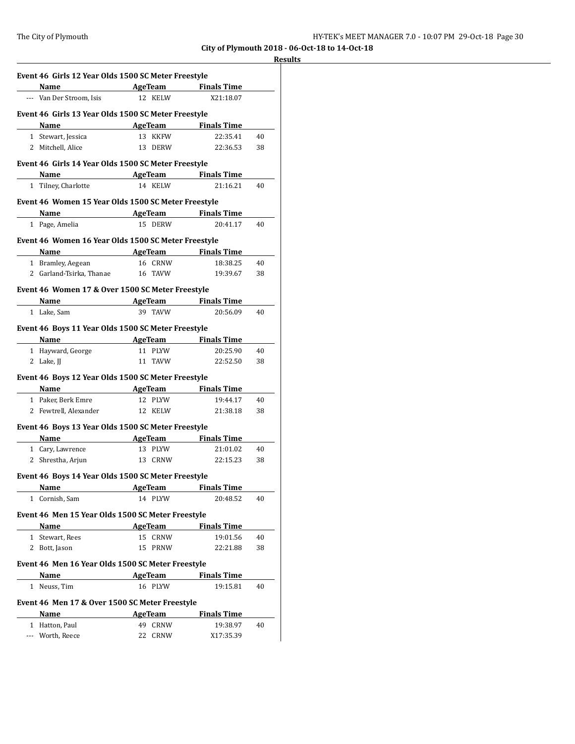**City of Plymouth 2018 - 06-Oct-18 to 14-Oct-18**

**Results**

### Event 46 Girls 12 Year Olds 1500 SC Meter Freestyle

| | Name | Age | Team | Finals Time | |
|---|---|---|---|---|---|
| --- | Van Der Stroom, Isis | 12 | KELW | X21:18.07 | |

### Event 46 Girls 13 Year Olds 1500 SC Meter Freestyle

| | Name | Age | Team | Finals Time | |
|---|---|---|---|---|---|
| 1 | Stewart, Jessica | 13 | KKFW | 22:35.41 | 40 |
| 2 | Mitchell, Alice | 13 | DERW | 22:36.53 | 38 |

### Event 46 Girls 14 Year Olds 1500 SC Meter Freestyle

| | Name | Age | Team | Finals Time | |
|---|---|---|---|---|---|
| 1 | Tilney, Charlotte | 14 | KELW | 21:16.21 | 40 |

### Event 46 Women 15 Year Olds 1500 SC Meter Freestyle

| | Name | Age | Team | Finals Time | |
|---|---|---|---|---|---|
| 1 | Page, Amelia | 15 | DERW | 20:41.17 | 40 |

### Event 46 Women 16 Year Olds 1500 SC Meter Freestyle

| | Name | Age | Team | Finals Time | |
|---|---|---|---|---|---|
| 1 | Bramley, Aegean | 16 | CRNW | 18:38.25 | 40 |
| 2 | Garland-Tsirka, Thanae | 16 | TAVW | 19:39.67 | 38 |

### Event 46 Women 17 & Over 1500 SC Meter Freestyle

| | Name | Age | Team | Finals Time | |
|---|---|---|---|---|---|
| 1 | Lake, Sam | 39 | TAVW | 20:56.09 | 40 |

### Event 46 Boys 11 Year Olds 1500 SC Meter Freestyle

| | Name | Age | Team | Finals Time | |
|---|---|---|---|---|---|
| 1 | Hayward, George | 11 | PLYW | 20:25.90 | 40 |
| 2 | Lake, JJ | 11 | TAVW | 22:52.50 | 38 |

### Event 46 Boys 12 Year Olds 1500 SC Meter Freestyle

| | Name | Age | Team | Finals Time | |
|---|---|---|---|---|---|
| 1 | Paker, Berk Emre | 12 | PLYW | 19:44.17 | 40 |
| 2 | Fewtrell, Alexander | 12 | KELW | 21:38.18 | 38 |

### Event 46 Boys 13 Year Olds 1500 SC Meter Freestyle

| | Name | Age | Team | Finals Time | |
|---|---|---|---|---|---|
| 1 | Cary, Lawrence | 13 | PLYW | 21:01.02 | 40 |
| 2 | Shrestha, Arjun | 13 | CRNW | 22:15.23 | 38 |

### Event 46 Boys 14 Year Olds 1500 SC Meter Freestyle

| | Name | Age | Team | Finals Time | |
|---|---|---|---|---|---|
| 1 | Cornish, Sam | 14 | PLYW | 20:48.52 | 40 |

### Event 46 Men 15 Year Olds 1500 SC Meter Freestyle

| | Name | Age | Team | Finals Time | |
|---|---|---|---|---|---|
| 1 | Stewart, Rees | 15 | CRNW | 19:01.56 | 40 |
| 2 | Bott, Jason | 15 | PRNW | 22:21.88 | 38 |

### Event 46 Men 16 Year Olds 1500 SC Meter Freestyle

| | Name | Age | Team | Finals Time | |
|---|---|---|---|---|---|
| 1 | Neuss, Tim | 16 | PLYW | 19:15.81 | 40 |

### Event 46 Men 17 & Over 1500 SC Meter Freestyle

| | Name | Age | Team | Finals Time | |
|---|---|---|---|---|---|
| 1 | Hatton, Paul | 49 | CRNW | 19:38.97 | 40 |
| --- | Worth, Reece | 22 | CRNW | X17:35.39 | |